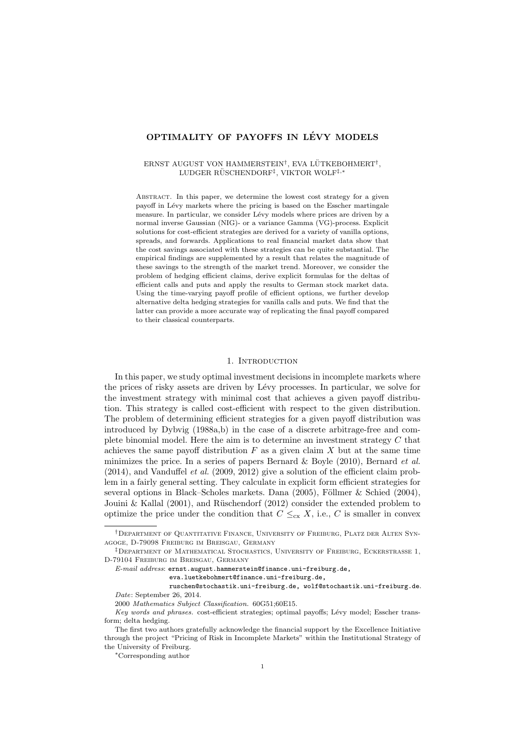# OPTIMALITY OF PAYOFFS IN LÉVY MODELS

ERNST AUGUST VON HAMMERSTEIN[†], EVA LÜTKEBOHMERT[†], LUDGER RÜSCHENDORF[‡], VIKTOR WOLF[‡,*]

ABSTRACT. In this paper, we determine the lowest cost strategy for a given payoff in Lévy markets where the pricing is based on the Esscher martingale measure. In particular, we consider Lévy models where prices are driven by a normal inverse Gaussian (NIG)- or a variance Gamma (VG)-process. Explicit solutions for cost-efficient strategies are derived for a variety of vanilla options, spreads, and forwards. Applications to real financial market data show that the cost savings associated with these strategies can be quite substantial. The empirical findings are supplemented by a result that relates the magnitude of these savings to the strength of the market trend. Moreover, we consider the problem of hedging efficient claims, derive explicit formulas for the deltas of efficient calls and puts and apply the results to German stock market data. Using the time-varying payoff profile of efficient options, we further develop alternative delta hedging strategies for vanilla calls and puts. We find that the latter can provide a more accurate way of replicating the final payoff compared to their classical counterparts.

## 1. INTRODUCTION

In this paper, we study optimal investment decisions in incomplete markets where the prices of risky assets are driven by Lévy processes. In particular, we solve for the investment strategy with minimal cost that achieves a given payoff distribution. This strategy is called cost-efficient with respect to the given distribution. The problem of determining efficient strategies for a given payoff distribution was introduced by Dybvig (1988a,b) in the case of a discrete arbitrage-free and complete binomial model. Here the aim is to determine an investment strategy $C$ that achieves the same payoff distribution $F$ as a given claim $X$ but at the same time minimizes the price. In a series of papers Bernard & Boyle (2010), Bernard *et al.* (2014), and Vanduffel *et al.* (2009, 2012) give a solution of the efficient claim problem in a fairly general setting. They calculate in explicit form efficient strategies for several options in Black–Scholes markets. Dana (2005), Föllmer & Schied (2004), Jouini & Kallal (2001), and Rüschendorf (2012) consider the extended problem to optimize the price under the condition that $C \leq_{\text{cx}} X$, i.e., $C$ is smaller in convex

---

[†]DEPARTMENT OF QUANTITATIVE FINANCE, UNIVERSITY OF FREIBURG, PLATZ DER ALTEN SYNAGOGE, D-79098 FREIBURG IM BREISGAU, GERMANY

[‡]DEPARTMENT OF MATHEMATICAL STOCHASTICS, UNIVERSITY OF FREIBURG, ECKERSTRASSE 1, D-79104 FREIBURG IM BREISGAU, GERMANY

*E-mail address*: ernst.august.hammerstein@finance.uni-freiburg.de, eva.luetkebohmert@finance.uni-freiburg.de, ruschen@stochastik.uni-freiburg.de, wolf@stochastik.uni-freiburg.de.

*Date*: September 26, 2014.

2000 *Mathematics Subject Classification.* 60G51;60E15.

*Key words and phrases.* cost-efficient strategies; optimal payoffs; Lévy model; Esscher transform; delta hedging.

The first two authors gratefully acknowledge the financial support by the Excellence Initiative through the project "Pricing of Risk in Incomplete Markets" within the Institutional Strategy of the University of Freiburg.

[*]Corresponding author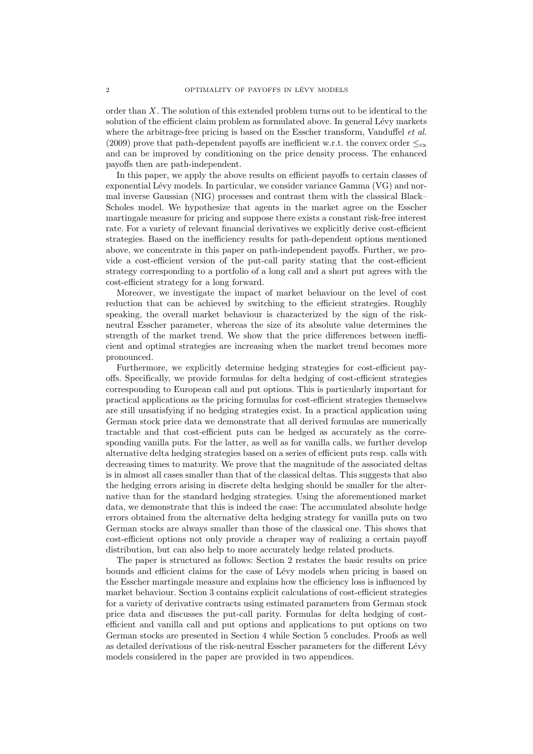order than $X$. The solution of this extended problem turns out to be identical to the solution of the efficient claim problem as formulated above. In general Lévy markets where the arbitrage-free pricing is based on the Esscher transform, Vanduffel *et al.* (2009) prove that path-dependent payoffs are inefficient w.r.t. the convex order $\leq_{cx}$ and can be improved by conditioning on the price density process. The enhanced payoffs then are path-independent.

In this paper, we apply the above results on efficient payoffs to certain classes of exponential Lévy models. In particular, we consider variance Gamma (VG) and normal inverse Gaussian (NIG) processes and contrast them with the classical Black–Scholes model. We hypothesize that agents in the market agree on the Esscher martingale measure for pricing and suppose there exists a constant risk-free interest rate. For a variety of relevant financial derivatives we explicitly derive cost-efficient strategies. Based on the inefficiency results for path-dependent options mentioned above, we concentrate in this paper on path-independent payoffs. Further, we provide a cost-efficient version of the put-call parity stating that the cost-efficient strategy corresponding to a portfolio of a long call and a short put agrees with the cost-efficient strategy for a long forward.

Moreover, we investigate the impact of market behaviour on the level of cost reduction that can be achieved by switching to the efficient strategies. Roughly speaking, the overall market behaviour is characterized by the sign of the risk-neutral Esscher parameter, whereas the size of its absolute value determines the strength of the market trend. We show that the price differences between inefficient and optimal strategies are increasing when the market trend becomes more pronounced.

Furthermore, we explicitly determine hedging strategies for cost-efficient payoffs. Specifically, we provide formulas for delta hedging of cost-efficient strategies corresponding to European call and put options. This is particularly important for practical applications as the pricing formulas for cost-efficient strategies themselves are still unsatisfying if no hedging strategies exist. In a practical application using German stock price data we demonstrate that all derived formulas are numerically tractable and that cost-efficient puts can be hedged as accurately as the corresponding vanilla puts. For the latter, as well as for vanilla calls, we further develop alternative delta hedging strategies based on a series of efficient puts resp. calls with decreasing times to maturity. We prove that the magnitude of the associated deltas is in almost all cases smaller than that of the classical deltas. This suggests that also the hedging errors arising in discrete delta hedging should be smaller for the alternative than for the standard hedging strategies. Using the aforementioned market data, we demonstrate that this is indeed the case: The accumulated absolute hedge errors obtained from the alternative delta hedging strategy for vanilla puts on two German stocks are always smaller than those of the classical one. This shows that cost-efficient options not only provide a cheaper way of realizing a certain payoff distribution, but can also help to more accurately hedge related products.

The paper is structured as follows: Section 2 restates the basic results on price bounds and efficient claims for the case of Lévy models when pricing is based on the Esscher martingale measure and explains how the efficiency loss is influenced by market behaviour. Section 3 contains explicit calculations of cost-efficient strategies for a variety of derivative contracts using estimated parameters from German stock price data and discusses the put-call parity. Formulas for delta hedging of cost-efficient and vanilla call and put options and applications to put options on two German stocks are presented in Section 4 while Section 5 concludes. Proofs as well as detailed derivations of the risk-neutral Esscher parameters for the different Lévy models considered in the paper are provided in two appendices.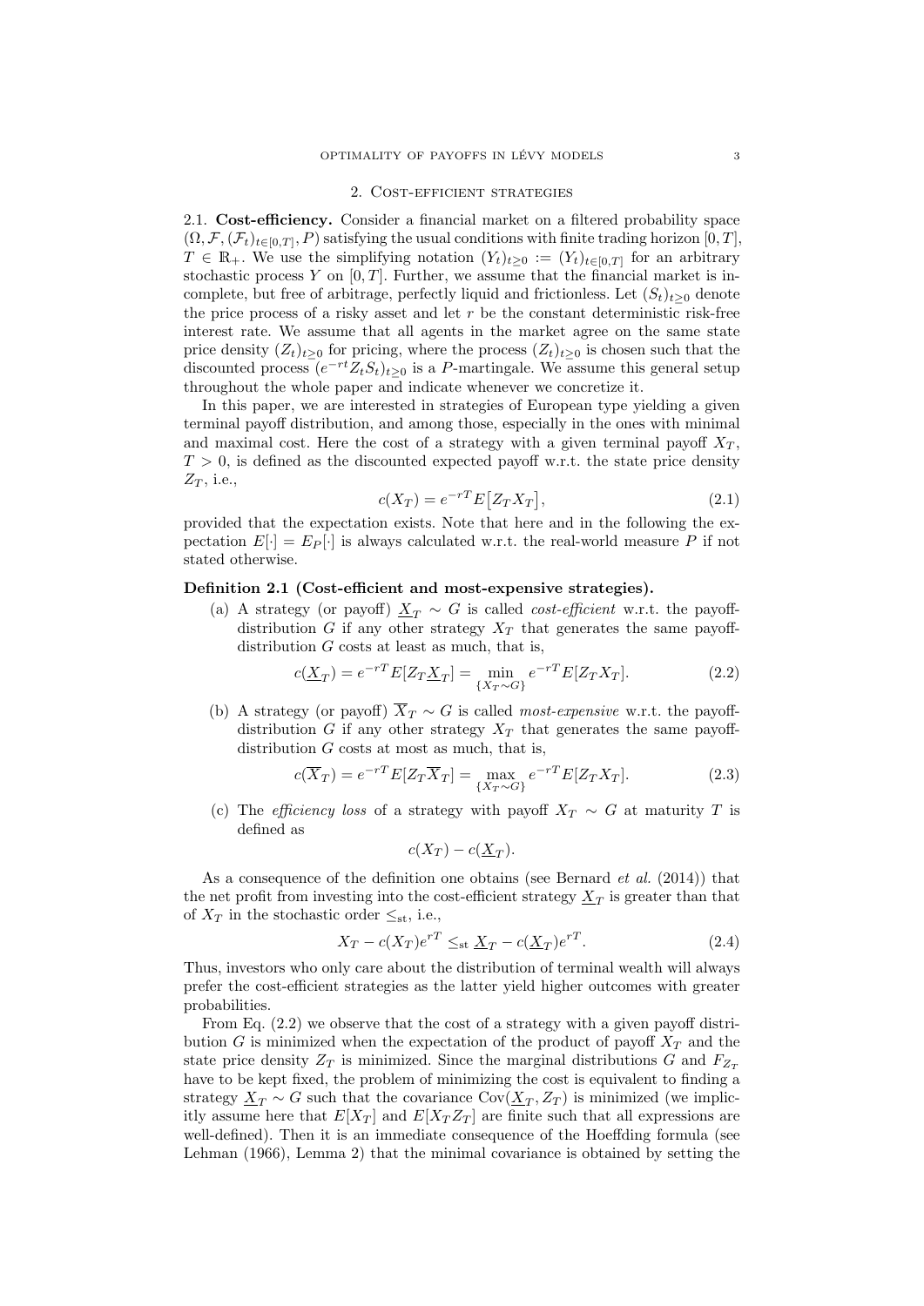## 2. Cost-efficient strategies

2.1. **Cost-efficiency.** Consider a financial market on a filtered probability space $(\Omega, \mathcal{F}, (\mathcal{F}_t)_{t\in[0,T]}, P)$ satisfying the usual conditions with finite trading horizon $[0,T]$, $T \in \mathbb{R}_+$. We use the simplifying notation $(Y_t)_{t\geq 0} := (Y_t)_{t\in[0,T]}$ for an arbitrary stochastic process $Y$ on $[0,T]$. Further, we assume that the financial market is incomplete, but free of arbitrage, perfectly liquid and frictionless. Let $(S_t)_{t\geq 0}$ denote the price process of a risky asset and let $r$ be the constant deterministic risk-free interest rate. We assume that all agents in the market agree on the same state price density $(Z_t)_{t\geq 0}$ for pricing, where the process $(Z_t)_{t\geq 0}$ is chosen such that the discounted process $(e^{-rt}Z_tS_t)_{t\geq 0}$ is a $P$-martingale. We assume this general setup throughout the whole paper and indicate whenever we concretize it.

In this paper, we are interested in strategies of European type yielding a given terminal payoff distribution, and among those, especially in the ones with minimal and maximal cost. Here the cost of a strategy with a given terminal payoff $X_T$, $T > 0$, is defined as the discounted expected payoff w.r.t. the state price density $Z_T$, i.e.,

$$c(X_T) = e^{-rT}E\big[Z_TX_T\big], \tag{2.1}$$

provided that the expectation exists. Note that here and in the following the expectation $E[\cdot] = E_P[\cdot]$ is always calculated w.r.t. the real-world measure $P$ if not stated otherwise.

**Definition 2.1 (Cost-efficient and most-expensive strategies).**

(a) A strategy (or payoff) $\underline{X}_T \sim G$ is called *cost-efficient* w.r.t. the payoff-distribution $G$ if any other strategy $X_T$ that generates the same payoff-distribution $G$ costs at least as much, that is,

$$c(\underline{X}_T) = e^{-rT}E[Z_T\underline{X}_T] = \min_{\{X_T\sim G\}} e^{-rT}E[Z_TX_T]. \tag{2.2}$$

(b) A strategy (or payoff) $\overline{X}_T \sim G$ is called *most-expensive* w.r.t. the payoff-distribution $G$ if any other strategy $X_T$ that generates the same payoff-distribution $G$ costs at most as much, that is,

$$c(\overline{X}_T) = e^{-rT}E[Z_T\overline{X}_T] = \max_{\{X_T\sim G\}} e^{-rT}E[Z_TX_T]. \tag{2.3}$$

(c) The *efficiency loss* of a strategy with payoff $X_T \sim G$ at maturity $T$ is defined as

$$c(X_T) - c(\underline{X}_T).$$

As a consequence of the definition one obtains (see Bernard *et al.* (2014)) that the net profit from investing into the cost-efficient strategy $\underline{X}_T$ is greater than that of $X_T$ in the stochastic order $\leq_{\text{st}}$, i.e.,

$$X_T - c(X_T)e^{rT} \leq_{\text{st}} \underline{X}_T - c(\underline{X}_T)e^{rT}. \tag{2.4}$$

Thus, investors who only care about the distribution of terminal wealth will always prefer the cost-efficient strategies as the latter yield higher outcomes with greater probabilities.

From Eq. (2.2) we observe that the cost of a strategy with a given payoff distribution $G$ is minimized when the expectation of the product of payoff $X_T$ and the state price density $Z_T$ is minimized. Since the marginal distributions $G$ and $F_{Z_T}$ have to be kept fixed, the problem of minimizing the cost is equivalent to finding a strategy $\underline{X}_T \sim G$ such that the covariance $\operatorname{Cov}(\underline{X}_T, Z_T)$ is minimized (we implicitly assume here that $E[X_T]$ and $E[X_TZ_T]$ are finite such that all expressions are well-defined). Then it is an immediate consequence of the Hoeffding formula (see Lehman (1966), Lemma 2) that the minimal covariance is obtained by setting the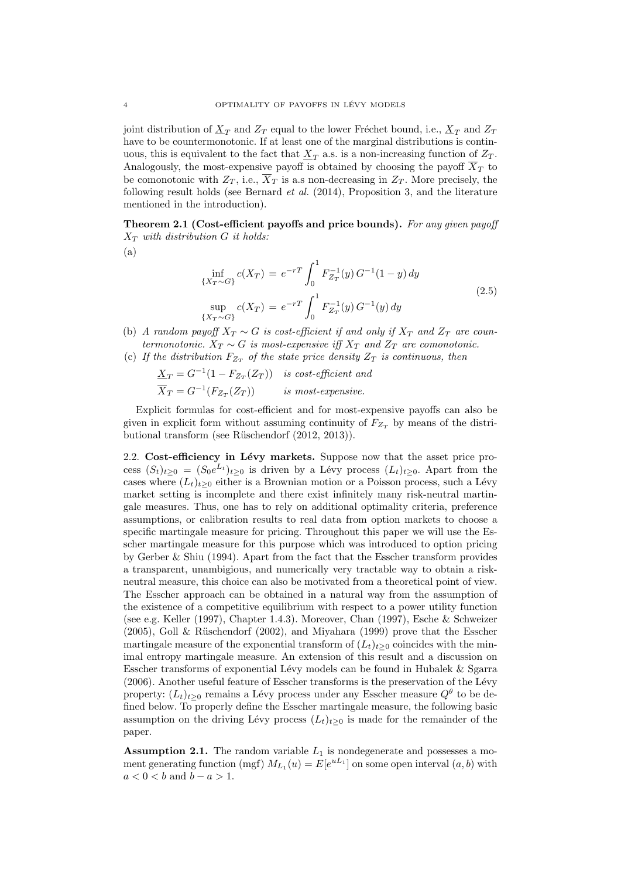joint distribution of $\underline{X}_T$ and $Z_T$ equal to the lower Fréchet bound, i.e., $\underline{X}_T$ and $Z_T$ have to be countermonotonic. If at least one of the marginal distributions is continuous, this is equivalent to the fact that $\underline{X}_T$ a.s. is a non-increasing function of $Z_T$. Analogously, the most-expensive payoff is obtained by choosing the payoff $\overline{X}_T$ to be comonotonic with $Z_T$, i.e., $\overline{X}_T$ is a.s non-decreasing in $Z_T$. More precisely, the following result holds (see Bernard *et al.* (2014), Proposition 3, and the literature mentioned in the introduction).

**Theorem 2.1 (Cost-efficient payoffs and price bounds).** *For any given payoff $X_T$ with distribution $G$ it holds:*

(a)

$$\inf_{\{X_T \sim G\}} c(X_T) \,=\, e^{-rT} \int_0^1 F_{Z_T}^{-1}(y)\, G^{-1}(1-y)\, dy$$
$$\sup_{\{X_T \sim G\}} c(X_T) \,=\, e^{-rT} \int_0^1 F_{Z_T}^{-1}(y)\, G^{-1}(y)\, dy \tag{2.5}$$

(b) *A random payoff $X_T \sim G$ is cost-efficient if and only if $X_T$ and $Z_T$ are countermonotonic. $X_T \sim G$ is most-expensive iff $X_T$ and $Z_T$ are comonotonic.*

(c) *If the distribution $F_{Z_T}$ of the state price density $Z_T$ is continuous, then*

$\underline{X}_T = G^{-1}(1 - F_{Z_T}(Z_T))$ *is cost-efficient and*

$\overline{X}_T = G^{-1}(F_{Z_T}(Z_T))$ *is most-expensive.*

Explicit formulas for cost-efficient and for most-expensive payoffs can also be given in explicit form without assuming continuity of $F_{Z_T}$ by means of the distributional transform (see Rüschendorf (2012, 2013)).

2.2. **Cost-efficiency in Lévy markets.** Suppose now that the asset price process $(S_t)_{t\geq 0} = (S_0 e^{L_t})_{t\geq 0}$ is driven by a Lévy process $(L_t)_{t\geq 0}$. Apart from the cases where $(L_t)_{t\geq 0}$ either is a Brownian motion or a Poisson process, such a Lévy market setting is incomplete and there exist infinitely many risk-neutral martingale measures. Thus, one has to rely on additional optimality criteria, preference assumptions, or calibration results to real data from option markets to choose a specific martingale measure for pricing. Throughout this paper we will use the Esscher martingale measure for this purpose which was introduced to option pricing by Gerber & Shiu (1994). Apart from the fact that the Esscher transform provides a transparent, unambigious, and numerically very tractable way to obtain a risk-neutral measure, this choice can also be motivated from a theoretical point of view. The Esscher approach can be obtained in a natural way from the assumption of the existence of a competitive equilibrium with respect to a power utility function (see e.g. Keller (1997), Chapter 1.4.3). Moreover, Chan (1997), Esche & Schweizer (2005), Goll & Rüschendorf (2002), and Miyahara (1999) prove that the Esscher martingale measure of the exponential transform of $(L_t)_{t\geq 0}$ coincides with the minimal entropy martingale measure. An extension of this result and a discussion on Esscher transforms of exponential Lévy models can be found in Hubalek & Sgarra (2006). Another useful feature of Esscher transforms is the preservation of the Lévy property: $(L_t)_{t\geq 0}$ remains a Lévy process under any Esscher measure $Q^\theta$ to be defined below. To properly define the Esscher martingale measure, the following basic assumption on the driving Lévy process $(L_t)_{t\geq 0}$ is made for the remainder of the paper.

**Assumption 2.1.** The random variable $L_1$ is nondegenerate and possesses a moment generating function (mgf) $M_{L_1}(u) = E[e^{uL_1}]$ on some open interval $(a, b)$ with $a < 0 < b$ and $b - a > 1$.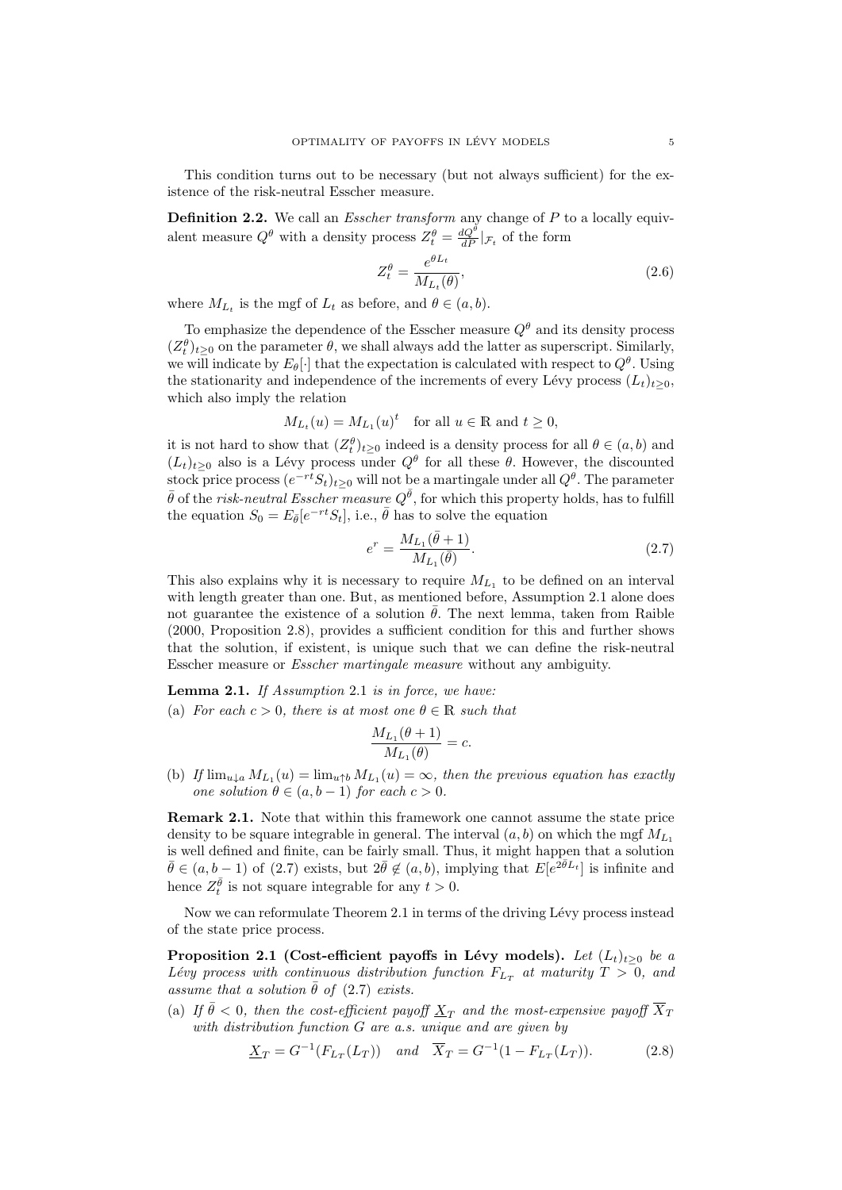This condition turns out to be necessary (but not always sufficient) for the existence of the risk-neutral Esscher measure.

**Definition 2.2.** We call an *Esscher transform* any change of $P$ to a locally equivalent measure $Q^\theta$ with a density process $Z_t^\theta = \frac{dQ^\theta}{dP}|_{\mathcal{F}_t}$ of the form

$$Z_t^\theta = \frac{e^{\theta L_t}}{M_{L_t}(\theta)}, \tag{2.6}$$

where $M_{L_t}$ is the mgf of $L_t$ as before, and $\theta \in (a, b)$.

To emphasize the dependence of the Esscher measure $Q^\theta$ and its density process $(Z_t^\theta)_{t\geq 0}$ on the parameter $\theta$, we shall always add the latter as superscript. Similarly, we will indicate by $E_\theta[\cdot]$ that the expectation is calculated with respect to $Q^\theta$. Using the stationarity and independence of the increments of every Lévy process $(L_t)_{t\geq 0}$, which also imply the relation

$$M_{L_t}(u) = M_{L_1}(u)^t \quad \text{for all } u \in \mathbb{R} \text{ and } t \geq 0,$$

it is not hard to show that $(Z_t^\theta)_{t\geq 0}$ indeed is a density process for all $\theta \in (a, b)$ and $(L_t)_{t\geq 0}$ also is a Lévy process under $Q^\theta$ for all these $\theta$. However, the discounted stock price process $(e^{-rt}S_t)_{t\geq 0}$ will not be a martingale under all $Q^\theta$. The parameter $\bar{\theta}$ of the *risk-neutral Esscher measure* $Q^{\bar{\theta}}$, for which this property holds, has to fulfill the equation $S_0 = E_{\bar{\theta}}[e^{-rt}S_t]$, i.e., $\bar{\theta}$ has to solve the equation

$$e^r = \frac{M_{L_1}(\bar{\theta} + 1)}{M_{L_1}(\bar{\theta})}. \tag{2.7}$$

This also explains why it is necessary to require $M_{L_1}$ to be defined on an interval with length greater than one. But, as mentioned before, Assumption 2.1 alone does not guarantee the existence of a solution $\bar{\theta}$. The next lemma, taken from Raible (2000, Proposition 2.8), provides a sufficient condition for this and further shows that the solution, if existent, is unique such that we can define the risk-neutral Esscher measure or *Esscher martingale measure* without any ambiguity.

**Lemma 2.1.** *If Assumption* 2.1 *is in force, we have:*

(a) *For each $c > 0$, there is at most one $\theta \in \mathbb{R}$ such that*

$$\frac{M_{L_1}(\theta + 1)}{M_{L_1}(\theta)} = c.$$

(b) *If $\lim_{u\downarrow a} M_{L_1}(u) = \lim_{u\uparrow b} M_{L_1}(u) = \infty$, then the previous equation has exactly one solution $\theta \in (a, b-1)$ for each $c > 0$.*

**Remark 2.1.** Note that within this framework one cannot assume the state price density to be square integrable in general. The interval $(a, b)$ on which the mgf $M_{L_1}$ is well defined and finite, can be fairly small. Thus, it might happen that a solution $\bar{\theta} \in (a, b-1)$ of (2.7) exists, but $2\bar{\theta} \notin (a, b)$, implying that $E[e^{2\bar{\theta}L_t}]$ is infinite and hence $Z_t^{\bar{\theta}}$ is not square integrable for any $t > 0$.

Now we can reformulate Theorem 2.1 in terms of the driving Lévy process instead of the state price process.

**Proposition 2.1 (Cost-efficient payoffs in Lévy models).** *Let $(L_t)_{t\geq 0}$ be a Lévy process with continuous distribution function $F_{L_T}$ at maturity $T > 0$, and assume that a solution $\bar{\theta}$ of* (2.7) *exists.*

(a) *If $\bar{\theta} < 0$, then the cost-efficient payoff $\underline{X}_T$ and the most-expensive payoff $\overline{X}_T$ with distribution function $G$ are a.s. unique and are given by*

$$\underline{X}_T = G^{-1}(F_{L_T}(L_T)) \quad \text{and} \quad \overline{X}_T = G^{-1}(1 - F_{L_T}(L_T)). \tag{2.8}$$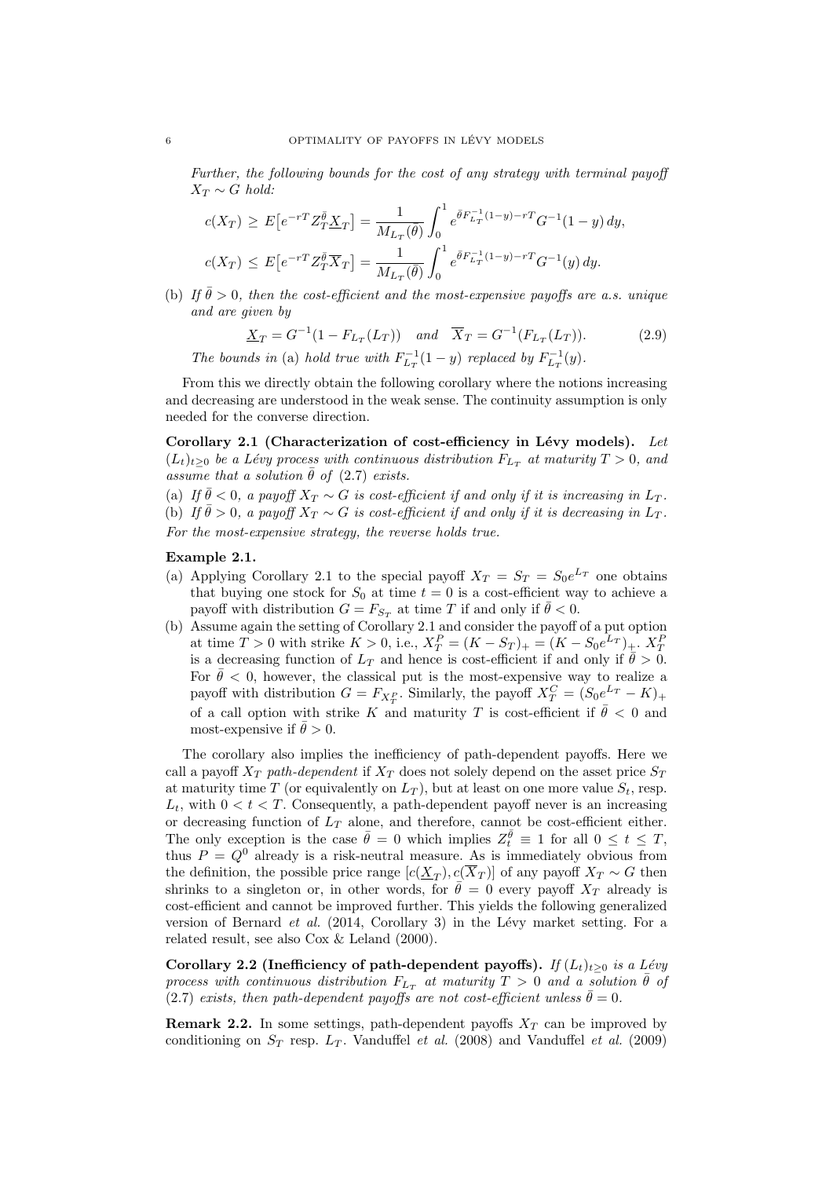*Further, the following bounds for the cost of any strategy with terminal payoff $X_T \sim G$ hold:*

$$c(X_T) \geq E\big[e^{-rT} Z_T^{\bar\theta} \underline{X}_T\big] = \frac{1}{M_{L_T}(\bar\theta)} \int_0^1 e^{\bar\theta F_{L_T}^{-1}(1-y) - rT} G^{-1}(1-y)\, dy,$$

$$c(X_T) \leq E\big[e^{-rT} Z_T^{\bar\theta} \overline{X}_T\big] = \frac{1}{M_{L_T}(\bar\theta)} \int_0^1 e^{\bar\theta F_{L_T}^{-1}(1-y) - rT} G^{-1}(y)\, dy.$$

(b) *If $\bar\theta > 0$, then the cost-efficient and the most-expensive payoffs are a.s. unique and are given by*

$$\underline{X}_T = G^{-1}(1 - F_{L_T}(L_T)) \quad \text{and} \quad \overline{X}_T = G^{-1}(F_{L_T}(L_T)). \tag{2.9}$$

*The bounds in* (a) *hold true with $F_{L_T}^{-1}(1-y)$ replaced by $F_{L_T}^{-1}(y)$.*

From this we directly obtain the following corollary where the notions increasing and decreasing are understood in the weak sense. The continuity assumption is only needed for the converse direction.

**Corollary 2.1 (Characterization of cost-efficiency in Lévy models).** *Let $(L_t)_{t\geq 0}$ be a Lévy process with continuous distribution $F_{L_T}$ at maturity $T > 0$, and assume that a solution $\bar\theta$ of* (2.7) *exists.*

(a) *If $\bar\theta < 0$, a payoff $X_T \sim G$ is cost-efficient if and only if it is increasing in $L_T$.*
(b) *If $\bar\theta > 0$, a payoff $X_T \sim G$ is cost-efficient if and only if it is decreasing in $L_T$.*

*For the most-expensive strategy, the reverse holds true.*

**Example 2.1.**

(a) Applying Corollary 2.1 to the special payoff $X_T = S_T = S_0 e^{L_T}$ one obtains that buying one stock for $S_0$ at time $t = 0$ is a cost-efficient way to achieve a payoff with distribution $G = F_{S_T}$ at time $T$ if and only if $\bar\theta < 0$.
(b) Assume again the setting of Corollary 2.1 and consider the payoff of a put option at time $T > 0$ with strike $K > 0$, i.e., $X_T^P = (K - S_T)_+ = (K - S_0 e^{L_T})_+$. $X_T^P$ is a decreasing function of $L_T$ and hence is cost-efficient if and only if $\bar\theta > 0$. For $\bar\theta < 0$, however, the classical put is the most-expensive way to realize a payoff with distribution $G = F_{X_T^P}$. Similarly, the payoff $X_T^C = (S_0 e^{L_T} - K)_+$ of a call option with strike $K$ and maturity $T$ is cost-efficient if $\bar\theta < 0$ and most-expensive if $\bar\theta > 0$.

The corollary also implies the inefficiency of path-dependent payoffs. Here we call a payoff $X_T$ *path-dependent* if $X_T$ does not solely depend on the asset price $S_T$ at maturity time $T$ (or equivalently on $L_T$), but at least on one more value $S_t$, resp. $L_t$, with $0 < t < T$. Consequently, a path-dependent payoff never is an increasing or decreasing function of $L_T$ alone, and therefore, cannot be cost-efficient either. The only exception is the case $\bar\theta = 0$ which implies $Z_t^{\bar\theta} \equiv 1$ for all $0 \leq t \leq T$, thus $P = Q^0$ already is a risk-neutral measure. As is immediately obvious from the definition, the possible price range $[c(\underline{X}_T), c(\overline{X}_T)]$ of any payoff $X_T \sim G$ then shrinks to a singleton or, in other words, for $\bar\theta = 0$ every payoff $X_T$ already is cost-efficient and cannot be improved further. This yields the following generalized version of Bernard *et al.* (2014, Corollary 3) in the Lévy market setting. For a related result, see also Cox & Leland (2000).

**Corollary 2.2 (Inefficiency of path-dependent payoffs).** *If $(L_t)_{t\geq 0}$ is a Lévy process with continuous distribution $F_{L_T}$ at maturity $T > 0$ and a solution $\bar\theta$ of* (2.7) *exists, then path-dependent payoffs are not cost-efficient unless $\bar\theta = 0$.*

**Remark 2.2.** In some settings, path-dependent payoffs $X_T$ can be improved by conditioning on $S_T$ resp. $L_T$. Vanduffel *et al.* (2008) and Vanduffel *et al.* (2009)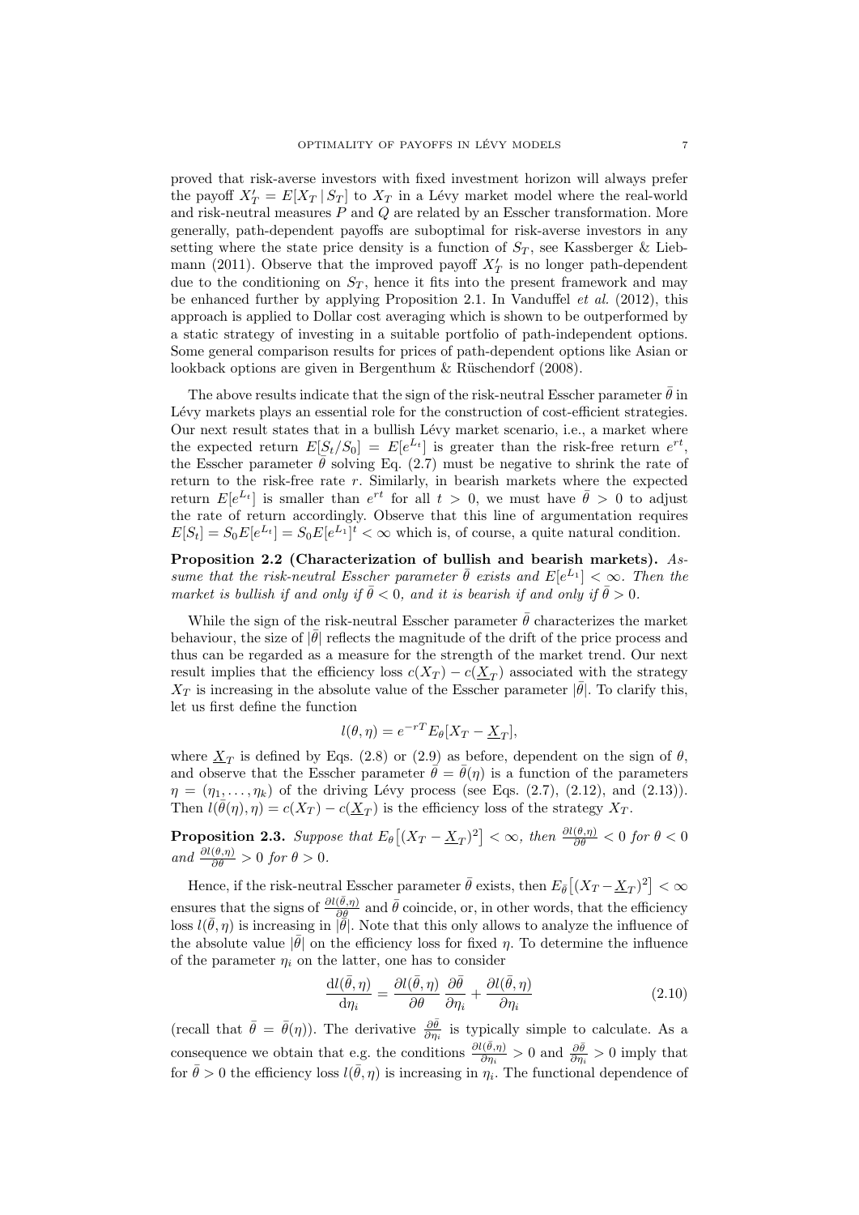proved that risk-averse investors with fixed investment horizon will always prefer the payoff $X'_T = E[X_T \,|\, S_T]$ to $X_T$ in a Lévy market model where the real-world and risk-neutral measures $P$ and $Q$ are related by an Esscher transformation. More generally, path-dependent payoffs are suboptimal for risk-averse investors in any setting where the state price density is a function of $S_T$, see Kassberger & Liebmann (2011). Observe that the improved payoff $X'_T$ is no longer path-dependent due to the conditioning on $S_T$, hence it fits into the present framework and may be enhanced further by applying Proposition 2.1. In Vanduffel *et al.* (2012), this approach is applied to Dollar cost averaging which is shown to be outperformed by a static strategy of investing in a suitable portfolio of path-independent options. Some general comparison results for prices of path-dependent options like Asian or lookback options are given in Bergenthum & Rüschendorf (2008).

The above results indicate that the sign of the risk-neutral Esscher parameter $\bar{\theta}$ in Lévy markets plays an essential role for the construction of cost-efficient strategies. Our next result states that in a bullish Lévy market scenario, i.e., a market where the expected return $E[S_t/S_0] = E[e^{L_t}]$ is greater than the risk-free return $e^{rt}$, the Esscher parameter $\bar{\theta}$ solving Eq. (2.7) must be negative to shrink the rate of return to the risk-free rate $r$. Similarly, in bearish markets where the expected return $E[e^{L_t}]$ is smaller than $e^{rt}$ for all $t > 0$, we must have $\bar{\theta} > 0$ to adjust the rate of return accordingly. Observe that this line of argumentation requires $E[S_t] = S_0 E[e^{L_t}] = S_0 E[e^{L_1}]^t < \infty$ which is, of course, a quite natural condition.

**Proposition 2.2 (Characterization of bullish and bearish markets).** *Assume that the risk-neutral Esscher parameter $\bar{\theta}$ exists and $E[e^{L_1}] < \infty$. Then the market is bullish if and only if $\bar{\theta} < 0$, and it is bearish if and only if $\bar{\theta} > 0$.*

While the sign of the risk-neutral Esscher parameter $\bar{\theta}$ characterizes the market behaviour, the size of $|\bar{\theta}|$ reflects the magnitude of the drift of the price process and thus can be regarded as a measure for the strength of the market trend. Our next result implies that the efficiency loss $c(X_T) - c(\underline{X}_T)$ associated with the strategy $X_T$ is increasing in the absolute value of the Esscher parameter $|\bar{\theta}|$. To clarify this, let us first define the function

$$l(\theta, \eta) = e^{-rT} E_\theta[X_T - \underline{X}_T],$$

where $\underline{X}_T$ is defined by Eqs. (2.8) or (2.9) as before, dependent on the sign of $\theta$, and observe that the Esscher parameter $\bar{\theta} = \bar{\theta}(\eta)$ is a function of the parameters $\eta = (\eta_1, \ldots, \eta_k)$ of the driving Lévy process (see Eqs. (2.7), (2.12), and (2.13)). Then $l(\bar{\theta}(\eta), \eta) = c(X_T) - c(\underline{X}_T)$ is the efficiency loss of the strategy $X_T$.

**Proposition 2.3.** *Suppose that $E_\theta\big[(X_T - \underline{X}_T)^2\big] < \infty$, then $\frac{\partial l(\theta,\eta)}{\partial \theta} < 0$ for $\theta < 0$ and $\frac{\partial l(\theta,\eta)}{\partial \theta} > 0$ for $\theta > 0$.*

Hence, if the risk-neutral Esscher parameter $\bar{\theta}$ exists, then $E_{\bar{\theta}}\big[(X_T - \underline{X}_T)^2\big] < \infty$ ensures that the signs of $\frac{\partial l(\bar{\theta},\eta)}{\partial \theta}$ and $\bar{\theta}$ coincide, or, in other words, that the efficiency loss $l(\bar{\theta}, \eta)$ is increasing in $|\bar{\theta}|$. Note that this only allows to analyze the influence of the absolute value $|\bar{\theta}|$ on the efficiency loss for fixed $\eta$. To determine the influence of the parameter $\eta_i$ on the latter, one has to consider

$$\frac{\mathrm{d}l(\bar{\theta}, \eta)}{\mathrm{d}\eta_i} = \frac{\partial l(\bar{\theta}, \eta)}{\partial \theta}\,\frac{\partial \bar{\theta}}{\partial \eta_i} + \frac{\partial l(\bar{\theta}, \eta)}{\partial \eta_i} \tag{2.10}$$

(recall that $\bar{\theta} = \bar{\theta}(\eta)$). The derivative $\frac{\partial \bar{\theta}}{\partial \eta_i}$ is typically simple to calculate. As a consequence we obtain that e.g. the conditions $\frac{\partial l(\bar{\theta},\eta)}{\partial \eta_i} > 0$ and $\frac{\partial \bar{\theta}}{\partial \eta_i} > 0$ imply that for $\bar{\theta} > 0$ the efficiency loss $l(\bar{\theta}, \eta)$ is increasing in $\eta_i$. The functional dependence of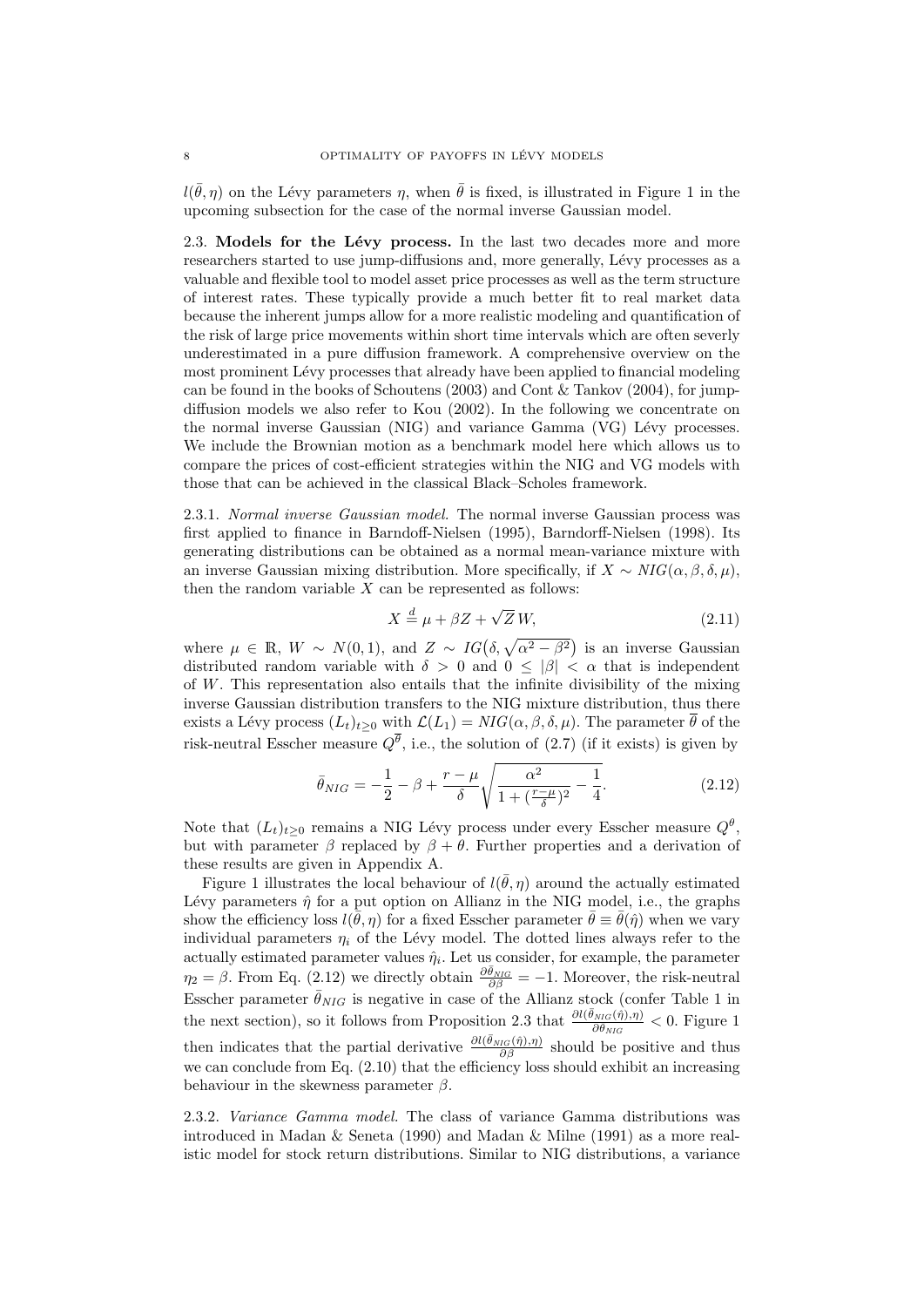$l(\bar{\theta}, \eta)$ on the Lévy parameters $\eta$, when $\bar{\theta}$ is fixed, is illustrated in Figure 1 in the upcoming subsection for the case of the normal inverse Gaussian model.

### 2.3. Models for the Lévy process.

In the last two decades more and more researchers started to use jump-diffusions and, more generally, Lévy processes as a valuable and flexible tool to model asset price processes as well as the term structure of interest rates. These typically provide a much better fit to real market data because the inherent jumps allow for a more realistic modeling and quantification of the risk of large price movements within short time intervals which are often severly underestimated in a pure diffusion framework. A comprehensive overview on the most prominent Lévy processes that already have been applied to financial modeling can be found in the books of Schoutens (2003) and Cont & Tankov (2004), for jump-diffusion models we also refer to Kou (2002). In the following we concentrate on the normal inverse Gaussian (NIG) and variance Gamma (VG) Lévy processes. We include the Brownian motion as a benchmark model here which allows us to compare the prices of cost-efficient strategies within the NIG and VG models with those that can be achieved in the classical Black–Scholes framework.

#### 2.3.1. *Normal inverse Gaussian model.*

The normal inverse Gaussian process was first applied to finance in Barndoff-Nielsen (1995), Barndorff-Nielsen (1998). Its generating distributions can be obtained as a normal mean-variance mixture with an inverse Gaussian mixing distribution. More specifically, if $X \sim NIG(\alpha, \beta, \delta, \mu)$, then the random variable $X$ can be represented as follows:

$$X \stackrel{d}{=} \mu + \beta Z + \sqrt{Z}\, W, \tag{2.11}$$

where $\mu \in \mathbb{R}$, $W \sim N(0,1)$, and $Z \sim IG\big(\delta, \sqrt{\alpha^2 - \beta^2}\big)$ is an inverse Gaussian distributed random variable with $\delta > 0$ and $0 \leq |\beta| < \alpha$ that is independent of $W$. This representation also entails that the infinite divisibility of the mixing inverse Gaussian distribution transfers to the NIG mixture distribution, thus there exists a Lévy process $(L_t)_{t\geq 0}$ with $\mathcal{L}(L_1) = NIG(\alpha, \beta, \delta, \mu)$. The parameter $\overline{\theta}$ of the risk-neutral Esscher measure $Q^{\overline{\theta}}$, i.e., the solution of (2.7) (if it exists) is given by

$$\bar{\theta}_{NIG} = -\frac{1}{2} - \beta + \frac{r-\mu}{\delta}\sqrt{\frac{\alpha^2}{1 + (\frac{r-\mu}{\delta})^2} - \frac{1}{4}}. \tag{2.12}$$

Note that $(L_t)_{t\geq 0}$ remains a NIG Lévy process under every Esscher measure $Q^{\theta}$, but with parameter $\beta$ replaced by $\beta + \theta$. Further properties and a derivation of these results are given in Appendix A.

Figure 1 illustrates the local behaviour of $l(\bar{\theta}, \eta)$ around the actually estimated Lévy parameters $\hat{\eta}$ for a put option on Allianz in the NIG model, i.e., the graphs show the efficiency loss $l(\bar{\theta}, \eta)$ for a fixed Esscher parameter $\bar{\theta} \equiv \bar{\theta}(\hat{\eta})$ when we vary individual parameters $\eta_i$ of the Lévy model. The dotted lines always refer to the actually estimated parameter values $\hat{\eta}_i$. Let us consider, for example, the parameter $\eta_2 = \beta$. From Eq. (2.12) we directly obtain $\frac{\partial \bar{\theta}_{NIG}}{\partial \beta} = -1$. Moreover, the risk-neutral Esscher parameter $\bar{\theta}_{NIG}$ is negative in case of the Allianz stock (confer Table 1 in the next section), so it follows from Proposition 2.3 that $\frac{\partial l(\bar{\theta}_{NIG}(\hat{\eta}),\eta)}{\partial \theta_{NIG}} < 0$. Figure 1 then indicates that the partial derivative $\frac{\partial l(\bar{\theta}_{NIG}(\hat{\eta}),\eta)}{\partial \beta}$ should be positive and thus we can conclude from Eq. (2.10) that the efficiency loss should exhibit an increasing behaviour in the skewness parameter $\beta$.

#### 2.3.2. *Variance Gamma model.*

The class of variance Gamma distributions was introduced in Madan & Seneta (1990) and Madan & Milne (1991) as a more realistic model for stock return distributions. Similar to NIG distributions, a variance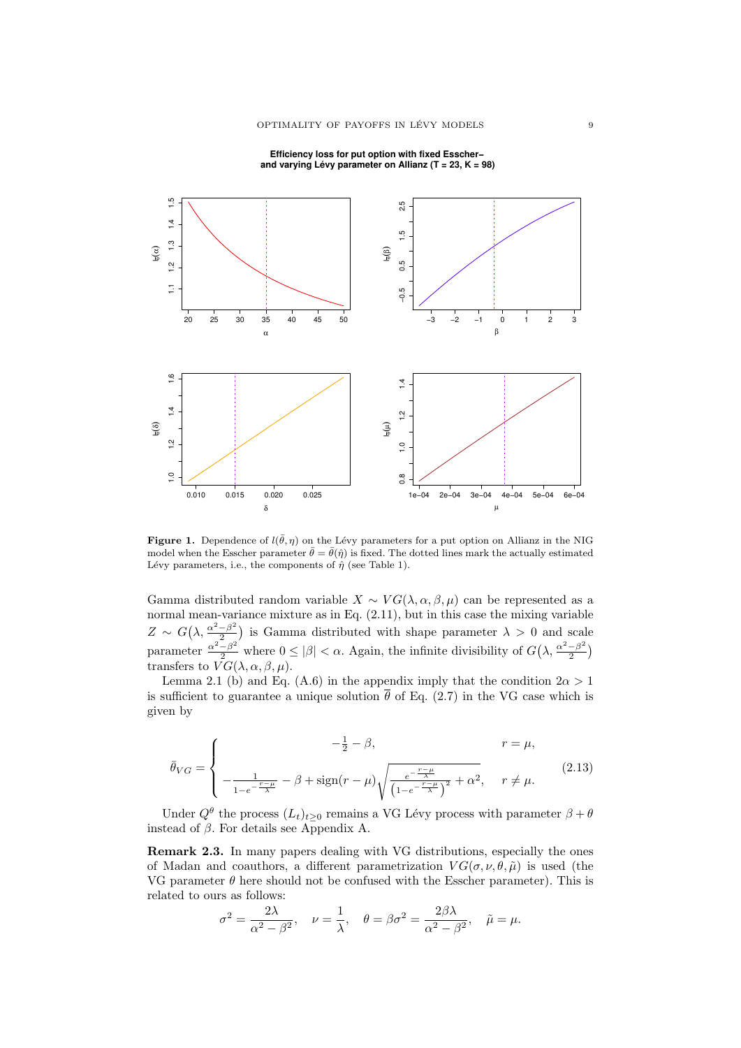**Efficiency loss for put option with fixed Esscher– and varying Lévy parameter on Allianz (T = 23, K = 98)**

**Figure 1.** Dependence of $l(\bar{\theta}, \eta)$ on the Lévy parameters for a put option on Allianz in the NIG model when the Esscher parameter $\bar{\theta} = \bar{\theta}(\hat{\eta})$ is fixed. The dotted lines mark the actually estimated Lévy parameters, i.e., the components of $\hat{\eta}$ (see Table 1).

Gamma distributed random variable $X \sim VG(\lambda, \alpha, \beta, \mu)$ can be represented as a normal mean-variance mixture as in Eq. (2.11), but in this case the mixing variable $Z \sim G\big(\lambda, \frac{\alpha^2-\beta^2}{2}\big)$ is Gamma distributed with shape parameter $\lambda > 0$ and scale parameter $\frac{\alpha^2-\beta^2}{2}$ where $0 \leq |\beta| < \alpha$. Again, the infinite divisibility of $G\big(\lambda, \frac{\alpha^2-\beta^2}{2}\big)$ transfers to $VG(\lambda, \alpha, \beta, \mu)$.

Lemma 2.1 (b) and Eq. (A.6) in the appendix imply that the condition $2\alpha > 1$ is sufficient to guarantee a unique solution $\overline{\theta}$ of Eq. (2.7) in the VG case which is given by

$$\bar{\theta}_{VG} = \begin{cases} -\frac{1}{2} - \beta, & r = \mu, \\ -\frac{1}{1-e^{-\frac{r-\mu}{\lambda}}} - \beta + \operatorname{sign}(r-\mu)\sqrt{\frac{e^{-\frac{r-\mu}{\lambda}}}{\left(1-e^{-\frac{r-\mu}{\lambda}}\right)^2} + \alpha^2}, & r \neq \mu. \end{cases} \tag{2.13}$$

Under $Q^\theta$ the process $(L_t)_{t\geq 0}$ remains a VG Lévy process with parameter $\beta + \theta$ instead of $\beta$. For details see Appendix A.

**Remark 2.3.** In many papers dealing with VG distributions, especially the ones of Madan and coauthors, a different parametrization $VG(\sigma, \nu, \theta, \tilde{\mu})$ is used (the VG parameter $\theta$ here should not be confused with the Esscher parameter). This is related to ours as follows:

$$\sigma^2 = \frac{2\lambda}{\alpha^2 - \beta^2}, \quad \nu = \frac{1}{\lambda}, \quad \theta = \beta\sigma^2 = \frac{2\beta\lambda}{\alpha^2 - \beta^2}, \quad \tilde{\mu} = \mu.$$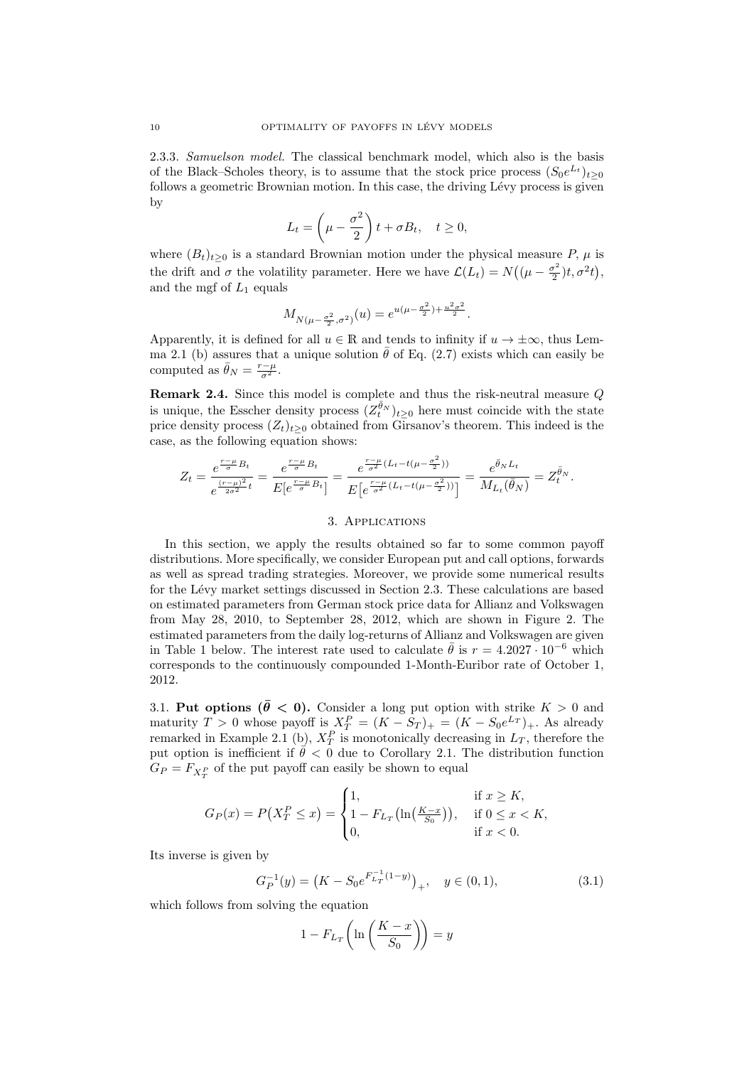2.3.3. *Samuelson model.* The classical benchmark model, which also is the basis of the Black–Scholes theory, is to assume that the stock price process $(S_0 e^{L_t})_{t\geq 0}$ follows a geometric Brownian motion. In this case, the driving Lévy process is given by

$$L_t = \left(\mu - \frac{\sigma^2}{2}\right)t + \sigma B_t, \quad t \geq 0,$$

where $(B_t)_{t\geq 0}$ is a standard Brownian motion under the physical measure $P$, $\mu$ is the drift and $\sigma$ the volatility parameter. Here we have $\mathcal{L}(L_t) = N\big((\mu - \frac{\sigma^2}{2})t, \sigma^2 t\big)$, and the mgf of $L_1$ equals

$$M_{N(\mu - \frac{\sigma^2}{2}, \sigma^2)}(u) = e^{u(\mu - \frac{\sigma^2}{2}) + \frac{u^2\sigma^2}{2}}.$$

Apparently, it is defined for all $u \in \mathbb{R}$ and tends to infinity if $u \to \pm\infty$, thus Lemma 2.1 (b) assures that a unique solution $\bar{\theta}$ of Eq. (2.7) exists which can easily be computed as $\bar{\theta}_N = \frac{r-\mu}{\sigma^2}$.

**Remark 2.4.** Since this model is complete and thus the risk-neutral measure $Q$ is unique, the Esscher density process $(Z_t^{\bar{\theta}_N})_{t\geq 0}$ here must coincide with the state price density process $(Z_t)_{t\geq 0}$ obtained from Girsanov's theorem. This indeed is the case, as the following equation shows:

$$Z_t = \frac{e^{\frac{r-\mu}{\sigma}B_t}}{e^{\frac{(r-\mu)^2}{2\sigma^2}t}} = \frac{e^{\frac{r-\mu}{\sigma}B_t}}{E\big[e^{\frac{r-\mu}{\sigma}B_t}\big]} = \frac{e^{\frac{r-\mu}{\sigma^2}(L_t - t(\mu - \frac{\sigma^2}{2}))}}{E\big[e^{\frac{r-\mu}{\sigma^2}(L_t - t(\mu - \frac{\sigma^2}{2}))}\big]} = \frac{e^{\bar{\theta}_N L_t}}{M_{L_t}(\bar{\theta}_N)} = Z_t^{\bar{\theta}_N}.$$

## 3. Applications

In this section, we apply the results obtained so far to some common payoff distributions. More specifically, we consider European put and call options, forwards as well as spread trading strategies. Moreover, we provide some numerical results for the Lévy market settings discussed in Section 2.3. These calculations are based on estimated parameters from German stock price data for Allianz and Volkswagen from May 28, 2010, to September 28, 2012, which are shown in Figure 2. The estimated parameters from the daily log-returns of Allianz and Volkswagen are given in Table 1 below. The interest rate used to calculate $\bar{\theta}$ is $r = 4.2027 \cdot 10^{-6}$ which corresponds to the continuously compounded 1-Month-Euribor rate of October 1, 2012.

3.1. **Put options ($\bar{\theta} < 0$).** Consider a long put option with strike $K > 0$ and maturity $T > 0$ whose payoff is $X_T^P = (K - S_T)_+ = (K - S_0 e^{L_T})_+$. As already remarked in Example 2.1 (b), $X_T^P$ is monotonically decreasing in $L_T$, therefore the put option is inefficient if $\bar{\theta} < 0$ due to Corollary 2.1. The distribution function $G_P = F_{X_T^P}$ of the put payoff can easily be shown to equal

$$G_P(x) = P\big(X_T^P \leq x\big) = \begin{cases} 1, & \text{if } x \geq K, \\ 1 - F_{L_T}\big(\ln\big(\frac{K-x}{S_0}\big)\big), & \text{if } 0 \leq x < K, \\ 0, & \text{if } x < 0. \end{cases}$$

Its inverse is given by

$$G_P^{-1}(y) = \big(K - S_0 e^{F_{L_T}^{-1}(1-y)}\big)_+, \quad y \in (0,1), \tag{3.1}$$

which follows from solving the equation

$$1 - F_{L_T}\left(\ln\left(\frac{K-x}{S_0}\right)\right) = y$$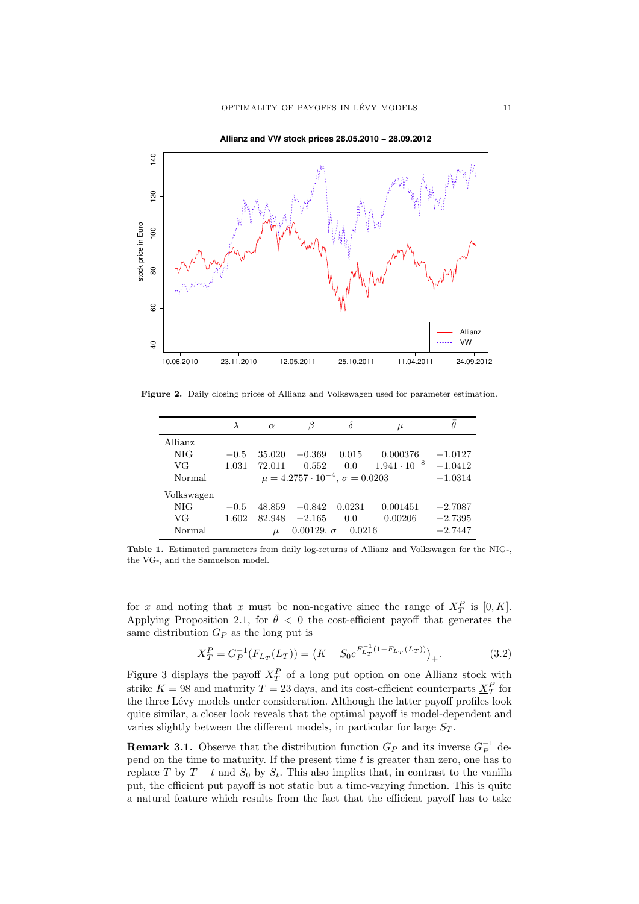**Figure 2.** Daily closing prices of Allianz and Volkswagen used for parameter estimation.

| | $\lambda$ | $\alpha$ | $\beta$ | $\delta$ | $\mu$ | $\bar{\theta}$ |
|---|---|---|---|---|---|---|
| Allianz | | | | | | |
| NIG | $-0.5$ | 35.020 | $-0.369$ | 0.015 | 0.000376 | $-1.0127$ |
| VG | 1.031 | 72.011 | 0.552 | 0.0 | $1.941 \cdot 10^{-8}$ | $-1.0412$ |
| Normal | | $\mu = 4.2757 \cdot 10^{-4}$, $\sigma = 0.0203$ | | | | $-1.0314$ |
| Volkswagen | | | | | | |
| NIG | $-0.5$ | 48.859 | $-0.842$ | 0.0231 | 0.001451 | $-2.7087$ |
| VG | 1.602 | 82.948 | $-2.165$ | 0.0 | 0.00206 | $-2.7395$ |
| Normal | | $\mu = 0.00129$, $\sigma = 0.0216$ | | | | $-2.7447$ |

**Table 1.** Estimated parameters from daily log-returns of Allianz and Volkswagen for the NIG-, the VG-, and the Samuelson model.

for $x$ and noting that $x$ must be non-negative since the range of $X_T^P$ is $[0, K]$. Applying Proposition 2.1, for $\bar{\theta} < 0$ the cost-efficient payoff that generates the same distribution $G_P$ as the long put is

$$\underline{X}_T^P = G_P^{-1}(F_{L_T}(L_T)) = \left(K - S_0 e^{F_{L_T}^{-1}(1-F_{L_T}(L_T))}\right)_+. \tag{3.2}$$

Figure 3 displays the payoff $X_T^P$ of a long put option on one Allianz stock with strike $K = 98$ and maturity $T = 23$ days, and its cost-efficient counterparts $\underline{X}_T^P$ for the three Lévy models under consideration. Although the latter payoff profiles look quite similar, a closer look reveals that the optimal payoff is model-dependent and varies slightly between the different models, in particular for large $S_T$.

**Remark 3.1.** Observe that the distribution function $G_P$ and its inverse $G_P^{-1}$ depend on the time to maturity. If the present time $t$ is greater than zero, one has to replace $T$ by $T - t$ and $S_0$ by $S_t$. This also implies that, in contrast to the vanilla put, the efficient put payoff is not static but a time-varying function. This is quite a natural feature which results from the fact that the efficient payoff has to take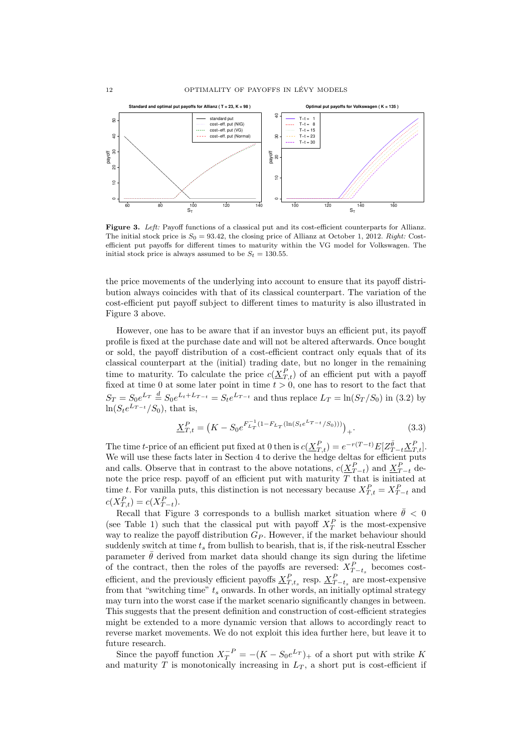**Figure 3.** *Left:* Payoff functions of a classical put and its cost-efficient counterparts for Allianz. The initial stock price is $S_0 = 93.42$, the closing price of Allianz at October 1, 2012. *Right:* Cost-efficient put payoffs for different times to maturity within the VG model for Volkswagen. The initial stock price is always assumed to be $S_t = 130.55$.

the price movements of the underlying into account to ensure that its payoff distribution always coincides with that of its classical counterpart. The variation of the cost-efficient put payoff subject to different times to maturity is also illustrated in Figure 3 above.

However, one has to be aware that if an investor buys an efficient put, its payoff profile is fixed at the purchase date and will not be altered afterwards. Once bought or sold, the payoff distribution of a cost-efficient contract only equals that of its classical counterpart at the (initial) trading date, but no longer in the remaining time to maturity. To calculate the price $c(\underline{X}^P_{T,t})$ of an efficient put with a payoff fixed at time 0 at some later point in time $t > 0$, one has to resort to the fact that $S_T = S_0 e^{L_T} \overset{d}{=} S_0 e^{L_t + L_{T-t}} = S_t e^{L_{T-t}}$ and thus replace $L_T = \ln(S_T/S_0)$ in (3.2) by $\ln(S_t e^{L_{T-t}}/S_0)$, that is,

$$\underline{X}^P_{T,t} = \left(K - S_0 e^{F^{-1}_{L_T}(1 - F_{L_T}(\ln(S_t e^{L_{T-t}}/S_0)))}\right)_+. \tag{3.3}$$

The time $t$-price of an efficient put fixed at 0 then is $c(\underline{X}^P_{T,t}) = e^{-r(T-t)} E[Z^{\bar{\theta}}_{T-t} \underline{X}^P_{T,t}]$. We will use these facts later in Section 4 to derive the hedge deltas for efficient puts and calls. Observe that in contrast to the above notations, $c(\underline{X}^P_{T-t})$ and $\underline{X}^P_{T-t}$ denote the price resp. payoff of an efficient put with maturity $T$ that is initiated at time $t$. For vanilla puts, this distinction is not necessary because $X^P_{T,t} = X^P_{T-t}$ and $c(X^P_{T,t}) = c(X^P_{T-t})$.

Recall that Figure 3 corresponds to a bullish market situation where $\bar{\theta} < 0$ (see Table 1) such that the classical put with payoff $X^P_T$ is the most-expensive way to realize the payoff distribution $G_P$. However, if the market behaviour should suddenly switch at time $t_s$ from bullish to bearish, that is, if the risk-neutral Esscher parameter $\bar{\theta}$ derived from market data should change its sign during the lifetime of the contract, then the roles of the payoffs are reversed: $X^P_{T-t_s}$ becomes cost-efficient, and the previously efficient payoffs $\underline{X}^P_{T,t_s}$ resp. $\underline{X}^P_{T-t_s}$ are most-expensive from that "switching time" $t_s$ onwards. In other words, an initially optimal strategy may turn into the worst case if the market scenario significantly changes in between. This suggests that the present definition and construction of cost-efficient strategies might be extended to a more dynamic version that allows to accordingly react to reverse market movements. We do not exploit this idea further here, but leave it to future research.

Since the payoff function $X^{-P}_T = -(K - S_0 e^{L_T})_+$ of a short put with strike $K$ and maturity $T$ is monotonically increasing in $L_T$, a short put is cost-efficient if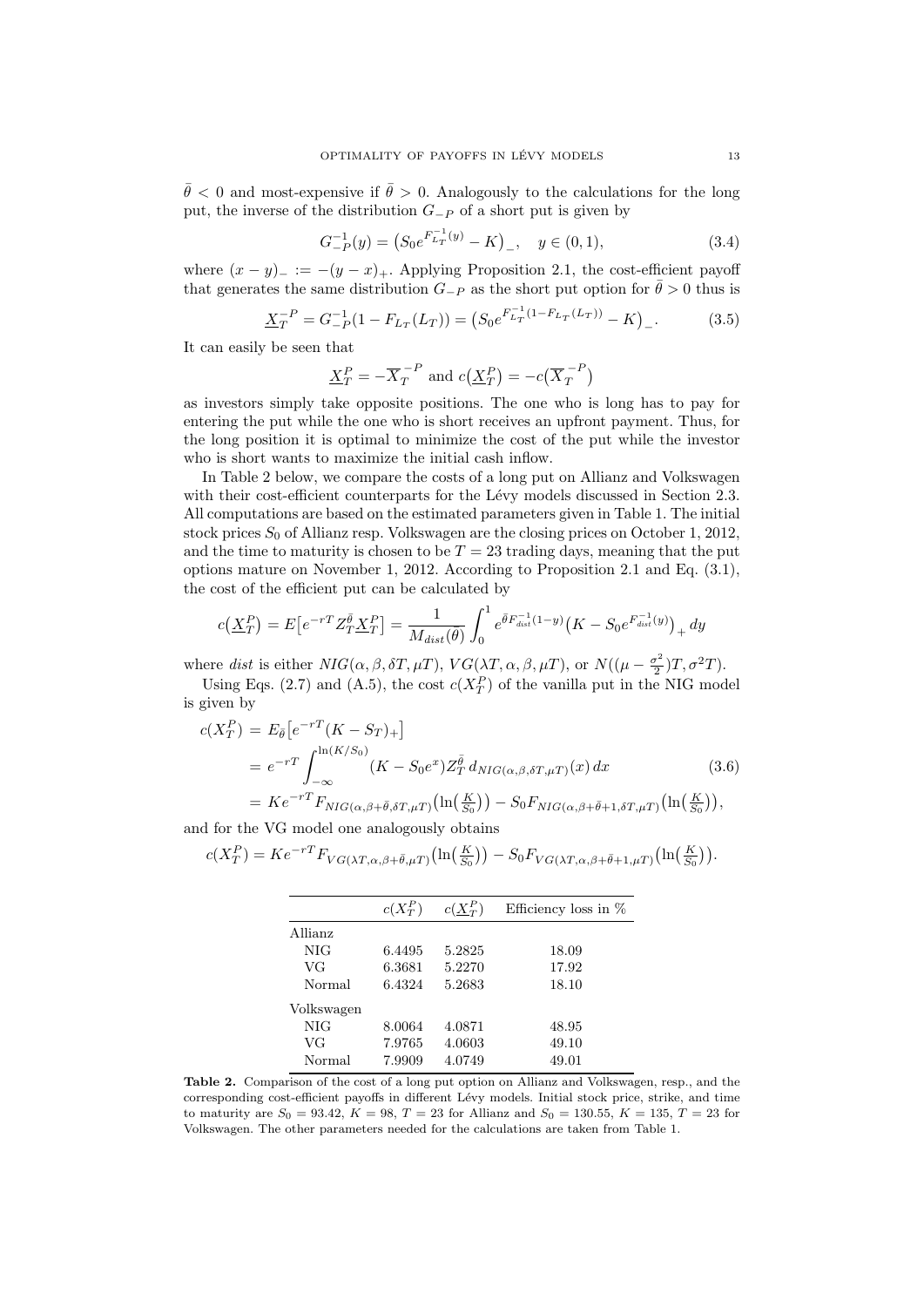$\bar{\theta} < 0$ and most-expensive if $\bar{\theta} > 0$. Analogously to the calculations for the long put, the inverse of the distribution $G_{-P}$ of a short put is given by

$$G_{-P}^{-1}(y) = \big(S_0 e^{F_{L_T}^{-1}(y)} - K\big)_-, \quad y \in (0,1), \tag{3.4}$$

where $(x-y)_- := -(y-x)_+$. Applying Proposition 2.1, the cost-efficient payoff that generates the same distribution $G_{-P}$ as the short put option for $\bar{\theta} > 0$ thus is

$$\underline{X}_T^{-P} = G_{-P}^{-1}(1 - F_{L_T}(L_T)) = \big(S_0 e^{F_{L_T}^{-1}(1-F_{L_T}(L_T))} - K\big)_-. \tag{3.5}$$

It can easily be seen that

$$\underline{X}_T^{P} = -\overline{X}_T^{-P} \text{ and } c\big(\underline{X}_T^{P}\big) = -c\big(\overline{X}_T^{-P}\big)$$

as investors simply take opposite positions. The one who is long has to pay for entering the put while the one who is short receives an upfront payment. Thus, for the long position it is optimal to minimize the cost of the put while the investor who is short wants to maximize the initial cash inflow.

In Table 2 below, we compare the costs of a long put on Allianz and Volkswagen with their cost-efficient counterparts for the Lévy models discussed in Section 2.3. All computations are based on the estimated parameters given in Table 1. The initial stock prices $S_0$ of Allianz resp. Volkswagen are the closing prices on October 1, 2012, and the time to maturity is chosen to be $T = 23$ trading days, meaning that the put options mature on November 1, 2012. According to Proposition 2.1 and Eq. (3.1), the cost of the efficient put can be calculated by

$$c\big(\underline{X}_T^{P}\big) = E\big[e^{-rT} Z_T^{\bar{\theta}} \underline{X}_T^{P}\big] = \frac{1}{M_{dist}(\bar{\theta})} \int_0^1 e^{\bar{\theta} F_{dist}^{-1}(1-y)} \big(K - S_0 e^{F_{dist}^{-1}(y)}\big)_+ \, dy$$

where $dist$ is either $NIG(\alpha, \beta, \delta T, \mu T)$, $VG(\lambda T, \alpha, \beta, \mu T)$, or $N((\mu - \frac{\sigma^2}{2})T, \sigma^2 T)$.

Using Eqs. (2.7) and (A.5), the cost $c(X_T^P)$ of the vanilla put in the NIG model is given by

$$\begin{aligned}
c(X_T^P) &= E_{\bar{\theta}}\big[e^{-rT}(K - S_T)_+\big] \\
&= e^{-rT} \int_{-\infty}^{\ln(K/S_0)} (K - S_0 e^x) Z_T^{\bar{\theta}} \, d_{NIG(\alpha,\beta,\delta T,\mu T)}(x) \, dx \qquad (3.6) \\
&= K e^{-rT} F_{NIG(\alpha,\beta+\bar{\theta},\delta T,\mu T)}\big(\ln\big(\tfrac{K}{S_0}\big)\big) - S_0 F_{NIG(\alpha,\beta+\bar{\theta}+1,\delta T,\mu T)}\big(\ln\big(\tfrac{K}{S_0}\big)\big),
\end{aligned}$$

and for the VG model one analogously obtains

$$c(X_T^P) = K e^{-rT} F_{VG(\lambda T,\alpha,\beta+\bar{\theta},\mu T)}\big(\ln\big(\tfrac{K}{S_0}\big)\big) - S_0 F_{VG(\lambda T,\alpha,\beta+\bar{\theta}+1,\mu T)}\big(\ln\big(\tfrac{K}{S_0}\big)\big).$$

| | $c(X_T^P)$ | $c(\underline{X}_T^P)$ | Efficiency loss in % |
|---|---|---|---|
| Allianz | | | |
| NIG | 6.4495 | 5.2825 | 18.09 |
| VG | 6.3681 | 5.2270 | 17.92 |
| Normal | 6.4324 | 5.2683 | 18.10 |
| Volkswagen | | | |
| NIG | 8.0064 | 4.0871 | 48.95 |
| VG | 7.9765 | 4.0603 | 49.10 |
| Normal | 7.9909 | 4.0749 | 49.01 |

**Table 2.** Comparison of the cost of a long put option on Allianz and Volkswagen, resp., and the corresponding cost-efficient payoffs in different Lévy models. Initial stock price, strike, and time to maturity are $S_0 = 93.42$, $K = 98$, $T = 23$ for Allianz and $S_0 = 130.55$, $K = 135$, $T = 23$ for Volkswagen. The other parameters needed for the calculations are taken from Table 1.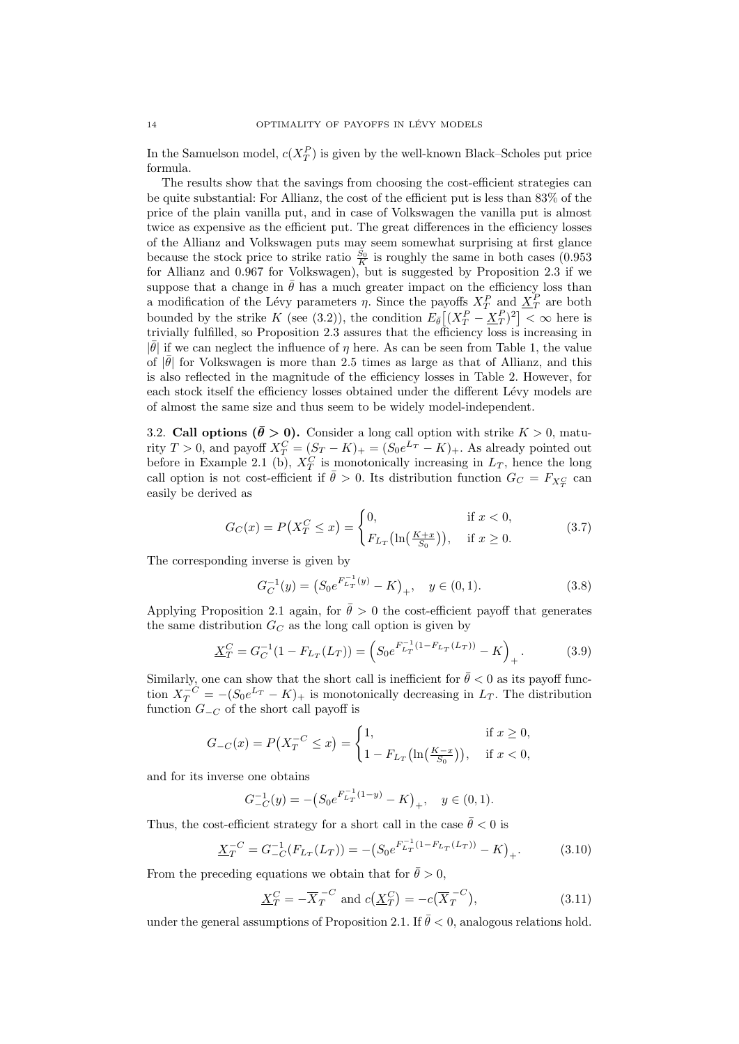In the Samuelson model, $c(X_T^P)$ is given by the well-known Black–Scholes put price formula.

The results show that the savings from choosing the cost-efficient strategies can be quite substantial: For Allianz, the cost of the efficient put is less than 83% of the price of the plain vanilla put, and in case of Volkswagen the vanilla put is almost twice as expensive as the efficient put. The great differences in the efficiency losses of the Allianz and Volkswagen puts may seem somewhat surprising at first glance because the stock price to strike ratio $\frac{S_0}{K}$ is roughly the same in both cases (0.953 for Allianz and 0.967 for Volkswagen), but is suggested by Proposition 2.3 if we suppose that a change in $\bar{\theta}$ has a much greater impact on the efficiency loss than a modification of the Lévy parameters $\eta$. Since the payoffs $X_T^P$ and $\underline{X}_T^P$ are both bounded by the strike $K$ (see (3.2)), the condition $E_{\bar{\theta}}\big[(X_T^P - \underline{X}_T^P)^2\big] < \infty$ here is trivially fulfilled, so Proposition 2.3 assures that the efficiency loss is increasing in $|\bar{\theta}|$ if we can neglect the influence of $\eta$ here. As can be seen from Table 1, the value of $|\bar{\theta}|$ for Volkswagen is more than 2.5 times as large as that of Allianz, and this is also reflected in the magnitude of the efficiency losses in Table 2. However, for each stock itself the efficiency losses obtained under the different Lévy models are of almost the same size and thus seem to be widely model-independent.

### 3.2. Call options ($\bar{\theta} > 0$).

Consider a long call option with strike $K > 0$, maturity $T > 0$, and payoff $X_T^C = (S_T - K)_+ = (S_0 e^{L_T} - K)_+$. As already pointed out before in Example 2.1 (b), $X_T^C$ is monotonically increasing in $L_T$, hence the long call option is not cost-efficient if $\bar{\theta} > 0$. Its distribution function $G_C = F_{X_T^C}$ can easily be derived as

$$G_C(x) = P\big(X_T^C \le x\big) = \begin{cases} 0, & \text{if } x < 0, \\ F_{L_T}\big(\ln\big(\frac{K+x}{S_0}\big)\big), & \text{if } x \ge 0. \end{cases} \tag{3.7}$$

The corresponding inverse is given by

$$G_C^{-1}(y) = \big(S_0 e^{F_{L_T}^{-1}(y)} - K\big)_+, \quad y \in (0,1). \tag{3.8}$$

Applying Proposition 2.1 again, for $\bar{\theta} > 0$ the cost-efficient payoff that generates the same distribution $G_C$ as the long call option is given by

$$\underline{X}_T^C = G_C^{-1}(1 - F_{L_T}(L_T)) = \Big(S_0 e^{F_{L_T}^{-1}(1-F_{L_T}(L_T))} - K\Big)_+. \tag{3.9}$$

Similarly, one can show that the short call is inefficient for $\bar{\theta} < 0$ as its payoff function $X_T^{-C} = -(S_0 e^{L_T} - K)_+$ is monotonically decreasing in $L_T$. The distribution function $G_{-C}$ of the short call payoff is

$$G_{-C}(x) = P\big(X_T^{-C} \le x\big) = \begin{cases} 1, & \text{if } x \ge 0, \\ 1 - F_{L_T}\big(\ln\big(\frac{K-x}{S_0}\big)\big), & \text{if } x < 0, \end{cases}$$

and for its inverse one obtains

$$G_{-C}^{-1}(y) = -\big(S_0 e^{F_{L_T}^{-1}(1-y)} - K\big)_+, \quad y \in (0,1).$$

Thus, the cost-efficient strategy for a short call in the case $\bar{\theta} < 0$ is

$$\underline{X}_T^{-C} = G_{-C}^{-1}(F_{L_T}(L_T)) = -\big(S_0 e^{F_{L_T}^{-1}(1-F_{L_T}(L_T))} - K\big)_+. \tag{3.10}$$

From the preceding equations we obtain that for $\bar{\theta} > 0$,

$$\underline{X}_T^C = -\overline{X}_T^{-C} \text{ and } c\big(\underline{X}_T^C\big) = -c\big(\overline{X}_T^{-C}\big), \tag{3.11}$$

under the general assumptions of Proposition 2.1. If $\bar{\theta} < 0$, analogous relations hold.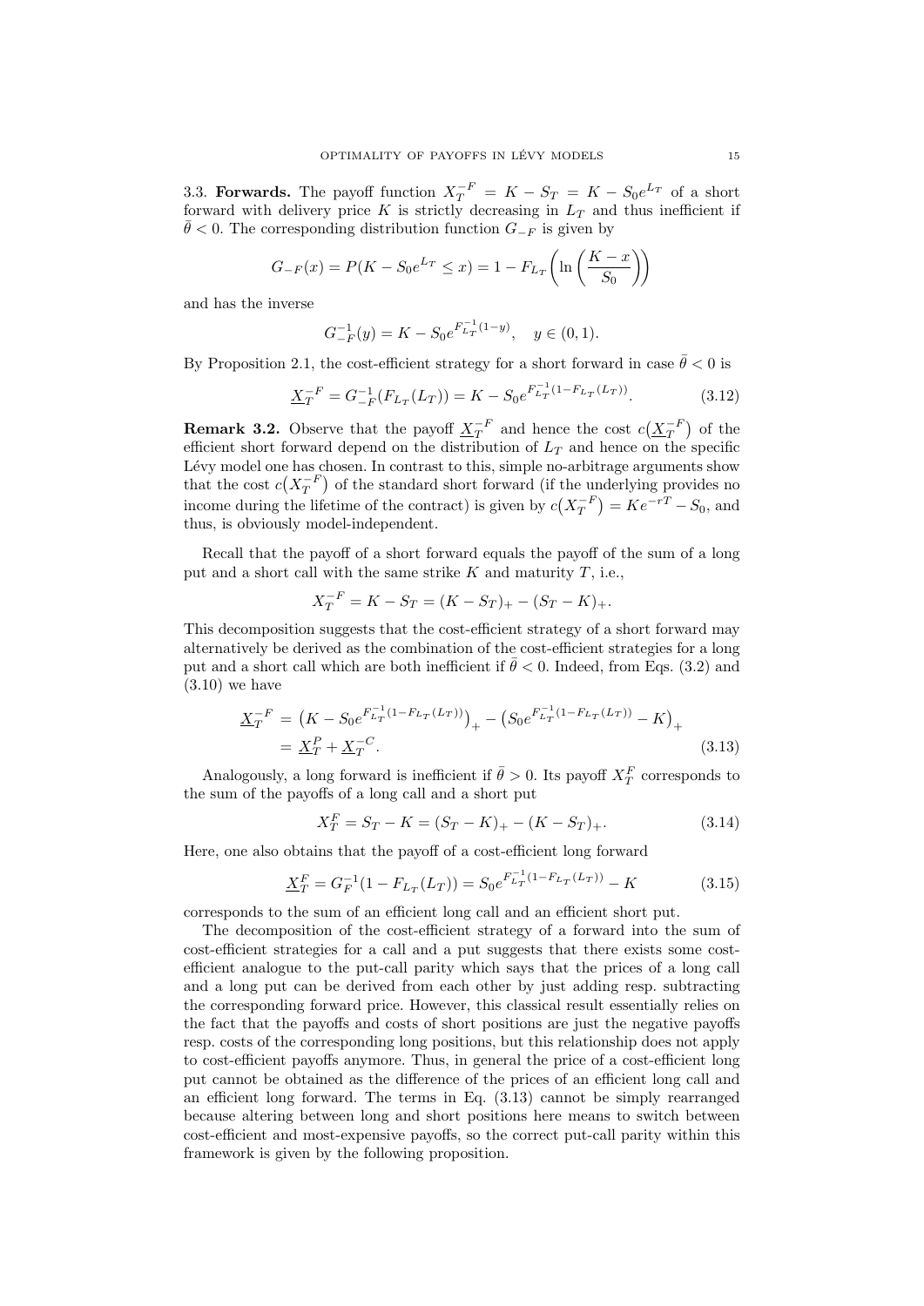3.3. **Forwards.** The payoff function $X_T^{-F} = K - S_T = K - S_0 e^{L_T}$ of a short forward with delivery price $K$ is strictly decreasing in $L_T$ and thus inefficient if $\bar{\theta} < 0$. The corresponding distribution function $G_{-F}$ is given by

$$G_{-F}(x) = P(K - S_0 e^{L_T} \leq x) = 1 - F_{L_T}\left(\ln\left(\frac{K-x}{S_0}\right)\right)$$

and has the inverse

$$G_{-F}^{-1}(y) = K - S_0 e^{F_{L_T}^{-1}(1-y)}, \quad y \in (0,1).$$

By Proposition 2.1, the cost-efficient strategy for a short forward in case $\bar{\theta} < 0$ is

$$\underline{X}_T^{-F} = G_{-F}^{-1}(F_{L_T}(L_T)) = K - S_0 e^{F_{L_T}^{-1}(1-F_{L_T}(L_T))}. \tag{3.12}$$

**Remark 3.2.** Observe that the payoff $\underline{X}_T^{-F}$ and hence the cost $c(\underline{X}_T^{-F})$ of the efficient short forward depend on the distribution of $L_T$ and hence on the specific Lévy model one has chosen. In contrast to this, simple no-arbitrage arguments show that the cost $c(X_T^{-F})$ of the standard short forward (if the underlying provides no income during the lifetime of the contract) is given by $c(X_T^{-F}) = Ke^{-rT} - S_0$, and thus, is obviously model-independent.

Recall that the payoff of a short forward equals the payoff of the sum of a long put and a short call with the same strike $K$ and maturity $T$, i.e.,

$$X_T^{-F} = K - S_T = (K - S_T)_+ - (S_T - K)_+.$$

This decomposition suggests that the cost-efficient strategy of a short forward may alternatively be derived as the combination of the cost-efficient strategies for a long put and a short call which are both inefficient if $\bar{\theta} < 0$. Indeed, from Eqs. (3.2) and (3.10) we have

$$\begin{aligned}\underline{X}_T^{-F} &= \left(K - S_0 e^{F_{L_T}^{-1}(1-F_{L_T}(L_T))}\right)_+ - \left(S_0 e^{F_{L_T}^{-1}(1-F_{L_T}(L_T))} - K\right)_+ \\ &= \underline{X}_T^{P} + \underline{X}_T^{-C}.\end{aligned} \tag{3.13}$$

Analogously, a long forward is inefficient if $\bar{\theta} > 0$. Its payoff $X_T^F$ corresponds to the sum of the payoffs of a long call and a short put

$$X_T^F = S_T - K = (S_T - K)_+ - (K - S_T)_+. \tag{3.14}$$

Here, one also obtains that the payoff of a cost-efficient long forward

$$\underline{X}_T^F = G_F^{-1}(1 - F_{L_T}(L_T)) = S_0 e^{F_{L_T}^{-1}(1-F_{L_T}(L_T))} - K \tag{3.15}$$

corresponds to the sum of an efficient long call and an efficient short put.

The decomposition of the cost-efficient strategy of a forward into the sum of cost-efficient strategies for a call and a put suggests that there exists some cost-efficient analogue to the put-call parity which says that the prices of a long call and a long put can be derived from each other by just adding resp. subtracting the corresponding forward price. However, this classical result essentially relies on the fact that the payoffs and costs of short positions are just the negative payoffs resp. costs of the corresponding long positions, but this relationship does not apply to cost-efficient payoffs anymore. Thus, in general the price of a cost-efficient long put cannot be obtained as the difference of the prices of an efficient long call and an efficient long forward. The terms in Eq. (3.13) cannot be simply rearranged because altering between long and short positions here means to switch between cost-efficient and most-expensive payoffs, so the correct put-call parity within this framework is given by the following proposition.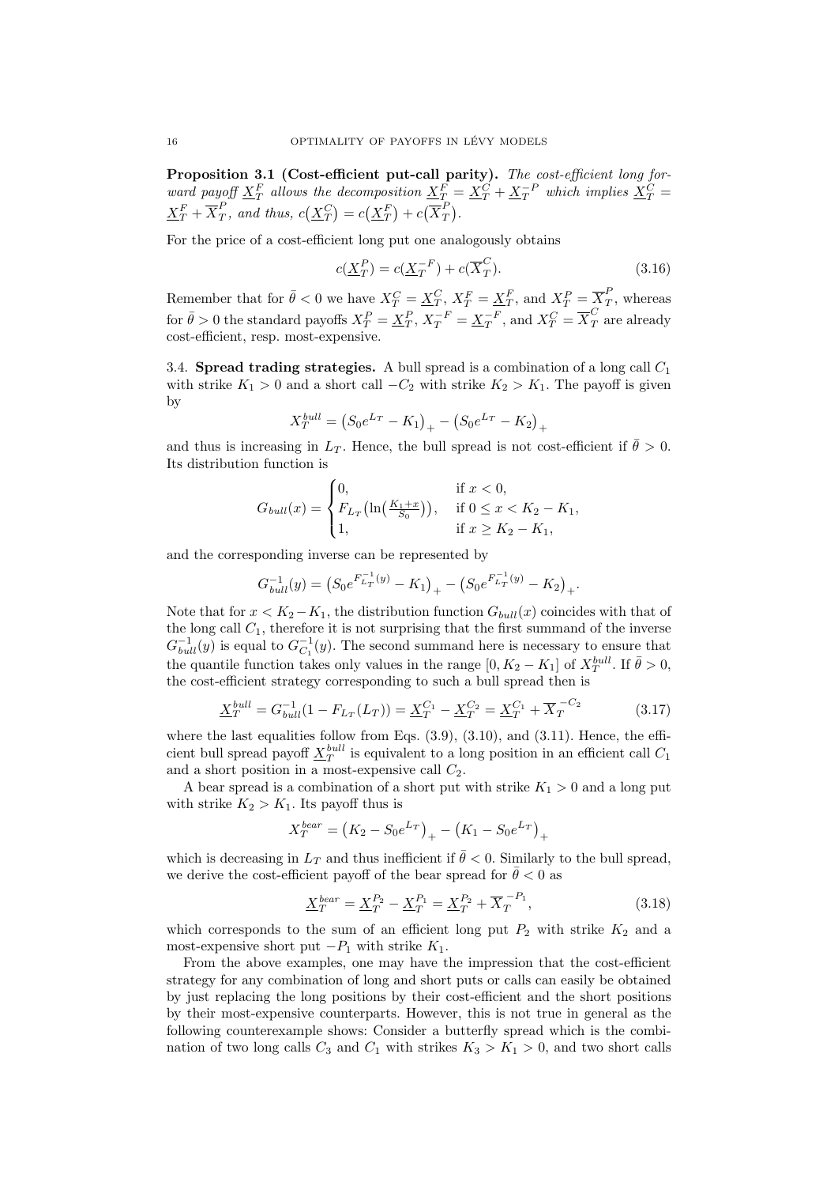**Proposition 3.1 (Cost-efficient put-call parity).** *The cost-efficient long forward payoff $\underline{X}_T^F$ allows the decomposition $\underline{X}_T^F = \underline{X}_T^C + \underline{X}_T^{-P}$ which implies $\underline{X}_T^C = \underline{X}_T^F + \overline{X}_T^P$, and thus, $c(\underline{X}_T^C) = c(\underline{X}_T^F) + c(\overline{X}_T^P)$.*

For the price of a cost-efficient long put one analogously obtains

$$c(\underline{X}_T^P) = c(\underline{X}_T^{-F}) + c(\overline{X}_T^C). \tag{3.16}$$

Remember that for $\bar{\theta} < 0$ we have $X_T^C = \underline{X}_T^C$, $X_T^F = \underline{X}_T^F$, and $X_T^P = \overline{X}_T^P$, whereas for $\bar{\theta} > 0$ the standard payoffs $X_T^P = \underline{X}_T^P$, $X_T^{-F} = \underline{X}_T^{-F}$, and $X_T^C = \overline{X}_T^C$ are already cost-efficient, resp. most-expensive.

3.4. **Spread trading strategies.** A bull spread is a combination of a long call $C_1$ with strike $K_1 > 0$ and a short call $-C_2$ with strike $K_2 > K_1$. The payoff is given by

$$X_T^{bull} = \left(S_0 e^{L_T} - K_1\right)_+ - \left(S_0 e^{L_T} - K_2\right)_+$$

and thus is increasing in $L_T$. Hence, the bull spread is not cost-efficient if $\bar{\theta} > 0$. Its distribution function is

$$G_{bull}(x) = \begin{cases} 0, & \text{if } x < 0, \\ F_{L_T}\big(\ln\big(\frac{K_1 + x}{S_0}\big)\big), & \text{if } 0 \leq x < K_2 - K_1, \\ 1, & \text{if } x \geq K_2 - K_1, \end{cases}$$

and the corresponding inverse can be represented by

$$G_{bull}^{-1}(y) = \left(S_0 e^{F_{L_T}^{-1}(y)} - K_1\right)_+ - \left(S_0 e^{F_{L_T}^{-1}(y)} - K_2\right)_+.$$

Note that for $x < K_2 - K_1$, the distribution function $G_{bull}(x)$ coincides with that of the long call $C_1$, therefore it is not surprising that the first summand of the inverse $G_{bull}^{-1}(y)$ is equal to $G_{C_1}^{-1}(y)$. The second summand here is necessary to ensure that the quantile function takes only values in the range $[0, K_2 - K_1]$ of $X_T^{bull}$. If $\bar{\theta} > 0$, the cost-efficient strategy corresponding to such a bull spread then is

$$\underline{X}_T^{bull} = G_{bull}^{-1}(1 - F_{L_T}(L_T)) = \underline{X}_T^{C_1} - \underline{X}_T^{C_2} = \underline{X}_T^{C_1} + \overline{X}_T^{-C_2} \tag{3.17}$$

where the last equalities follow from Eqs. (3.9), (3.10), and (3.11). Hence, the efficient bull spread payoff $\underline{X}_T^{bull}$ is equivalent to a long position in an efficient call $C_1$ and a short position in a most-expensive call $C_2$.

A bear spread is a combination of a short put with strike $K_1 > 0$ and a long put with strike $K_2 > K_1$. Its payoff thus is

$$X_T^{bear} = \left(K_2 - S_0 e^{L_T}\right)_+ - \left(K_1 - S_0 e^{L_T}\right)_+$$

which is decreasing in $L_T$ and thus inefficient if $\bar{\theta} < 0$. Similarly to the bull spread, we derive the cost-efficient payoff of the bear spread for $\bar{\theta} < 0$ as

$$\underline{X}_T^{bear} = \underline{X}_T^{P_2} - \underline{X}_T^{P_1} = \underline{X}_T^{P_2} + \overline{X}_T^{-P_1}, \tag{3.18}$$

which corresponds to the sum of an efficient long put $P_2$ with strike $K_2$ and a most-expensive short put $-P_1$ with strike $K_1$.

From the above examples, one may have the impression that the cost-efficient strategy for any combination of long and short puts or calls can easily be obtained by just replacing the long positions by their cost-efficient and the short positions by their most-expensive counterparts. However, this is not true in general as the following counterexample shows: Consider a butterfly spread which is the combination of two long calls $C_3$ and $C_1$ with strikes $K_3 > K_1 > 0$, and two short calls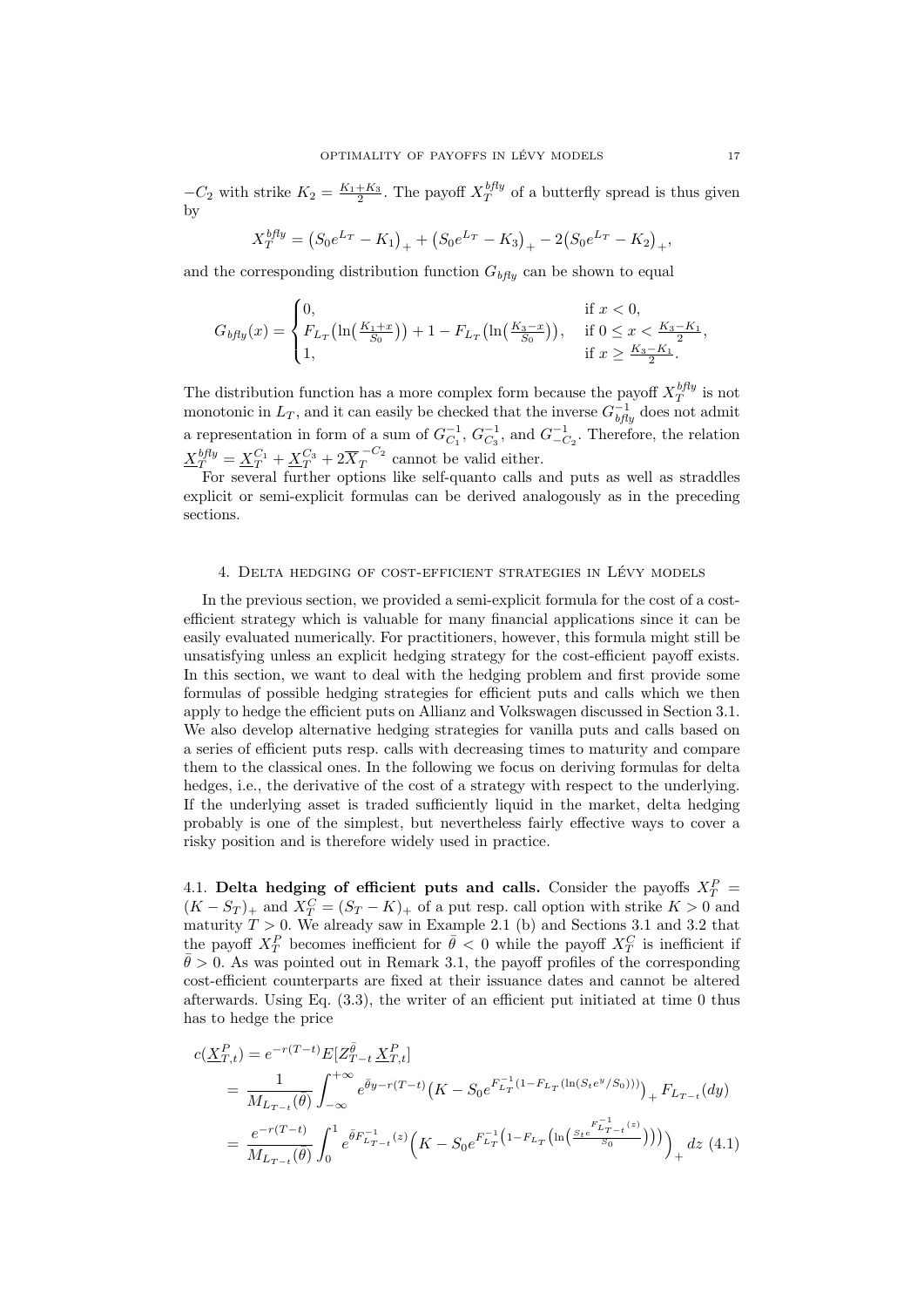$-C_2$ with strike $K_2 = \frac{K_1+K_3}{2}$. The payoff $X_T^{bfly}$ of a butterfly spread is thus given by

$$X_T^{bfly} = \big(S_0 e^{L_T} - K_1\big)_+ + \big(S_0 e^{L_T} - K_3\big)_+ - 2\big(S_0 e^{L_T} - K_2\big)_+,$$

and the corresponding distribution function $G_{bfly}$ can be shown to equal

$$G_{bfly}(x) = \begin{cases} 0, & \text{if } x < 0, \\ F_{L_T}\big(\ln\big(\frac{K_1+x}{S_0}\big)\big) + 1 - F_{L_T}\big(\ln\big(\frac{K_3-x}{S_0}\big)\big), & \text{if } 0 \le x < \frac{K_3-K_1}{2}, \\ 1, & \text{if } x \ge \frac{K_3-K_1}{2}. \end{cases}$$

The distribution function has a more complex form because the payoff $X_T^{bfly}$ is not monotonic in $L_T$, and it can easily be checked that the inverse $G_{bfly}^{-1}$ does not admit a representation in form of a sum of $G_{C_1}^{-1}$, $G_{C_3}^{-1}$, and $G_{-C_2}^{-1}$. Therefore, the relation $\underline{X}_T^{bfly} = \underline{X}_T^{C_1} + \underline{X}_T^{C_3} + 2\overline{X}_T^{-C_2}$ cannot be valid either.

For several further options like self-quanto calls and puts as well as straddles explicit or semi-explicit formulas can be derived analogously as in the preceding sections.

## 4. Delta hedging of cost-efficient strategies in Lévy models

In the previous section, we provided a semi-explicit formula for the cost of a cost-efficient strategy which is valuable for many financial applications since it can be easily evaluated numerically. For practitioners, however, this formula might still be unsatisfying unless an explicit hedging strategy for the cost-efficient payoff exists. In this section, we want to deal with the hedging problem and first provide some formulas of possible hedging strategies for efficient puts and calls which we then apply to hedge the efficient puts on Allianz and Volkswagen discussed in Section 3.1. We also develop alternative hedging strategies for vanilla puts and calls based on a series of efficient puts resp. calls with decreasing times to maturity and compare them to the classical ones. In the following we focus on deriving formulas for delta hedges, i.e., the derivative of the cost of a strategy with respect to the underlying. If the underlying asset is traded sufficiently liquid in the market, delta hedging probably is one of the simplest, but nevertheless fairly effective ways to cover a risky position and is therefore widely used in practice.

4.1. **Delta hedging of efficient puts and calls.** Consider the payoffs $X_T^P = (K - S_T)_+$ and $X_T^C = (S_T - K)_+$ of a put resp. call option with strike $K > 0$ and maturity $T > 0$. We already saw in Example 2.1 (b) and Sections 3.1 and 3.2 that the payoff $X_T^P$ becomes inefficient for $\bar{\theta} < 0$ while the payoff $X_T^C$ is inefficient if $\bar{\theta} > 0$. As was pointed out in Remark 3.1, the payoff profiles of the corresponding cost-efficient counterparts are fixed at their issuance dates and cannot be altered afterwards. Using Eq. (3.3), the writer of an efficient put initiated at time 0 thus has to hedge the price

$$\begin{aligned} c(\underline{X}_{T,t}^P) &= e^{-r(T-t)} E[Z_{T-t}^{\bar{\theta}}\, \underline{X}_{T,t}^P] \\ &= \frac{1}{M_{L_{T-t}}(\bar{\theta})} \int_{-\infty}^{+\infty} e^{\bar{\theta} y - r(T-t)} \big(K - S_0 e^{F_{L_T}^{-1}(1 - F_{L_T}(\ln(S_t e^y / S_0)))}\big)_+ F_{L_{T-t}}(dy) \\ &= \frac{e^{-r(T-t)}}{M_{L_{T-t}}(\bar{\theta})} \int_0^1 e^{\bar{\theta} F_{L_{T-t}}^{-1}(z)} \Big(K - S_0 e^{F_{L_T}^{-1}\big(1 - F_{L_T}\big(\ln\big(\frac{S_t e^{F_{L_{T-t}}^{-1}(z)}}{S_0}\big)\big)\big)}\Big)_+ dz \quad (4.1) \end{aligned}$$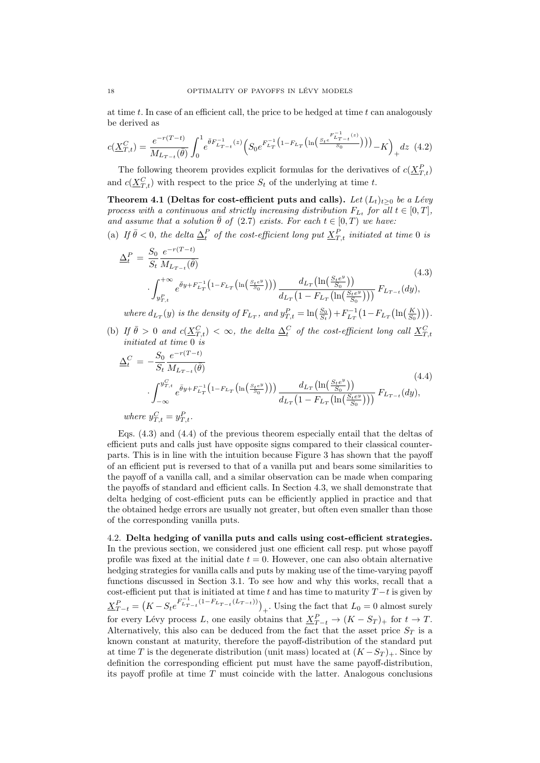at time $t$. In case of an efficient call, the price to be hedged at time $t$ can analogously be derived as

$$c(\underline{X}_{T,t}^C) = \frac{e^{-r(T-t)}}{M_{L_{T-t}}(\bar{\theta})} \int_0^1 e^{\bar{\theta} F_{L_{T-t}}^{-1}(z)} \Big( S_0 e^{F_{L_T}^{-1}\left(1 - F_{L_T}\left(\ln\left(\frac{S_t e^{F_{L_{T-t}}^{-1}(z)}}{S_0}\right)\right)\right)} - K \Big)_+ dz \quad (4.2)$$

The following theorem provides explicit formulas for the derivatives of $c(\underline{X}_{T,t}^P)$ and $c(\underline{X}_{T,t}^C)$ with respect to the price $S_t$ of the underlying at time $t$.

**Theorem 4.1 (Deltas for cost-efficient puts and calls).** *Let $(L_t)_{t\geq 0}$ be a Lévy process with a continuous and strictly increasing distribution $F_{L_t}$ for all $t \in [0,T]$, and assume that a solution $\bar{\theta}$ of (2.7) exists. For each $t \in [0,T)$ we have:*

(a) *If $\bar{\theta} < 0$, the delta $\underline{\Delta}_t^P$ of the cost-efficient long put $\underline{X}_{T,t}^P$ initiated at time 0 is*

$$\begin{aligned} \underline{\Delta}_t^P = {} & \frac{S_0}{S_t} \frac{e^{-r(T-t)}}{M_{L_{T-t}}(\bar{\theta})} \\ & \cdot \int_{y_{T,t}^P}^{+\infty} e^{\bar{\theta} y + F_{L_T}^{-1}\left(1 - F_{L_T}\left(\ln\left(\frac{S_t e^y}{S_0}\right)\right)\right)} \frac{d_{L_T}\left(\ln\left(\frac{S_t e^y}{S_0}\right)\right)}{d_{L_T}\left(1 - F_{L_T}\left(\ln\left(\frac{S_t e^y}{S_0}\right)\right)\right)} F_{L_{T-t}}(dy), \end{aligned} \quad (4.3)$$

*where $d_{L_T}(y)$ is the density of $F_{L_T}$, and $y_{T,t}^P = \ln\left(\frac{S_0}{S_t}\right) + F_{L_T}^{-1}\left(1 - F_{L_T}\left(\ln\left(\frac{K}{S_0}\right)\right)\right)$.*

(b) *If $\bar{\theta} > 0$ and $c(\underline{X}_{T,t}^C) < \infty$, the delta $\underline{\Delta}_t^C$ of the cost-efficient long call $\underline{X}_{T,t}^C$ initiated at time 0 is*

$$\begin{aligned} \underline{\Delta}_t^C = {} & -\frac{S_0}{S_t} \frac{e^{-r(T-t)}}{M_{L_{T-t}}(\bar{\theta})} \\ & \cdot \int_{-\infty}^{y_{T,t}^C} e^{\bar{\theta} y + F_{L_T}^{-1}\left(1 - F_{L_T}\left(\ln\left(\frac{S_t e^y}{S_0}\right)\right)\right)} \frac{d_{L_T}\left(\ln\left(\frac{S_t e^y}{S_0}\right)\right)}{d_{L_T}\left(1 - F_{L_T}\left(\ln\left(\frac{S_t e^y}{S_0}\right)\right)\right)} F_{L_{T-t}}(dy), \end{aligned} \quad (4.4)$$

*where $y_{T,t}^C = y_{T,t}^P$.*

Eqs. (4.3) and (4.4) of the previous theorem especially entail that the deltas of efficient puts and calls just have opposite signs compared to their classical counterparts. This is in line with the intuition because Figure 3 has shown that the payoff of an efficient put is reversed to that of a vanilla put and bears some similarities to the payoff of a vanilla call, and a similar observation can be made when comparing the payoffs of standard and efficient calls. In Section 4.3, we shall demonstrate that delta hedging of cost-efficient puts can be efficiently applied in practice and that the obtained hedge errors are usually not greater, but often even smaller than those of the corresponding vanilla puts.

4.2. **Delta hedging of vanilla puts and calls using cost-efficient strategies.** In the previous section, we considered just one efficient call resp. put whose payoff profile was fixed at the initial date $t = 0$. However, one can also obtain alternative hedging strategies for vanilla calls and puts by making use of the time-varying payoff functions discussed in Section 3.1. To see how and why this works, recall that a cost-efficient put that is initiated at time $t$ and has time to maturity $T-t$ is given by $\underline{X}_{T-t}^P = \left(K - S_t e^{F_{L_{T-t}}^{-1}(1 - F_{L_{T-t}}(L_{T-t}))}\right)_+$. Using the fact that $L_0 = 0$ almost surely for every Lévy process $L$, one easily obtains that $\underline{X}_{T-t}^P \to (K - S_T)_+$ for $t \to T$. Alternatively, this also can be deduced from the fact that the asset price $S_T$ is a known constant at maturity, therefore the payoff-distribution of the standard put at time $T$ is the degenerate distribution (unit mass) located at $(K - S_T)_+$. Since by definition the corresponding efficient put must have the same payoff-distribution, its payoff profile at time $T$ must coincide with the latter. Analogous conclusions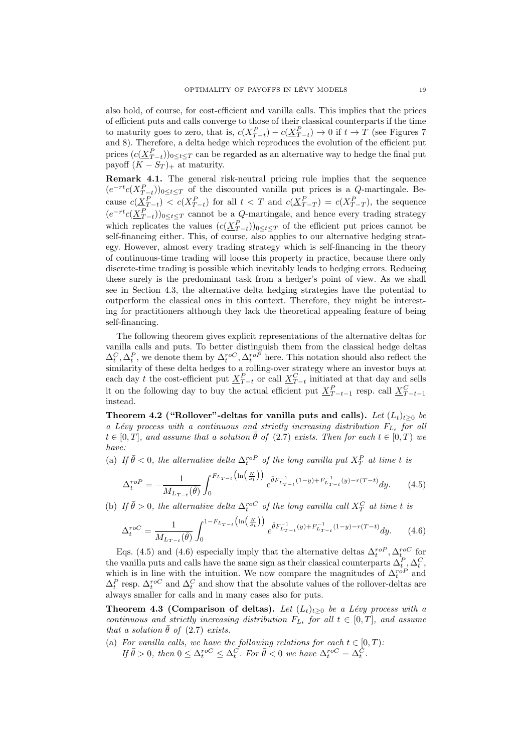also hold, of course, for cost-efficient and vanilla calls. This implies that the prices of efficient puts and calls converge to those of their classical counterparts if the time to maturity goes to zero, that is, $c(X^P_{T-t}) - c(\underline{X}^P_{T-t}) \to 0$ if $t \to T$ (see Figures 7 and 8). Therefore, a delta hedge which reproduces the evolution of the efficient put prices $(c(\underline{X}^P_{T-t}))_{0\le t\le T}$ can be regarded as an alternative way to hedge the final put payoff $(K - S_T)_+$ at maturity.

**Remark 4.1.** The general risk-neutral pricing rule implies that the sequence $(e^{-rt}c(X^P_{T-t}))_{0\le t\le T}$ of the discounted vanilla put prices is a $Q$-martingale. Because $c(\underline{X}^P_{T-t}) < c(X^P_{T-t})$ for all $t < T$ and $c(\underline{X}^P_{T-T}) = c(X^P_{T-T})$, the sequence $(e^{-rt}c(\underline{X}^P_{T-t}))_{0\le t\le T}$ cannot be a $Q$-martingale, and hence every trading strategy which replicates the values $(c(\underline{X}^P_{T-t}))_{0\le t\le T}$ of the efficient put prices cannot be self-financing either. This, of course, also applies to our alternative hedging strategy. However, almost every trading strategy which is self-financing in the theory of continuous-time trading will loose this property in practice, because there only discrete-time trading is possible which inevitably leads to hedging errors. Reducing these surely is the predominant task from a hedger's point of view. As we shall see in Section 4.3, the alternative delta hedging strategies have the potential to outperform the classical ones in this context. Therefore, they might be interesting for practitioners although they lack the theoretical appealing feature of being self-financing.

The following theorem gives explicit representations of the alternative deltas for vanilla calls and puts. To better distinguish them from the classical hedge deltas $\Delta^C_t, \Delta^P_t$, we denote them by $\Delta^{roC}_t, \Delta^{roP}_t$ here. This notation should also reflect the similarity of these delta hedges to a rolling-over strategy where an investor buys at each day $t$ the cost-efficient put $\underline{X}^P_{T-t}$ or call $\underline{X}^C_{T-t}$ initiated at that day and sells it on the following day to buy the actual efficient put $\underline{X}^P_{T-t-1}$ resp. call $\underline{X}^C_{T-t-1}$ instead.

**Theorem 4.2 ("Rollover"-deltas for vanilla puts and calls).** *Let $(L_t)_{t\ge 0}$ be a Lévy process with a continuous and strictly increasing distribution $F_{L_t}$ for all $t \in [0, T]$, and assume that a solution $\bar\theta$ of (2.7) exists. Then for each $t \in [0, T)$ we have:*

(a) *If $\bar\theta < 0$, the alternative delta $\Delta^{roP}_t$ of the long vanilla put $X^P_T$ at time $t$ is*

$$\Delta^{roP}_t = -\frac{1}{M_{L_{T-t}}(\bar\theta)} \int_0^{F_{L_{T-t}}\left(\ln\left(\frac{K}{S_t}\right)\right)} e^{\bar\theta F^{-1}_{L_{T-t}}(1-y) + F^{-1}_{L_{T-t}}(y) - r(T-t)} dy. \tag{4.5}$$

(b) *If $\bar\theta > 0$, the alternative delta $\Delta^{roC}_t$ of the long vanilla call $X^C_T$ at time $t$ is*

$$\Delta^{roC}_t = \frac{1}{M_{L_{T-t}}(\bar\theta)} \int_0^{1-F_{L_{T-t}}\left(\ln\left(\frac{K}{S_t}\right)\right)} e^{\bar\theta F^{-1}_{L_{T-t}}(y) + F^{-1}_{L_{T-t}}(1-y) - r(T-t)} dy. \tag{4.6}$$

Eqs. (4.5) and (4.6) especially imply that the alternative deltas $\Delta^{roP}_t, \Delta^{roC}_t$ for the vanilla puts and calls have the same sign as their classical counterparts $\Delta^P_t, \Delta^C_t$, which is in line with the intuition. We now compare the magnitudes of $\Delta^{roP}_t$ and $\Delta^P_t$ resp. $\Delta^{roC}_t$ and $\Delta^C_t$ and show that the absolute values of the rollover-deltas are always smaller for calls and in many cases also for puts.

**Theorem 4.3 (Comparison of deltas).** *Let $(L_t)_{t\ge 0}$ be a Lévy process with a continuous and strictly increasing distribution $F_{L_t}$ for all $t \in [0, T]$, and assume that a solution $\bar\theta$ of (2.7) exists.*

(a) *For vanilla calls, we have the following relations for each $t \in [0, T)$: If $\bar\theta > 0$, then $0 \le \Delta^{roC}_t \le \Delta^C_t$. For $\bar\theta < 0$ we have $\Delta^{roC}_t = \Delta^C_t$.*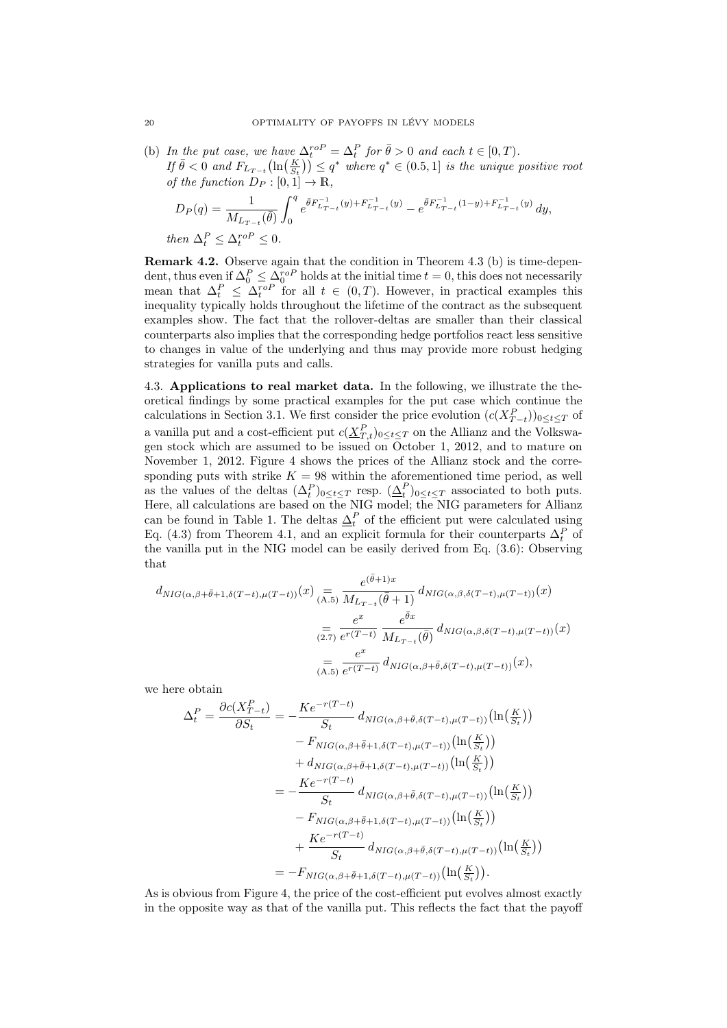(b) *In the put case, we have $\Delta_t^{roP} = \Delta_t^P$ for $\bar\theta > 0$ and each $t \in [0,T)$.*
*If $\bar\theta < 0$ and $F_{L_{T-t}}\big(\ln\big(\frac{K}{S_t}\big)\big) \le q^*$ where $q^* \in (0.5, 1]$ is the unique positive root of the function $D_P : [0,1] \to \mathbb{R}$,*

$$D_P(q) = \frac{1}{M_{L_{T-t}}(\bar\theta)} \int_0^q e^{\bar\theta F^{-1}_{L_{T-t}}(y) + F^{-1}_{L_{T-t}}(y)} - e^{\bar\theta F^{-1}_{L_{T-t}}(1-y) + F^{-1}_{L_{T-t}}(y)}\, dy,$$

*then $\Delta_t^P \le \Delta_t^{roP} \le 0$.*

**Remark 4.2.** Observe again that the condition in Theorem 4.3 (b) is time-dependent, thus even if $\Delta_0^P \le \Delta_0^{roP}$ holds at the initial time $t = 0$, this does not necessarily mean that $\Delta_t^P \le \Delta_t^{roP}$ for all $t \in (0,T)$. However, in practical examples this inequality typically holds throughout the lifetime of the contract as the subsequent examples show. The fact that the rollover-deltas are smaller than their classical counterparts also implies that the corresponding hedge portfolios react less sensitive to changes in value of the underlying and thus may provide more robust hedging strategies for vanilla puts and calls.

4.3. **Applications to real market data.** In the following, we illustrate the theoretical findings by some practical examples for the put case which continue the calculations in Section 3.1. We first consider the price evolution $(c(X^P_{T-t}))_{0\le t\le T}$ of a vanilla put and a cost-efficient put $c(\underline{X}^P_{T,t})_{0\le t\le T}$ on the Allianz and the Volkswagen stock which are assumed to be issued on October 1, 2012, and to mature on November 1, 2012. Figure 4 shows the prices of the Allianz stock and the corresponding puts with strike $K = 98$ within the aforementioned time period, as well as the values of the deltas $(\Delta_t^P)_{0\le t\le T}$ resp. $(\underline{\Delta}_t^P)_{0\le t\le T}$ associated to both puts. Here, all calculations are based on the NIG model; the NIG parameters for Allianz can be found in Table 1. The deltas $\underline{\Delta}_t^P$ of the efficient put were calculated using Eq. (4.3) from Theorem 4.1, and an explicit formula for their counterparts $\Delta_t^P$ of the vanilla put in the NIG model can be easily derived from Eq. (3.6): Observing that

$$\begin{aligned}
d_{NIG(\alpha,\beta+\bar\theta+1,\delta(T-t),\mu(T-t))}(x) &\underset{(A.5)}{=} \frac{e^{(\bar\theta+1)x}}{M_{L_{T-t}}(\bar\theta+1)}\, d_{NIG(\alpha,\beta,\delta(T-t),\mu(T-t))}(x) \\
&\underset{(2.7)}{=} \frac{e^x}{e^{r(T-t)}}\, \frac{e^{\bar\theta x}}{M_{L_{T-t}}(\bar\theta)}\, d_{NIG(\alpha,\beta,\delta(T-t),\mu(T-t))}(x) \\
&\underset{(A.5)}{=} \frac{e^x}{e^{r(T-t)}}\, d_{NIG(\alpha,\beta+\bar\theta,\delta(T-t),\mu(T-t))}(x),
\end{aligned}$$

we here obtain

$$\begin{aligned}
\Delta_t^P = \frac{\partial c(X^P_{T-t})}{\partial S_t} &= -\frac{Ke^{-r(T-t)}}{S_t}\, d_{NIG(\alpha,\beta+\bar\theta,\delta(T-t),\mu(T-t))}\big(\ln\big(\tfrac{K}{S_t}\big)\big) \\
&\quad - F_{NIG(\alpha,\beta+\bar\theta+1,\delta(T-t),\mu(T-t))}\big(\ln\big(\tfrac{K}{S_t}\big)\big) \\
&\quad + d_{NIG(\alpha,\beta+\bar\theta+1,\delta(T-t),\mu(T-t))}\big(\ln\big(\tfrac{K}{S_t}\big)\big) \\
&= -\frac{Ke^{-r(T-t)}}{S_t}\, d_{NIG(\alpha,\beta+\bar\theta,\delta(T-t),\mu(T-t))}\big(\ln\big(\tfrac{K}{S_t}\big)\big) \\
&\quad - F_{NIG(\alpha,\beta+\bar\theta+1,\delta(T-t),\mu(T-t))}\big(\ln\big(\tfrac{K}{S_t}\big)\big) \\
&\quad + \frac{Ke^{-r(T-t)}}{S_t}\, d_{NIG(\alpha,\beta+\bar\theta,\delta(T-t),\mu(T-t))}\big(\ln\big(\tfrac{K}{S_t}\big)\big) \\
&= -F_{NIG(\alpha,\beta+\bar\theta+1,\delta(T-t),\mu(T-t))}\big(\ln\big(\tfrac{K}{S_t}\big)\big).
\end{aligned}$$

As is obvious from Figure 4, the price of the cost-efficient put evolves almost exactly in the opposite way as that of the vanilla put. This reflects the fact that the payoff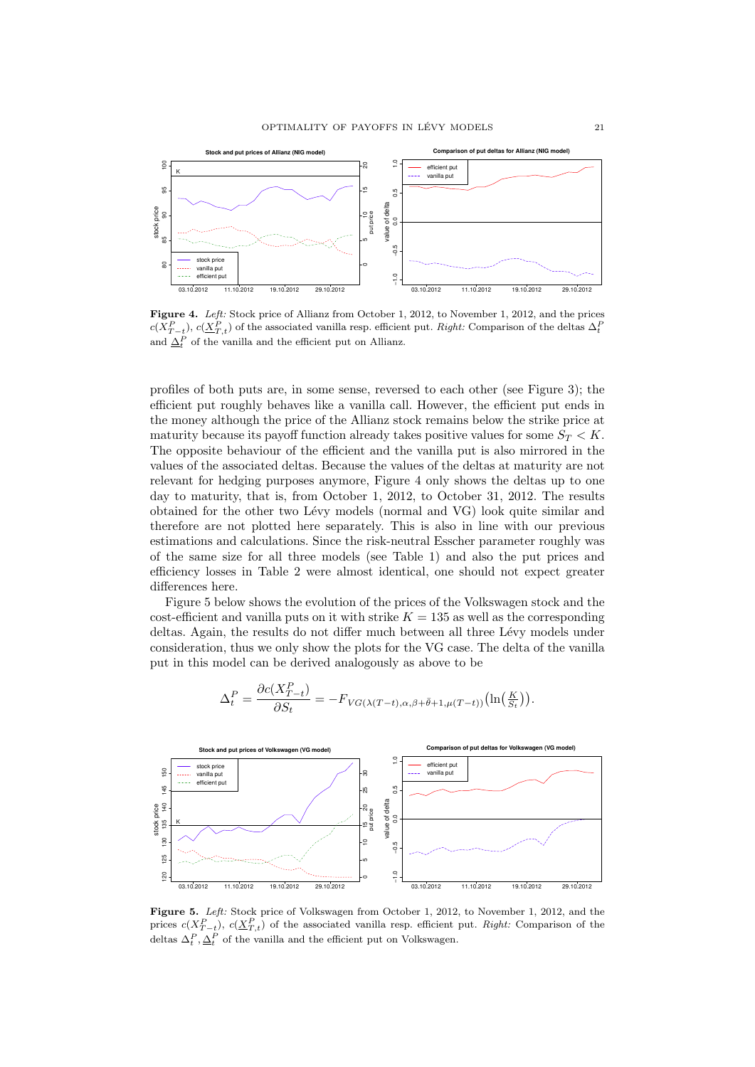**Figure 4.** *Left:* Stock price of Allianz from October 1, 2012, to November 1, 2012, and the prices $c(X^P_{T-t})$, $c(\underline{X}^P_{T,t})$ of the associated vanilla resp. efficient put. *Right:* Comparison of the deltas $\Delta^P_t$ and $\underline{\Delta}^P_t$ of the vanilla and the efficient put on Allianz.

profiles of both puts are, in some sense, reversed to each other (see Figure 3); the efficient put roughly behaves like a vanilla call. However, the efficient put ends in the money although the price of the Allianz stock remains below the strike price at maturity because its payoff function already takes positive values for some $S_T < K$. The opposite behaviour of the efficient and the vanilla put is also mirrored in the values of the associated deltas. Because the values of the deltas at maturity are not relevant for hedging purposes anymore, Figure 4 only shows the deltas up to one day to maturity, that is, from October 1, 2012, to October 31, 2012. The results obtained for the other two Lévy models (normal and VG) look quite similar and therefore are not plotted here separately. This is also in line with our previous estimations and calculations. Since the risk-neutral Esscher parameter roughly was of the same size for all three models (see Table 1) and also the put prices and efficiency losses in Table 2 were almost identical, one should not expect greater differences here.

Figure 5 below shows the evolution of the prices of the Volkswagen stock and the cost-efficient and vanilla puts on it with strike $K = 135$ as well as the corresponding deltas. Again, the results do not differ much between all three Lévy models under consideration, thus we only show the plots for the VG case. The delta of the vanilla put in this model can be derived analogously as above to be

$$\Delta^P_t = \frac{\partial c(X^P_{T-t})}{\partial S_t} = -F_{VG(\lambda(T-t),\alpha,\beta+\bar{\theta}+1,\mu(T-t))}\big(\ln\big(\tfrac{K}{S_t}\big)\big).$$

**Figure 5.** *Left:* Stock price of Volkswagen from October 1, 2012, to November 1, 2012, and the prices $c(X^P_{T-t})$, $c(\underline{X}^P_{T,t})$ of the associated vanilla resp. efficient put. *Right:* Comparison of the deltas $\Delta^P_t, \underline{\Delta}^P_t$ of the vanilla and the efficient put on Volkswagen.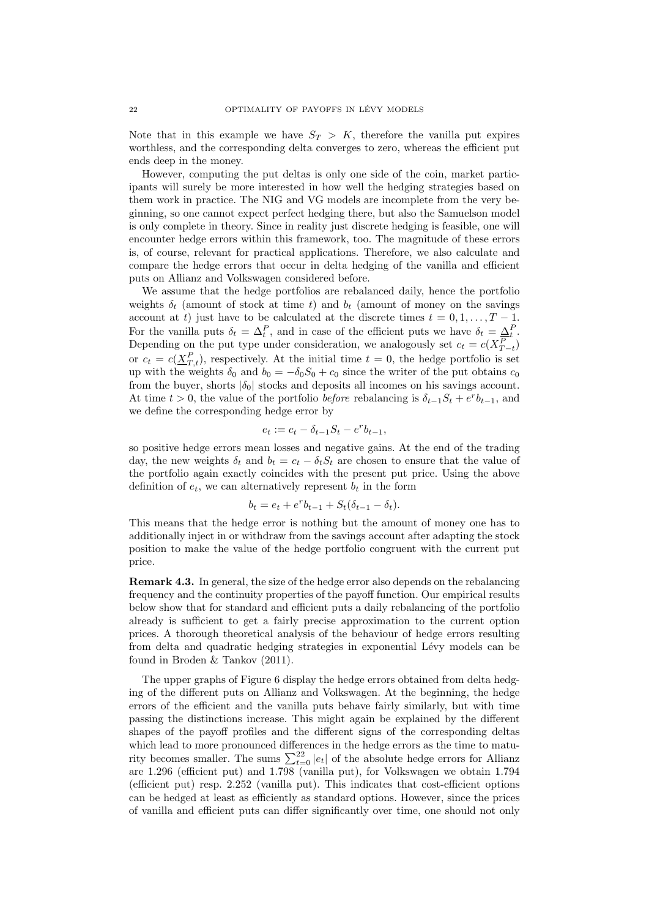Note that in this example we have $S_T > K$, therefore the vanilla put expires worthless, and the corresponding delta converges to zero, whereas the efficient put ends deep in the money.

However, computing the put deltas is only one side of the coin, market participants will surely be more interested in how well the hedging strategies based on them work in practice. The NIG and VG models are incomplete from the very beginning, so one cannot expect perfect hedging there, but also the Samuelson model is only complete in theory. Since in reality just discrete hedging is feasible, one will encounter hedge errors within this framework, too. The magnitude of these errors is, of course, relevant for practical applications. Therefore, we also calculate and compare the hedge errors that occur in delta hedging of the vanilla and efficient puts on Allianz and Volkswagen considered before.

We assume that the hedge portfolios are rebalanced daily, hence the portfolio weights $\delta_t$ (amount of stock at time $t$) and $b_t$ (amount of money on the savings account at $t$) just have to be calculated at the discrete times $t = 0, 1, \ldots, T-1$. For the vanilla puts $\delta_t = \Delta_t^P$, and in case of the efficient puts we have $\delta_t = \underline{\Delta}_t^P$. Depending on the put type under consideration, we analogously set $c_t = c(X_{T-t}^P)$ or $c_t = c(\underline{X}_{T,t}^P)$, respectively. At the initial time $t = 0$, the hedge portfolio is set up with the weights $\delta_0$ and $b_0 = -\delta_0 S_0 + c_0$ since the writer of the put obtains $c_0$ from the buyer, shorts $|\delta_0|$ stocks and deposits all incomes on his savings account. At time $t > 0$, the value of the portfolio *before* rebalancing is $\delta_{t-1} S_t + e^r b_{t-1}$, and we define the corresponding hedge error by

$$e_t := c_t - \delta_{t-1} S_t - e^r b_{t-1},$$

so positive hedge errors mean losses and negative gains. At the end of the trading day, the new weights $\delta_t$ and $b_t = c_t - \delta_t S_t$ are chosen to ensure that the value of the portfolio again exactly coincides with the present put price. Using the above definition of $e_t$, we can alternatively represent $b_t$ in the form

$$b_t = e_t + e^r b_{t-1} + S_t(\delta_{t-1} - \delta_t).$$

This means that the hedge error is nothing but the amount of money one has to additionally inject in or withdraw from the savings account after adapting the stock position to make the value of the hedge portfolio congruent with the current put price.

**Remark 4.3.** In general, the size of the hedge error also depends on the rebalancing frequency and the continuity properties of the payoff function. Our empirical results below show that for standard and efficient puts a daily rebalancing of the portfolio already is sufficient to get a fairly precise approximation to the current option prices. A thorough theoretical analysis of the behaviour of hedge errors resulting from delta and quadratic hedging strategies in exponential Lévy models can be found in Broden & Tankov (2011).

The upper graphs of Figure 6 display the hedge errors obtained from delta hedging of the different puts on Allianz and Volkswagen. At the beginning, the hedge errors of the efficient and the vanilla puts behave fairly similarly, but with time passing the distinctions increase. This might again be explained by the different shapes of the payoff profiles and the different signs of the corresponding deltas which lead to more pronounced differences in the hedge errors as the time to maturity becomes smaller. The sums $\sum_{t=0}^{22} |e_t|$ of the absolute hedge errors for Allianz are 1.296 (efficient put) and 1.798 (vanilla put), for Volkswagen we obtain 1.794 (efficient put) resp. 2.252 (vanilla put). This indicates that cost-efficient options can be hedged at least as efficiently as standard options. However, since the prices of vanilla and efficient puts can differ significantly over time, one should not only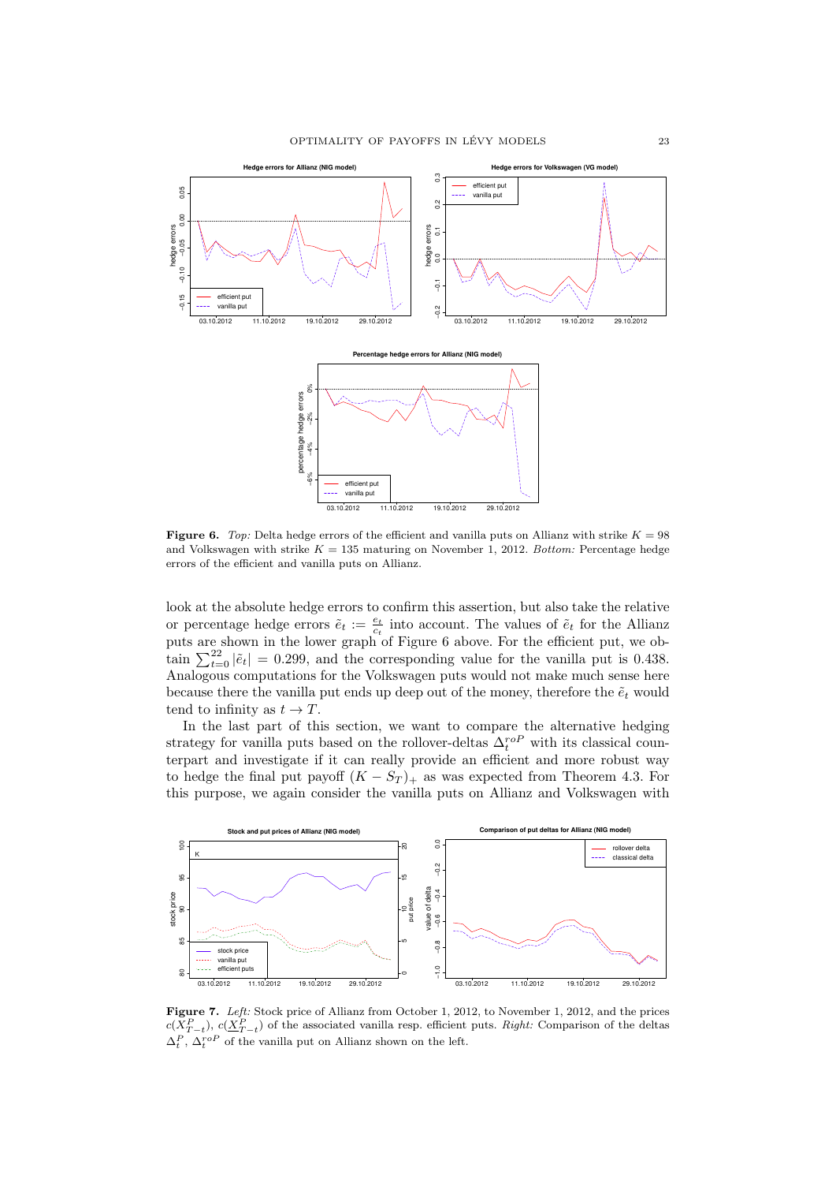**Figure 6.** *Top:* Delta hedge errors of the efficient and vanilla puts on Allianz with strike $K = 98$ and Volkswagen with strike $K = 135$ maturing on November 1, 2012. *Bottom:* Percentage hedge errors of the efficient and vanilla puts on Allianz.

look at the absolute hedge errors to confirm this assertion, but also take the relative or percentage hedge errors $\tilde{e}_t := \frac{e_t}{c_t}$ into account. The values of $\tilde{e}_t$ for the Allianz puts are shown in the lower graph of Figure 6 above. For the efficient put, we obtain $\sum_{t=0}^{22} |\tilde{e}_t| = 0.299$, and the corresponding value for the vanilla put is 0.438. Analogous computations for the Volkswagen puts would not make much sense here because there the vanilla put ends up deep out of the money, therefore the $\tilde{e}_t$ would tend to infinity as $t \to T$.

In the last part of this section, we want to compare the alternative hedging strategy for vanilla puts based on the rollover-deltas $\Delta_t^{roP}$ with its classical counterpart and investigate if it can really provide an efficient and more robust way to hedge the final put payoff $(K - S_T)_+$ as was expected from Theorem 4.3. For this purpose, we again consider the vanilla puts on Allianz and Volkswagen with

**Figure 7.** *Left:* Stock price of Allianz from October 1, 2012, to November 1, 2012, and the prices $c(\overline{X}_{T-t}^P)$, $c(\underline{X}_{T-t}^P)$ of the associated vanilla resp. efficient puts. *Right:* Comparison of the deltas $\Delta_t^P$, $\Delta_t^{roP}$ of the vanilla put on Allianz shown on the left.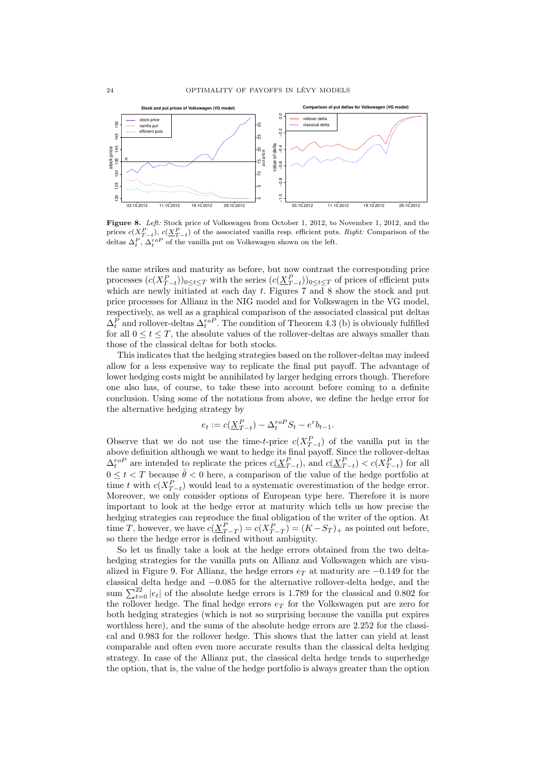**Figure 8.** *Left:* Stock price of Volkswagen from October 1, 2012, to November 1, 2012, and the prices $c(X^P_{T-t})$, $c(\underline{X}^P_{T-t})$ of the associated vanilla resp. efficient puts. *Right:* Comparison of the deltas $\Delta^P_t$, $\Delta^{roP}_t$ of the vanilla put on Volkswagen shown on the left.

the same strikes and maturity as before, but now contrast the corresponding price processes $(c(X^P_{T-t}))_{0\le t\le T}$ with the series $(c(\underline{X}^P_{T-t}))_{0\le t\le T}$ of prices of efficient puts which are newly initiated at each day $t$. Figures 7 and 8 show the stock and put price processes for Allianz in the NIG model and for Volkswagen in the VG model, respectively, as well as a graphical comparison of the associated classical put deltas $\Delta^P_t$ and rollover-deltas $\Delta^{roP}_t$. The condition of Theorem 4.3 (b) is obviously fulfilled for all $0 \le t \le T$, the absolute values of the rollover-deltas are always smaller than those of the classical deltas for both stocks.

This indicates that the hedging strategies based on the rollover-deltas may indeed allow for a less expensive way to replicate the final put payoff. The advantage of lower hedging costs might be annihilated by larger hedging errors though. Therefore one also has, of course, to take these into account before coming to a definite conclusion. Using some of the notations from above, we define the hedge error for the alternative hedging strategy by

$$e_t := c(\underline{X}^P_{T-t}) - \Delta^{roP}_t S_t - e^r b_{t-1}.$$

Observe that we do not use the time-$t$-price $c(X^P_{T-t})$ of the vanilla put in the above definition although we want to hedge its final payoff. Since the rollover-deltas $\Delta^{roP}_t$ are intended to replicate the prices $c(\underline{X}^P_{T-t})$, and $c(\underline{X}^P_{T-t}) < c(X^P_{T-t})$ for all $0 \le t < T$ because $\bar{\theta} < 0$ here, a comparison of the value of the hedge portfolio at time $t$ with $c(X^P_{T-t})$ would lead to a systematic overestimation of the hedge error. Moreover, we only consider options of European type here. Therefore it is more important to look at the hedge error at maturity which tells us how precise the hedging strategies can reproduce the final obligation of the writer of the option. At time $T$, however, we have $c(\underline{X}^P_{T-T}) = c(X^P_{T-T}) = (K - S_T)_+$ as pointed out before, so there the hedge error is defined without ambiguity.

So let us finally take a look at the hedge errors obtained from the two delta-hedging strategies for the vanilla puts on Allianz and Volkswagen which are visualized in Figure 9. For Allianz, the hedge errors $e_T$ at maturity are $-0.149$ for the classical delta hedge and $-0.085$ for the alternative rollover-delta hedge, and the sum $\sum_{t=0}^{22} |e_t|$ of the absolute hedge errors is 1.789 for the classical and 0.802 for the rollover hedge. The final hedge errors $e_T$ for the Volkswagen put are zero for both hedging strategies (which is not so surprising because the vanilla put expires worthless here), and the sums of the absolute hedge errors are 2.252 for the classical and 0.983 for the rollover hedge. This shows that the latter can yield at least comparable and often even more accurate results than the classical delta hedging strategy. In case of the Allianz put, the classical delta hedge tends to superhedge the option, that is, the value of the hedge portfolio is always greater than the option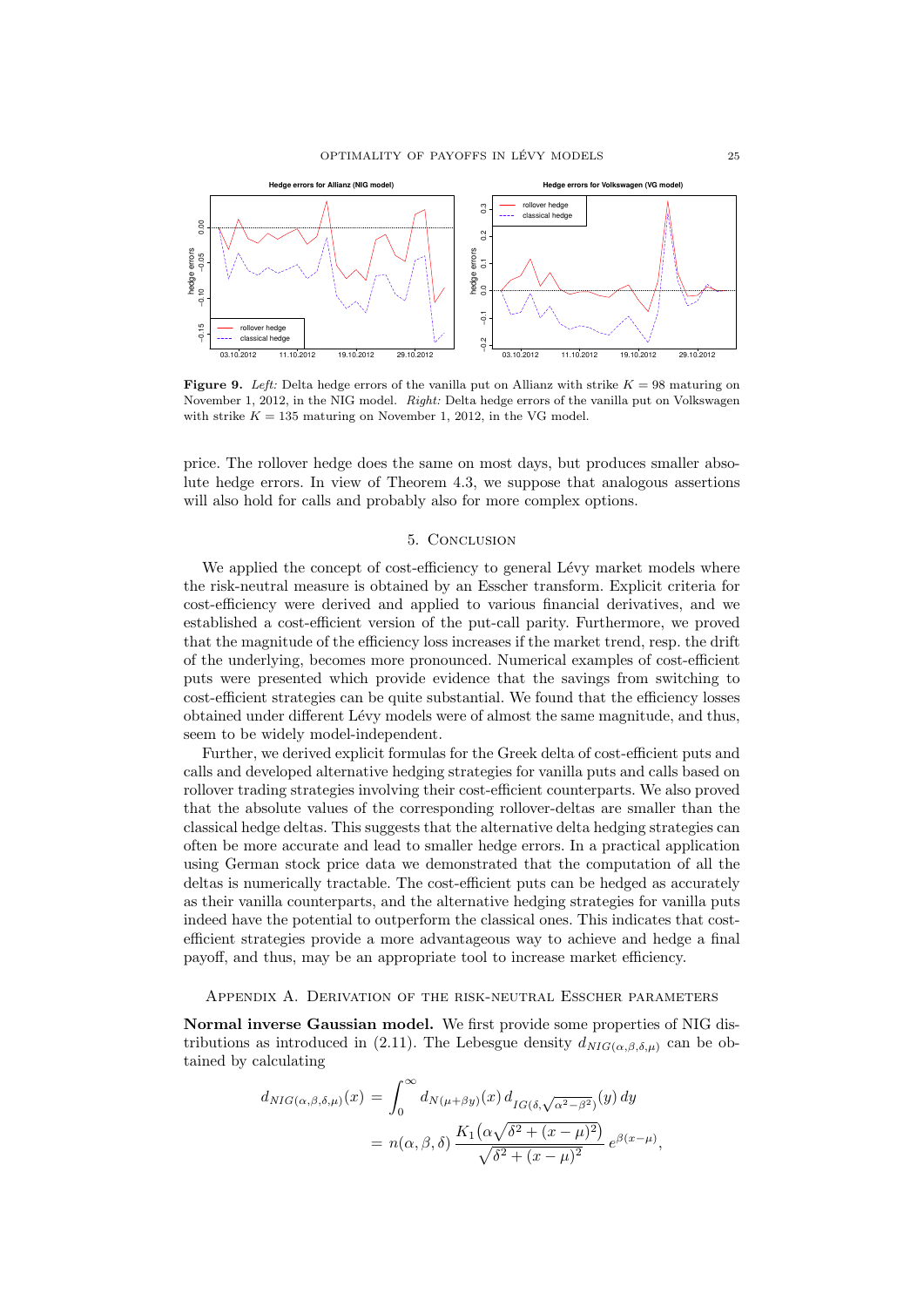**Figure 9.** *Left:* Delta hedge errors of the vanilla put on Allianz with strike $K = 98$ maturing on November 1, 2012, in the NIG model. *Right:* Delta hedge errors of the vanilla put on Volkswagen with strike $K = 135$ maturing on November 1, 2012, in the VG model.

price. The rollover hedge does the same on most days, but produces smaller absolute hedge errors. In view of Theorem 4.3, we suppose that analogous assertions will also hold for calls and probably also for more complex options.

## 5. Conclusion

We applied the concept of cost-efficiency to general Lévy market models where the risk-neutral measure is obtained by an Esscher transform. Explicit criteria for cost-efficiency were derived and applied to various financial derivatives, and we established a cost-efficient version of the put-call parity. Furthermore, we proved that the magnitude of the efficiency loss increases if the market trend, resp. the drift of the underlying, becomes more pronounced. Numerical examples of cost-efficient puts were presented which provide evidence that the savings from switching to cost-efficient strategies can be quite substantial. We found that the efficiency losses obtained under different Lévy models were of almost the same magnitude, and thus, seem to be widely model-independent.

Further, we derived explicit formulas for the Greek delta of cost-efficient puts and calls and developed alternative hedging strategies for vanilla puts and calls based on rollover trading strategies involving their cost-efficient counterparts. We also proved that the absolute values of the corresponding rollover-deltas are smaller than the classical hedge deltas. This suggests that the alternative delta hedging strategies can often be more accurate and lead to smaller hedge errors. In a practical application using German stock price data we demonstrated that the computation of all the deltas is numerically tractable. The cost-efficient puts can be hedged as accurately as their vanilla counterparts, and the alternative hedging strategies for vanilla puts indeed have the potential to outperform the classical ones. This indicates that cost-efficient strategies provide a more advantageous way to achieve and hedge a final payoff, and thus, may be an appropriate tool to increase market efficiency.

## Appendix A. Derivation of the risk-neutral Esscher parameters

**Normal inverse Gaussian model.** We first provide some properties of NIG distributions as introduced in (2.11). The Lebesgue density $d_{NIG(\alpha,\beta,\delta,\mu)}$ can be obtained by calculating

$$
\begin{aligned}
d_{NIG(\alpha,\beta,\delta,\mu)}(x) &= \int_0^\infty d_{N(\mu+\beta y)}(x)\, d_{IG(\delta,\sqrt{\alpha^2-\beta^2})}(y)\, dy \\
&= n(\alpha,\beta,\delta)\, \frac{K_1\big(\alpha\sqrt{\delta^2+(x-\mu)^2}\big)}{\sqrt{\delta^2+(x-\mu)^2}}\, e^{\beta(x-\mu)},
\end{aligned}
$$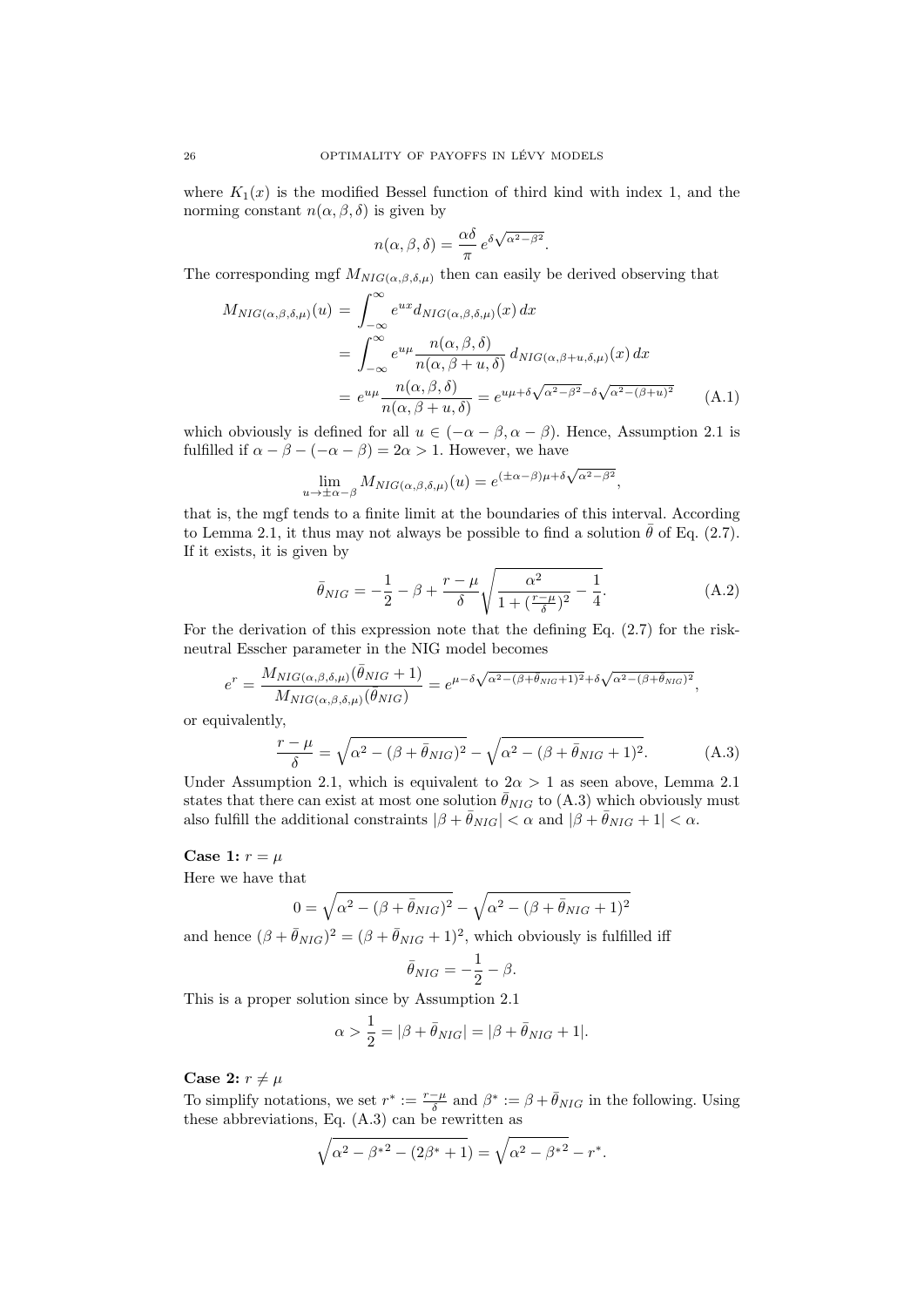where $K_1(x)$ is the modified Bessel function of third kind with index 1, and the norming constant $n(\alpha, \beta, \delta)$ is given by

$$n(\alpha, \beta, \delta) = \frac{\alpha\delta}{\pi} e^{\delta\sqrt{\alpha^2-\beta^2}}.$$

The corresponding mgf $M_{NIG(\alpha,\beta,\delta,\mu)}$ then can easily be derived observing that

$$\begin{aligned} M_{NIG(\alpha,\beta,\delta,\mu)}(u) &= \int_{-\infty}^{\infty} e^{ux} d_{NIG(\alpha,\beta,\delta,\mu)}(x)\, dx \\ &= \int_{-\infty}^{\infty} e^{u\mu} \frac{n(\alpha,\beta,\delta)}{n(\alpha,\beta+u,\delta)}\, d_{NIG(\alpha,\beta+u,\delta,\mu)}(x)\, dx \\ &= e^{u\mu} \frac{n(\alpha,\beta,\delta)}{n(\alpha,\beta+u,\delta)} = e^{u\mu+\delta\sqrt{\alpha^2-\beta^2}-\delta\sqrt{\alpha^2-(\beta+u)^2}} \qquad \text{(A.1)} \end{aligned}$$

which obviously is defined for all $u \in (-\alpha-\beta, \alpha-\beta)$. Hence, Assumption 2.1 is fulfilled if $\alpha - \beta - (-\alpha - \beta) = 2\alpha > 1$. However, we have

$$\lim_{u \to \pm\alpha-\beta} M_{NIG(\alpha,\beta,\delta,\mu)}(u) = e^{(\pm\alpha-\beta)\mu+\delta\sqrt{\alpha^2-\beta^2}},$$

that is, the mgf tends to a finite limit at the boundaries of this interval. According to Lemma 2.1, it thus may not always be possible to find a solution $\bar{\theta}$ of Eq. (2.7). If it exists, it is given by

$$\bar{\theta}_{NIG} = -\frac{1}{2} - \beta + \frac{r-\mu}{\delta}\sqrt{\frac{\alpha^2}{1+(\frac{r-\mu}{\delta})^2} - \frac{1}{4}}. \qquad \text{(A.2)}$$

For the derivation of this expression note that the defining Eq. (2.7) for the risk-neutral Esscher parameter in the NIG model becomes

$$e^r = \frac{M_{NIG(\alpha,\beta,\delta,\mu)}(\bar{\theta}_{NIG}+1)}{M_{NIG(\alpha,\beta,\delta,\mu)}(\bar{\theta}_{NIG})} = e^{\mu-\delta\sqrt{\alpha^2-(\beta+\bar{\theta}_{NIG}+1)^2}+\delta\sqrt{\alpha^2-(\beta+\bar{\theta}_{NIG})^2}},$$

or equivalently,

$$\frac{r-\mu}{\delta} = \sqrt{\alpha^2-(\beta+\bar{\theta}_{NIG})^2} - \sqrt{\alpha^2-(\beta+\bar{\theta}_{NIG}+1)^2}. \qquad \text{(A.3)}$$

Under Assumption 2.1, which is equivalent to $2\alpha > 1$ as seen above, Lemma 2.1 states that there can exist at most one solution $\bar{\theta}_{NIG}$ to (A.3) which obviously must also fulfill the additional constraints $|\beta + \bar{\theta}_{NIG}| < \alpha$ and $|\beta + \bar{\theta}_{NIG} + 1| < \alpha$.

**Case 1:** $r = \mu$

Here we have that

$$0 = \sqrt{\alpha^2-(\beta+\bar{\theta}_{NIG})^2} - \sqrt{\alpha^2-(\beta+\bar{\theta}_{NIG}+1)^2}$$

and hence $(\beta + \bar{\theta}_{NIG})^2 = (\beta + \bar{\theta}_{NIG} + 1)^2$, which obviously is fulfilled iff

$$\bar{\theta}_{NIG} = -\frac{1}{2} - \beta.$$

This is a proper solution since by Assumption 2.1

$$\alpha > \frac{1}{2} = |\beta + \bar{\theta}_{NIG}| = |\beta + \bar{\theta}_{NIG} + 1|.$$

**Case 2:** $r \neq \mu$

To simplify notations, we set $r^* := \frac{r-\mu}{\delta}$ and $\beta^* := \beta + \bar{\theta}_{NIG}$ in the following. Using these abbreviations, Eq. (A.3) can be rewritten as

$$\sqrt{\alpha^2 - \beta^{*2} - (2\beta^* + 1)} = \sqrt{\alpha^2 - \beta^{*2}} - r^*.$$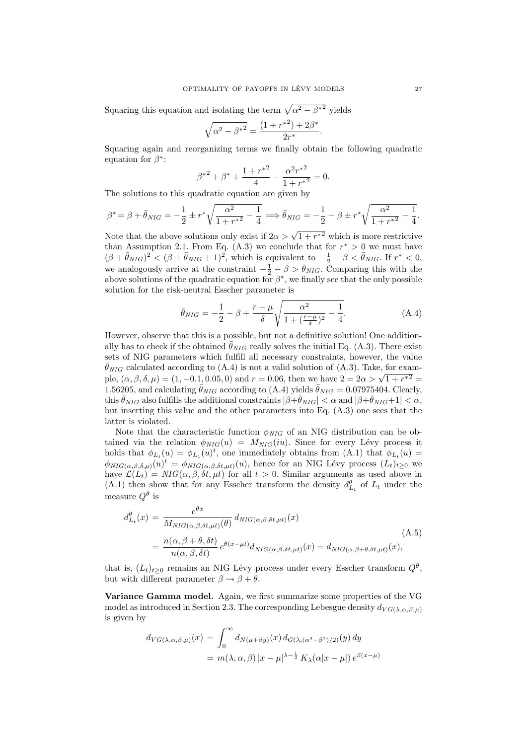Squaring this equation and isolating the term $\sqrt{\alpha^2 - \beta^{*2}}$ yields

$$\sqrt{\alpha^2 - \beta^{*2}} = \frac{(1 + r^{*2}) + 2\beta^*}{2r^*}.$$

Squaring again and reorganizing terms we finally obtain the following quadratic equation for $\beta^*$:

$$\beta^{*2} + \beta^* + \frac{1 + r^{*2}}{4} - \frac{\alpha^2 r^{*2}}{1 + r^{*2}} = 0.$$

The solutions to this quadratic equation are given by

$$\beta^* = \beta + \bar{\theta}_{NIG} = -\frac{1}{2} \pm r^* \sqrt{\frac{\alpha^2}{1 + r^{*2}} - \frac{1}{4}} \Longrightarrow \bar{\theta}_{NIG} = -\frac{1}{2} - \beta \pm r^* \sqrt{\frac{\alpha^2}{1 + r^{*2}} - \frac{1}{4}}.$$

Note that the above solutions only exist if $2\alpha > \sqrt{1 + r^{*2}}$ which is more restrictive than Assumption 2.1. From Eq. (A.3) we conclude that for $r^* > 0$ we must have $(\beta + \bar{\theta}_{NIG})^2 < (\beta + \bar{\theta}_{NIG} + 1)^2$, which is equivalent to $-\frac{1}{2} - \beta < \bar{\theta}_{NIG}$. If $r^* < 0$, we analogously arrive at the constraint $-\frac{1}{2} - \beta > \bar{\theta}_{NIG}$. Comparing this with the above solutions of the quadratic equation for $\beta^*$, we finally see that the only possible solution for the risk-neutral Esscher parameter is

$$\bar{\theta}_{NIG} = -\frac{1}{2} - \beta + \frac{r - \mu}{\delta} \sqrt{\frac{\alpha^2}{1 + (\frac{r-\mu}{\delta})^2} - \frac{1}{4}}. \tag{A.4}$$

However, observe that this is a possible, but not a definitive solution! One additionally has to check if the obtained $\bar{\theta}_{NIG}$ really solves the initial Eq. (A.3). There exist sets of NIG parameters which fulfill all necessary constraints, however, the value $\bar{\theta}_{NIG}$ calculated according to (A.4) is not a valid solution of (A.3). Take, for example, $(\alpha, \beta, \delta, \mu) = (1, -0.1, 0.05, 0)$ and $r = 0.06$, then we have $2 = 2\alpha > \sqrt{1 + r^{*2}} = 1.56205$, and calculating $\bar{\theta}_{NIG}$ according to (A.4) yields $\bar{\theta}_{NIG} = 0.07975404$. Clearly, this $\bar{\theta}_{NIG}$ also fulfills the additional constraints $|\beta + \bar{\theta}_{NIG}| < \alpha$ and $|\beta + \bar{\theta}_{NIG} + 1| < \alpha$, but inserting this value and the other parameters into Eq. (A.3) one sees that the latter is violated.

Note that the characteristic function $\phi_{NIG}$ of an NIG distribution can be obtained via the relation $\phi_{NIG}(u) = M_{NIG}(iu)$. Since for every Lévy process it holds that $\phi_{L_t}(u) = \phi_{L_1}(u)^t$, one immediately obtains from (A.1) that $\phi_{L_t}(u) = \phi_{NIG(\alpha,\beta,\delta,\mu)}(u)^t = \phi_{NIG(\alpha,\beta,\delta t,\mu t)}(u)$, hence for an NIG Lévy process $(L_t)_{t\geq 0}$ we have $\mathcal{L}(L_t) = NIG(\alpha, \beta, \delta t, \mu t)$ for all $t > 0$. Similar arguments as used above in (A.1) then show that for any Esscher transform the density $d^{\theta}_{L_t}$ of $L_t$ under the measure $Q^\theta$ is

$$\begin{aligned} d^{\theta}_{L_t}(x) &= \frac{e^{\theta x}}{M_{NIG(\alpha,\beta,\delta t,\mu t)}(\theta)}\, d_{NIG(\alpha,\beta,\delta t,\mu t)}(x) \\ &= \frac{n(\alpha, \beta + \theta, \delta t)}{n(\alpha, \beta, \delta t)}\, e^{\theta(x - \mu t)} d_{NIG(\alpha,\beta,\delta t,\mu t)}(x) = d_{NIG(\alpha,\beta+\theta,\delta t,\mu t)}(x), \end{aligned} \tag{A.5}$$

that is, $(L_t)_{t\geq 0}$ remains an NIG Lévy process under every Esscher transform $Q^\theta$, but with different parameter $\beta \rightsquigarrow \beta + \theta$.

**Variance Gamma model.** Again, we first summarize some properties of the VG model as introduced in Section 2.3. The corresponding Lebesgue density $d_{VG(\lambda,\alpha,\beta,\mu)}$ is given by

$$\begin{aligned} d_{VG(\lambda,\alpha,\beta,\mu)}(x) &= \int_0^\infty d_{N(\mu+\beta y)}(x)\, d_{G(\lambda,(\alpha^2-\beta^2)/2)}(y)\, dy \\ &= m(\lambda, \alpha, \beta)\, |x - \mu|^{\lambda - \frac{1}{2}}\, K_\lambda(\alpha|x - \mu|)\, e^{\beta(x-\mu)} \end{aligned}$$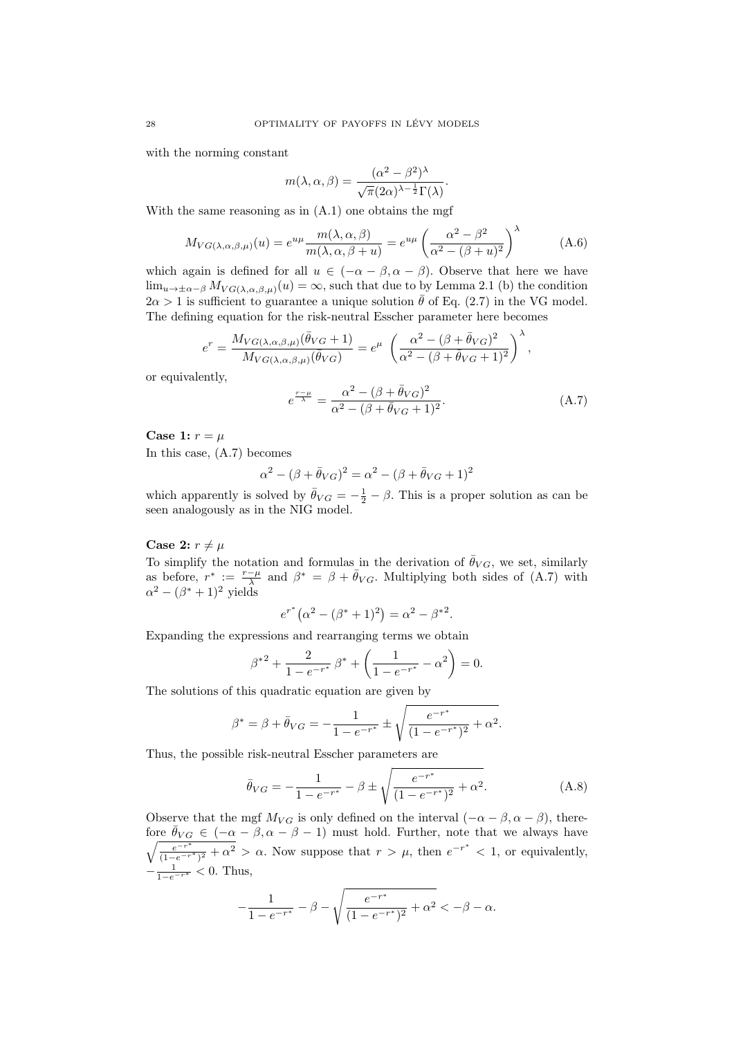with the norming constant

$$m(\lambda, \alpha, \beta) = \frac{(\alpha^2 - \beta^2)^\lambda}{\sqrt{\pi}(2\alpha)^{\lambda - \frac{1}{2}}\Gamma(\lambda)}.$$

With the same reasoning as in (A.1) one obtains the mgf

$$M_{VG(\lambda,\alpha,\beta,\mu)}(u) = e^{u\mu}\frac{m(\lambda, \alpha, \beta)}{m(\lambda, \alpha, \beta + u)} = e^{u\mu}\left(\frac{\alpha^2 - \beta^2}{\alpha^2 - (\beta + u)^2}\right)^\lambda \tag{A.6}$$

which again is defined for all $u \in (-\alpha - \beta, \alpha - \beta)$. Observe that here we have $\lim_{u \to \pm\alpha - \beta} M_{VG(\lambda,\alpha,\beta,\mu)}(u) = \infty$, such that due to by Lemma 2.1 (b) the condition $2\alpha > 1$ is sufficient to guarantee a unique solution $\bar{\theta}$ of Eq. (2.7) in the VG model. The defining equation for the risk-neutral Esscher parameter here becomes

$$e^r = \frac{M_{VG(\lambda,\alpha,\beta,\mu)}(\bar{\theta}_{VG} + 1)}{M_{VG(\lambda,\alpha,\beta,\mu)}(\theta_{VG})} = e^\mu \left(\frac{\alpha^2 - (\beta + \bar{\theta}_{VG})^2}{\alpha^2 - (\beta + \bar{\theta}_{VG} + 1)^2}\right)^\lambda,$$

or equivalently,

$$e^{\frac{r-\mu}{\lambda}} = \frac{\alpha^2 - (\beta + \bar{\theta}_{VG})^2}{\alpha^2 - (\beta + \bar{\theta}_{VG} + 1)^2}. \tag{A.7}$$

**Case 1:** $r = \mu$

In this case, (A.7) becomes

$$\alpha^2 - (\beta + \bar{\theta}_{VG})^2 = \alpha^2 - (\beta + \bar{\theta}_{VG} + 1)^2$$

which apparently is solved by $\bar{\theta}_{VG} = -\frac{1}{2} - \beta$. This is a proper solution as can be seen analogously as in the NIG model.

**Case 2:** $r \neq \mu$

To simplify the notation and formulas in the derivation of $\bar{\theta}_{VG}$, we set, similarly as before, $r^* := \frac{r-\mu}{\lambda}$ and $\beta^* = \beta + \bar{\theta}_{VG}$. Multiplying both sides of (A.7) with $\alpha^2 - (\beta^* + 1)^2$ yields

$$e^{r^*}\left(\alpha^2 - (\beta^* + 1)^2\right) = \alpha^2 - \beta^{*2}.$$

Expanding the expressions and rearranging terms we obtain

$$\beta^{*2} + \frac{2}{1 - e^{-r^*}}\,\beta^* + \left(\frac{1}{1 - e^{-r^*}} - \alpha^2\right) = 0.$$

The solutions of this quadratic equation are given by

$$\beta^* = \beta + \bar{\theta}_{VG} = -\frac{1}{1 - e^{-r^*}} \pm \sqrt{\frac{e^{-r^*}}{(1 - e^{-r^*})^2} + \alpha^2}.$$

Thus, the possible risk-neutral Esscher parameters are

$$\bar{\theta}_{VG} = -\frac{1}{1 - e^{-r^*}} - \beta \pm \sqrt{\frac{e^{-r^*}}{(1 - e^{-r^*})^2} + \alpha^2}. \tag{A.8}$$

Observe that the mgf $M_{VG}$ is only defined on the interval $(-\alpha - \beta, \alpha - \beta)$, therefore $\bar{\theta}_{VG} \in (-\alpha - \beta, \alpha - \beta - 1)$ must hold. Further, note that we always have $\sqrt{\frac{e^{-r^*}}{(1-e^{-r^*})^2} + \alpha^2} > \alpha$. Now suppose that $r > \mu$, then $e^{-r^*} < 1$, or equivalently, $-\frac{1}{1-e^{-r^*}} < 0$. Thus,

$$-\frac{1}{1 - e^{-r^*}} - \beta - \sqrt{\frac{e^{-r^*}}{(1 - e^{-r^*})^2} + \alpha^2} < -\beta - \alpha.$$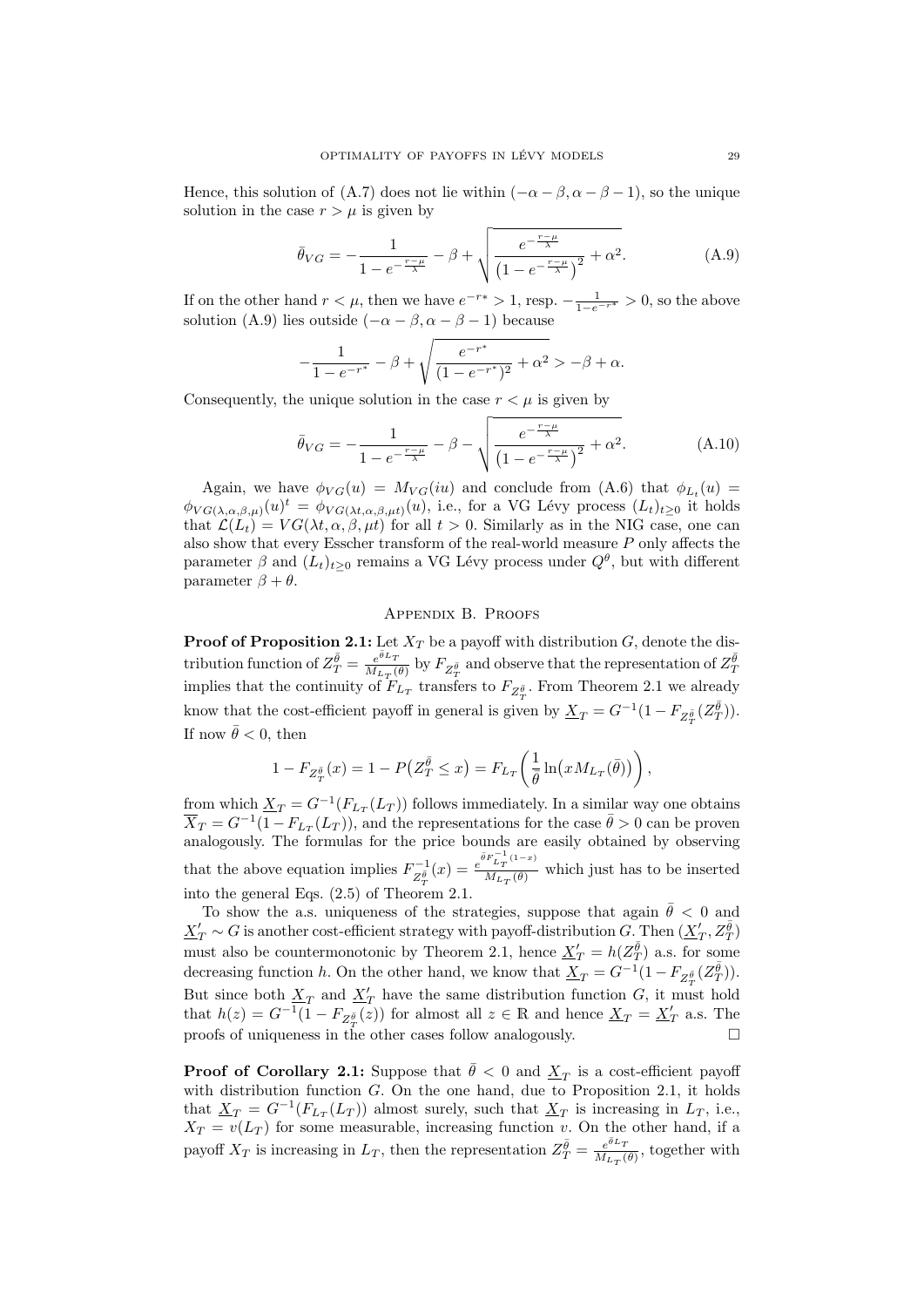Hence, this solution of (A.7) does not lie within $(-\alpha-\beta, \alpha-\beta-1)$, so the unique solution in the case $r > \mu$ is given by

$$\bar{\theta}_{VG} = -\frac{1}{1-e^{-\frac{r-\mu}{\lambda}}} - \beta + \sqrt{\frac{e^{-\frac{r-\mu}{\lambda}}}{\left(1-e^{-\frac{r-\mu}{\lambda}}\right)^2} + \alpha^2}. \tag{A.9}$$

If on the other hand $r < \mu$, then we have $e^{-r*} > 1$, resp. $-\frac{1}{1-e^{-r*}} > 0$, so the above solution (A.9) lies outside $(-\alpha-\beta, \alpha-\beta-1)$ because

$$-\frac{1}{1-e^{-r^*}} - \beta + \sqrt{\frac{e^{-r^*}}{(1-e^{-r^*})^2} + \alpha^2} > -\beta + \alpha.$$

Consequently, the unique solution in the case $r < \mu$ is given by

$$\bar{\theta}_{VG} = -\frac{1}{1-e^{-\frac{r-\mu}{\lambda}}} - \beta - \sqrt{\frac{e^{-\frac{r-\mu}{\lambda}}}{\left(1-e^{-\frac{r-\mu}{\lambda}}\right)^2} + \alpha^2}. \tag{A.10}$$

Again, we have $\phi_{VG}(u) = M_{VG}(iu)$ and conclude from (A.6) that $\phi_{L_t}(u) = \phi_{VG(\lambda,\alpha,\beta,\mu)}(u)^t = \phi_{VG(\lambda t,\alpha,\beta,\mu t)}(u)$, i.e., for a VG Lévy process $(L_t)_{t\geq 0}$ it holds that $\mathcal{L}(L_t) = VG(\lambda t, \alpha, \beta, \mu t)$ for all $t > 0$. Similarly as in the NIG case, one can also show that every Esscher transform of the real-world measure $P$ only affects the parameter $\beta$ and $(L_t)_{t\geq 0}$ remains a VG Lévy process under $Q^\theta$, but with different parameter $\beta + \theta$.

## Appendix B. Proofs

**Proof of Proposition 2.1:** Let $X_T$ be a payoff with distribution $G$, denote the distribution function of $Z_T^{\bar{\theta}} = \frac{e^{\bar{\theta} L_T}}{M_{L_T}(\theta)}$ by $F_{Z_T^{\bar{\theta}}}$ and observe that the representation of $Z_T^{\bar{\theta}}$ implies that the continuity of $F_{L_T}$ transfers to $F_{Z_T^{\bar{\theta}}}$. From Theorem 2.1 we already know that the cost-efficient payoff in general is given by $\underline{X}_T = G^{-1}(1 - F_{Z_T^{\bar{\theta}}}(Z_T^{\bar{\theta}}))$. If now $\bar{\theta} < 0$, then

$$1 - F_{Z_T^{\bar{\theta}}}(x) = 1 - P\big(Z_T^{\bar{\theta}} \leq x\big) = F_{L_T}\left(\frac{1}{\bar{\theta}} \ln\big(x M_{L_T}(\bar{\theta})\big)\right),$$

from which $\underline{X}_T = G^{-1}(F_{L_T}(L_T))$ follows immediately. In a similar way one obtains $\overline{X}_T = G^{-1}(1 - F_{L_T}(L_T))$, and the representations for the case $\bar{\theta} > 0$ can be proven analogously. The formulas for the price bounds are easily obtained by observing that the above equation implies $F^{-1}_{Z_T^{\bar{\theta}}}(x) = \frac{e^{\bar{\theta} F^{-1}_{L_T}(1-x)}}{M_{L_T}(\theta)}$ which just has to be inserted into the general Eqs. (2.5) of Theorem 2.1.

To show the a.s. uniqueness of the strategies, suppose that again $\bar{\theta} < 0$ and $\underline{X}'_T \sim G$ is another cost-efficient strategy with payoff-distribution $G$. Then $(\underline{X}'_T, Z_T^{\bar{\theta}})$ must also be countermonotonic by Theorem 2.1, hence $\underline{X}'_T = h(Z_T^{\bar{\theta}})$ a.s. for some decreasing function $h$. On the other hand, we know that $\underline{X}_T = G^{-1}(1 - F_{Z_T^{\bar{\theta}}}(Z_T^{\bar{\theta}}))$. But since both $\underline{X}_T$ and $\underline{X}'_T$ have the same distribution function $G$, it must hold that $h(z) = G^{-1}(1 - F_{Z_T^{\bar{\theta}}}(z))$ for almost all $z \in \mathbb{R}$ and hence $\underline{X}_T = \underline{X}'_T$ a.s. The proofs of uniqueness in the other cases follow analogously. $\square$

**Proof of Corollary 2.1:** Suppose that $\bar{\theta} < 0$ and $\underline{X}_T$ is a cost-efficient payoff with distribution function $G$. On the one hand, due to Proposition 2.1, it holds that $\underline{X}_T = G^{-1}(F_{L_T}(L_T))$ almost surely, such that $\underline{X}_T$ is increasing in $L_T$, i.e., $X_T = v(L_T)$ for some measurable, increasing function $v$. On the other hand, if a payoff $X_T$ is increasing in $L_T$, then the representation $Z_T^{\bar{\theta}} = \frac{e^{\bar{\theta} L_T}}{M_{L_T}(\theta)}$, together with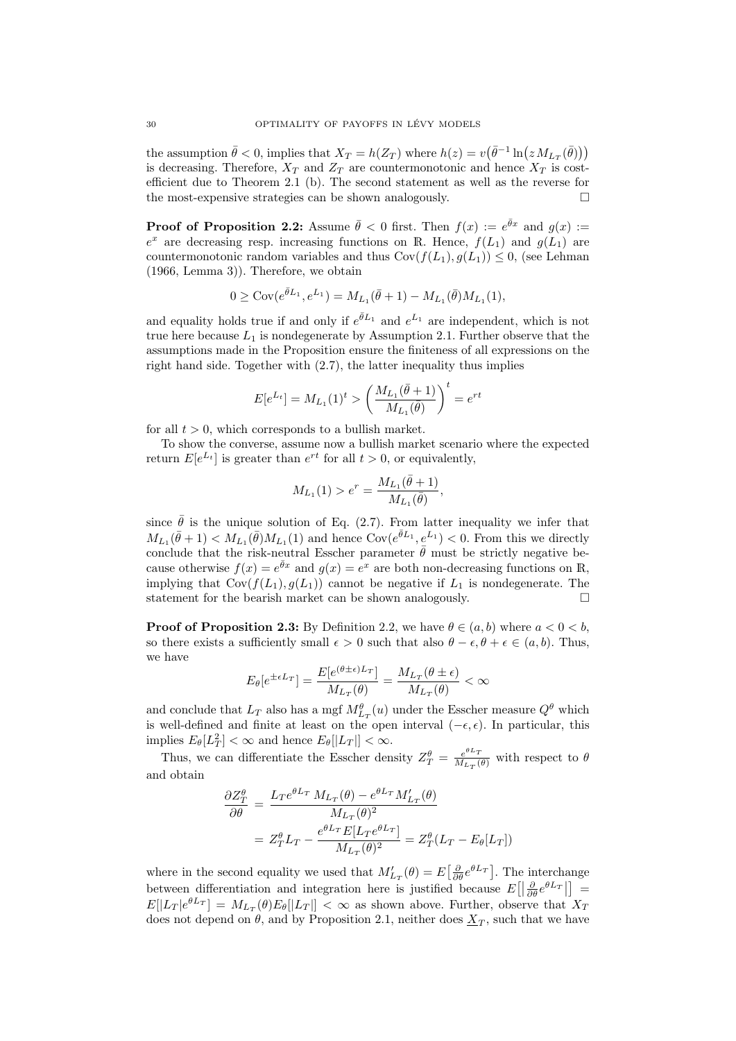the assumption $\bar{\theta} < 0$, implies that $X_T = h(Z_T)$ where $h(z) = v\big(\bar{\theta}^{-1} \ln\big(z M_{L_T}(\bar{\theta})\big)\big)$ is decreasing. Therefore, $X_T$ and $Z_T$ are countermonotonic and hence $X_T$ is cost-efficient due to Theorem 2.1 (b). The second statement as well as the reverse for the most-expensive strategies can be shown analogously. □

**Proof of Proposition 2.2:** Assume $\bar{\theta} < 0$ first. Then $f(x) := e^{\bar{\theta}x}$ and $g(x) := e^x$ are decreasing resp. increasing functions on $\mathbb{R}$. Hence, $f(L_1)$ and $g(L_1)$ are countermonotonic random variables and thus $\mathrm{Cov}(f(L_1), g(L_1)) \leq 0$, (see Lehman (1966, Lemma 3)). Therefore, we obtain

$$0 \geq \mathrm{Cov}(e^{\bar{\theta}L_1}, e^{L_1}) = M_{L_1}(\bar{\theta}+1) - M_{L_1}(\bar{\theta})M_{L_1}(1),$$

and equality holds true if and only if $e^{\bar{\theta}L_1}$ and $e^{L_1}$ are independent, which is not true here because $L_1$ is nondegenerate by Assumption 2.1. Further observe that the assumptions made in the Proposition ensure the finiteness of all expressions on the right hand side. Together with (2.7), the latter inequality thus implies

$$E[e^{L_t}] = M_{L_1}(1)^t > \left(\frac{M_{L_1}(\bar{\theta}+1)}{M_{L_1}(\bar{\theta})}\right)^t = e^{rt}$$

for all $t > 0$, which corresponds to a bullish market.

To show the converse, assume now a bullish market scenario where the expected return $E[e^{L_t}]$ is greater than $e^{rt}$ for all $t > 0$, or equivalently,

$$M_{L_1}(1) > e^r = \frac{M_{L_1}(\bar{\theta}+1)}{M_{L_1}(\bar{\theta})},$$

since $\bar{\theta}$ is the unique solution of Eq. (2.7). From latter inequality we infer that $M_{L_1}(\bar{\theta}+1) < M_{L_1}(\bar{\theta})M_{L_1}(1)$ and hence $\mathrm{Cov}(e^{\bar{\theta}L_1}, e^{L_1}) < 0$. From this we directly conclude that the risk-neutral Esscher parameter $\bar{\theta}$ must be strictly negative because otherwise $f(x) = e^{\bar{\theta}x}$ and $g(x) = e^x$ are both non-decreasing functions on $\mathbb{R}$, implying that $\mathrm{Cov}(f(L_1), g(L_1))$ cannot be negative if $L_1$ is nondegenerate. The statement for the bearish market can be shown analogously. □

**Proof of Proposition 2.3:** By Definition 2.2, we have $\theta \in (a, b)$ where $a < 0 < b$, so there exists a sufficiently small $\epsilon > 0$ such that also $\theta - \epsilon, \theta + \epsilon \in (a, b)$. Thus, we have

$$E_\theta[e^{\pm\epsilon L_T}] = \frac{E[e^{(\theta\pm\epsilon)L_T}]}{M_{L_T}(\theta)} = \frac{M_{L_T}(\theta \pm \epsilon)}{M_{L_T}(\theta)} < \infty$$

and conclude that $L_T$ also has a mgf $M^\theta_{L_T}(u)$ under the Esscher measure $Q^\theta$ which is well-defined and finite at least on the open interval $(-\epsilon, \epsilon)$. In particular, this implies $E_\theta[L_T^2] < \infty$ and hence $E_\theta[|L_T|] < \infty$.

Thus, we can differentiate the Esscher density $Z^\theta_T = \frac{e^{\theta L_T}}{M_{L_T}(\theta)}$ with respect to $\theta$ and obtain

$$\begin{aligned}
\frac{\partial Z^\theta_T}{\partial \theta} &= \frac{L_T e^{\theta L_T}\, M_{L_T}(\theta) - e^{\theta L_T} M'_{L_T}(\theta)}{M_{L_T}(\theta)^2} \\
&= Z^\theta_T L_T - \frac{e^{\theta L_T} E[L_T e^{\theta L_T}]}{M_{L_T}(\theta)^2} = Z^\theta_T (L_T - E_\theta[L_T])
\end{aligned}$$

where in the second equality we used that $M'_{L_T}(\theta) = E\big[\frac{\partial}{\partial\theta} e^{\theta L_T}\big]$. The interchange between differentiation and integration here is justified because $E\big[\big|\frac{\partial}{\partial\theta} e^{\theta L_T}\big|\big] = E[|L_T|e^{\theta L_T}] = M_{L_T}(\theta)E_\theta[|L_T|] < \infty$ as shown above. Further, observe that $X_T$ does not depend on $\theta$, and by Proposition 2.1, neither does $\underline{X}_T$, such that we have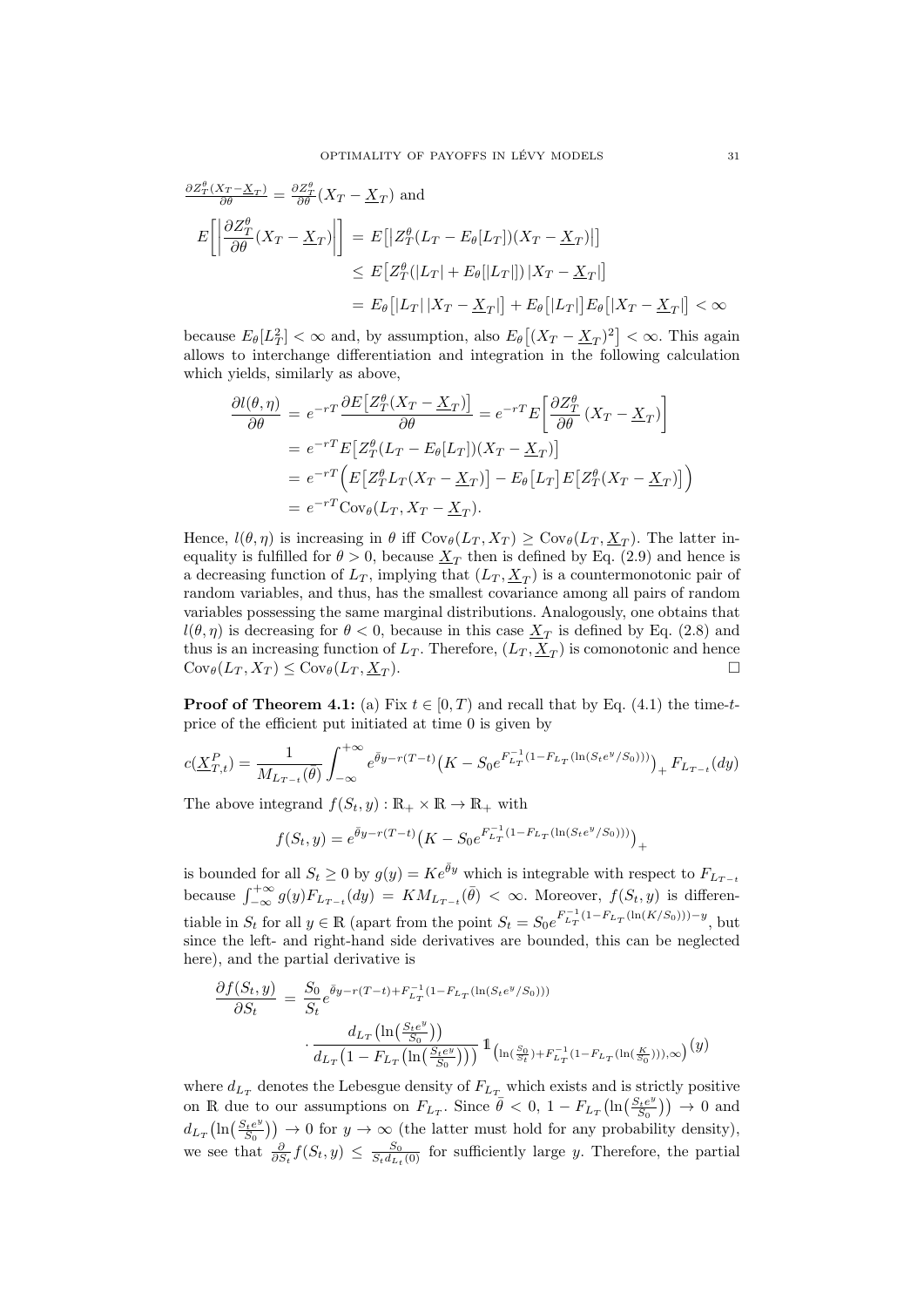$\frac{\partial Z_T^\theta (X_T - \underline{X}_T)}{\partial \theta} = \frac{\partial Z_T^\theta}{\partial \theta}(X_T - \underline{X}_T)$ and

$$
\begin{aligned}
E\left[\left|\frac{\partial Z_T^\theta}{\partial \theta}(X_T - \underline{X}_T)\right|\right] &= E\big[\big|Z_T^\theta(L_T - E_\theta[L_T])(X_T - \underline{X}_T)\big|\big] \\
&\le E\big[Z_T^\theta(|L_T| + E_\theta[|L_T|])\,|X_T - \underline{X}_T|\big] \\
&= E_\theta\big[|L_T|\,|X_T - \underline{X}_T|\big] + E_\theta\big[|L_T|\big]E_\theta\big[|X_T - \underline{X}_T|\big] < \infty
\end{aligned}
$$

because $E_\theta[L_T^2] < \infty$ and, by assumption, also $E_\theta\big[(X_T - \underline{X}_T)^2\big] < \infty$. This again allows to interchange differentiation and integration in the following calculation which yields, similarly as above,

$$
\begin{aligned}
\frac{\partial l(\theta, \eta)}{\partial \theta} &= e^{-rT}\frac{\partial E\big[Z_T^\theta(X_T - \underline{X}_T)\big]}{\partial \theta} = e^{-rT}E\left[\frac{\partial Z_T^\theta}{\partial \theta}\,(X_T - \underline{X}_T)\right] \\
&= e^{-rT}E\big[Z_T^\theta(L_T - E_\theta[L_T])(X_T - \underline{X}_T)\big] \\
&= e^{-rT}\Big(E\big[Z_T^\theta L_T(X_T - \underline{X}_T)\big] - E_\theta\big[L_T\big]E\big[Z_T^\theta(X_T - \underline{X}_T)\big]\Big) \\
&= e^{-rT}\mathrm{Cov}_\theta(L_T, X_T - \underline{X}_T).
\end{aligned}
$$

Hence, $l(\theta, \eta)$ is increasing in $\theta$ iff $\mathrm{Cov}_\theta(L_T, X_T) \ge \mathrm{Cov}_\theta(L_T, \underline{X}_T)$. The latter inequality is fulfilled for $\theta > 0$, because $\underline{X}_T$ then is defined by Eq. (2.9) and hence is a decreasing function of $L_T$, implying that $(L_T, \underline{X}_T)$ is a countermonotonic pair of random variables, and thus, has the smallest covariance among all pairs of random variables possessing the same marginal distributions. Analogously, one obtains that $l(\theta, \eta)$ is decreasing for $\theta < 0$, because in this case $\underline{X}_T$ is defined by Eq. (2.8) and thus is an increasing function of $L_T$. Therefore, $(L_T, \underline{X}_T)$ is comonotonic and hence $\mathrm{Cov}_\theta(L_T, X_T) \le \mathrm{Cov}_\theta(L_T, \underline{X}_T)$. □

**Proof of Theorem 4.1:** (a) Fix $t \in [0, T)$ and recall that by Eq. (4.1) the time-$t$-price of the efficient put initiated at time 0 is given by

$$
c(\underline{X}_{T,t}^P) = \frac{1}{M_{L_{T-t}}(\bar\theta)}\int_{-\infty}^{+\infty} e^{\bar\theta y - r(T-t)}\big(K - S_0 e^{F_{L_T}^{-1}(1 - F_{L_T}(\ln(S_t e^y/S_0)))}\big)_+\, F_{L_{T-t}}(dy)
$$

The above integrand $f(S_t, y) : \mathbb{R}_+ \times \mathbb{R} \to \mathbb{R}_+$ with

$$
f(S_t, y) = e^{\bar\theta y - r(T-t)}\big(K - S_0 e^{F_{L_T}^{-1}(1 - F_{L_T}(\ln(S_t e^y/S_0)))}\big)_+
$$

is bounded for all $S_t \ge 0$ by $g(y) = Ke^{\bar\theta y}$ which is integrable with respect to $F_{L_{T-t}}$ because $\int_{-\infty}^{+\infty} g(y) F_{L_{T-t}}(dy) = K M_{L_{T-t}}(\bar\theta) < \infty$. Moreover, $f(S_t, y)$ is differentiable in $S_t$ for all $y \in \mathbb{R}$ (apart from the point $S_t = S_0 e^{F_{L_T}^{-1}(1 - F_{L_T}(\ln(K/S_0))) - y}$, but since the left- and right-hand side derivatives are bounded, this can be neglected here), and the partial derivative is

$$
\begin{aligned}
\frac{\partial f(S_t, y)}{\partial S_t} &= \frac{S_0}{S_t} e^{\bar\theta y - r(T-t) + F_{L_T}^{-1}(1 - F_{L_T}(\ln(S_t e^y/S_0)))} \\
&\quad \cdot \frac{d_{L_T}\big(\ln\big(\frac{S_t e^y}{S_0}\big)\big)}{d_{L_T}\big(1 - F_{L_T}\big(\ln\big(\frac{S_t e^y}{S_0}\big)\big)\big)}\,\mathbb{1}_{\left(\ln(\frac{S_0}{S_t}) + F_{L_T}^{-1}(1 - F_{L_T}(\ln(\frac{K}{S_0}))), \infty\right)}(y)
\end{aligned}
$$

where $d_{L_T}$ denotes the Lebesgue density of $F_{L_T}$ which exists and is strictly positive on $\mathbb{R}$ due to our assumptions on $F_{L_T}$. Since $\bar\theta < 0$, $1 - F_{L_T}\big(\ln\big(\frac{S_t e^y}{S_0}\big)\big) \to 0$ and $d_{L_T}\big(\ln\big(\frac{S_t e^y}{S_0}\big)\big) \to 0$ for $y \to \infty$ (the latter must hold for any probability density), we see that $\frac{\partial}{\partial S_t} f(S_t, y) \le \frac{S_0}{S_t d_{L_t}(0)}$ for sufficiently large $y$. Therefore, the partial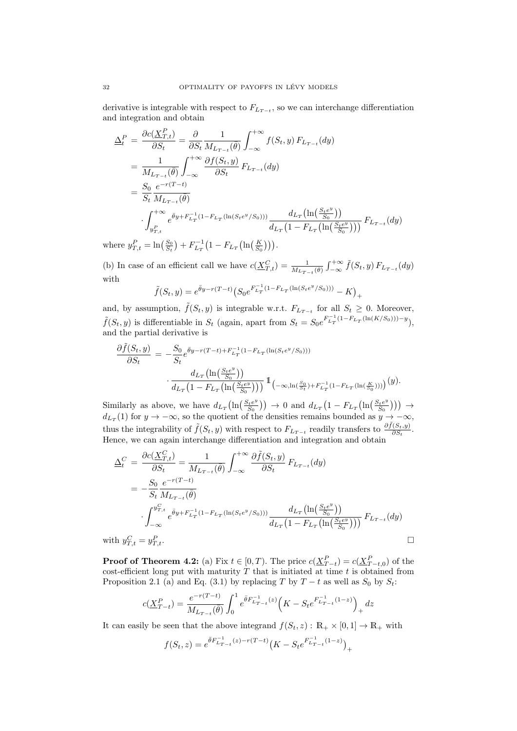derivative is integrable with respect to $F_{L_{T-t}}$, so we can interchange differentiation and integration and obtain

$$
\begin{aligned}
\underline{\Delta}_t^P &= \frac{\partial c(\underline{X}_{T,t}^P)}{\partial S_t} = \frac{\partial}{\partial S_t} \frac{1}{M_{L_{T-t}}(\bar{\theta})} \int_{-\infty}^{+\infty} f(S_t, y)\, F_{L_{T-t}}(dy) \\
&= \frac{1}{M_{L_{T-t}}(\bar{\theta})} \int_{-\infty}^{+\infty} \frac{\partial f(S_t, y)}{\partial S_t}\, F_{L_{T-t}}(dy) \\
&= \frac{S_0}{S_t} \frac{e^{-r(T-t)}}{M_{L_{T-t}}(\bar{\theta})} \\
&\quad \cdot \int_{y_{T,t}^P}^{+\infty} e^{\bar{\theta} y + F_{L_T}^{-1}(1 - F_{L_T}(\ln(S_t e^y / S_0)))} \frac{d_{L_T}\big(\ln\big(\frac{S_t e^y}{S_0}\big)\big)}{d_{L_T}\big(1 - F_{L_T}\big(\ln\big(\frac{S_t e^y}{S_0}\big)\big)\big)}\, F_{L_{T-t}}(dy)
\end{aligned}
$$

where $y_{T,t}^P = \ln\big(\frac{S_0}{S_t}\big) + F_{L_T}^{-1}\big(1 - F_{L_T}\big(\ln\big(\frac{K}{S_0}\big)\big)\big)$.

(b) In case of an efficient call we have $c(\underline{X}_{T,t}^C) = \frac{1}{M_{L_{T-t}}(\bar{\theta})} \int_{-\infty}^{+\infty} \tilde{f}(S_t, y)\, F_{L_{T-t}}(dy)$ with

$$
\tilde{f}(S_t, y) = e^{\bar{\theta} y - r(T-t)} \big(S_0 e^{F_{L_T}^{-1}(1 - F_{L_T}(\ln(S_t e^y / S_0)))} - K\big)_+
$$

and, by assumption, $\tilde{f}(S_t, y)$ is integrable w.r.t. $F_{L_{T-t}}$ for all $S_t \geq 0$. Moreover, $\tilde{f}(S_t, y)$ is differentiable in $S_t$ (again, apart from $S_t = S_0 e^{F_{L_T}^{-1}(1 - F_{L_T}(\ln(K/S_0))) - y}$), and the partial derivative is

$$
\begin{aligned}
\frac{\partial \tilde{f}(S_t, y)}{\partial S_t} &= -\frac{S_0}{S_t} e^{\bar{\theta} y - r(T-t) + F_{L_T}^{-1}(1 - F_{L_T}(\ln(S_t e^y / S_0)))} \\
&\qquad \cdot \frac{d_{L_T}\big(\ln\big(\frac{S_t e^y}{S_0}\big)\big)}{d_{L_T}\big(1 - F_{L_T}\big(\ln\big(\frac{S_t e^y}{S_0}\big)\big)\big)}\, \mathbb{1}_{\big(-\infty, \ln(\frac{S_0}{S_t}) + F_{L_T}^{-1}(1 - F_{L_T}(\ln(\frac{K}{S_0})))\big)}(y).
\end{aligned}
$$

Similarly as above, we have $d_{L_T}\big(\ln\big(\frac{S_t e^y}{S_0}\big)\big) \to 0$ and $d_{L_T}\big(1 - F_{L_T}\big(\ln\big(\frac{S_t e^y}{S_0}\big)\big)\big) \to d_{L_T}(1)$ for $y \to -\infty$, so the quotient of the densities remains bounded as $y \to -\infty$, thus the integrability of $\tilde{f}(S_t, y)$ with respect to $F_{L_{T-t}}$ readily transfers to $\frac{\partial \tilde{f}(S_t, y)}{\partial S_t}$. Hence, we can again interchange differentiation and integration and obtain

$$
\begin{aligned}
\underline{\Delta}_t^C &= \frac{\partial c(\underline{X}_{T,t}^C)}{\partial S_t} = \frac{1}{M_{L_{T-t}}(\bar{\theta})} \int_{-\infty}^{+\infty} \frac{\partial \tilde{f}(S_t, y)}{\partial S_t}\, F_{L_{T-t}}(dy) \\
&= -\frac{S_0}{S_t} \frac{e^{-r(T-t)}}{M_{L_{T-t}}(\bar{\theta})} \\
&\quad \cdot \int_{-\infty}^{y_{T,t}^C} e^{\bar{\theta} y + F_{L_T}^{-1}(1 - F_{L_T}(\ln(S_t e^y / S_0)))} \frac{d_{L_T}\big(\ln\big(\frac{S_t e^y}{S_0}\big)\big)}{d_{L_T}\big(1 - F_{L_T}\big(\ln\big(\frac{S_t e^y}{S_0}\big)\big)\big)}\, F_{L_{T-t}}(dy)
\end{aligned}
$$

with $y_{T,t}^C = y_{T,t}^P$. □

**Proof of Theorem 4.2:** (a) Fix $t \in [0, T)$. The price $c(\underline{X}_{T-t}^P) = c(\underline{X}_{T-t,0}^P)$ of the cost-efficient long put with maturity $T$ that is initiated at time $t$ is obtained from Proposition 2.1 (a) and Eq. (3.1) by replacing $T$ by $T - t$ as well as $S_0$ by $S_t$:

$$
c(\underline{X}_{T-t}^P) = \frac{e^{-r(T-t)}}{M_{L_{T-t}}(\bar{\theta})} \int_0^1 e^{\bar{\theta} F_{L_{T-t}}^{-1}(z)} \Big(K - S_t e^{F_{L_{T-t}}^{-1}(1-z)}\Big)_+ dz
$$

It can easily be seen that the above integrand $f(S_t, z) : \mathbb{R}_+ \times [0, 1] \to \mathbb{R}_+$ with

$$
f(S_t, z) = e^{\bar{\theta} F_{L_{T-t}}^{-1}(z) - r(T-t)} \big(K - S_t e^{F_{L_{T-t}}^{-1}(1-z)}\big)_+
$$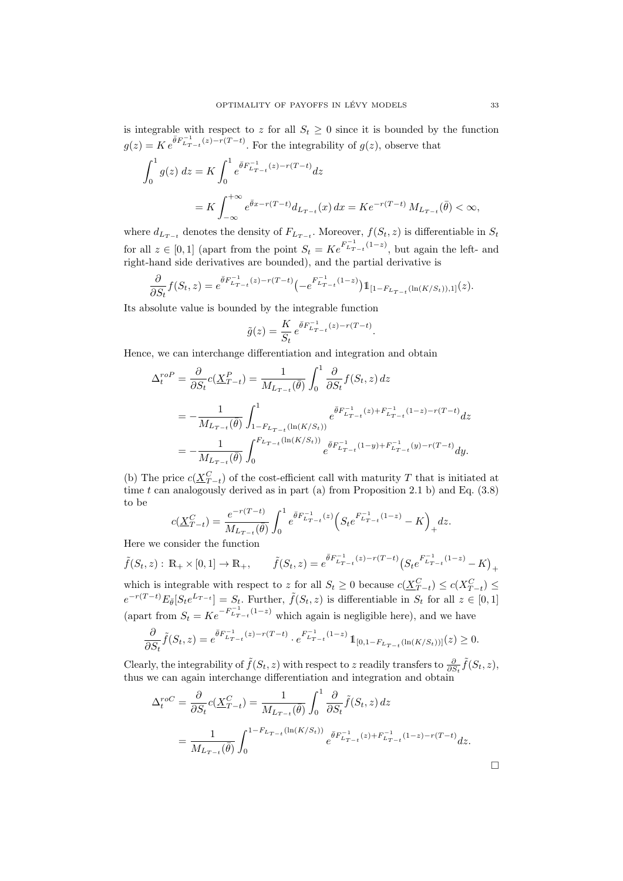is integrable with respect to $z$ for all $S_t \geq 0$ since it is bounded by the function $g(z) = K\, e^{\bar{\theta} F^{-1}_{L_{T-t}}(z) - r(T-t)}$. For the integrability of $g(z)$, observe that

$$
\begin{aligned}
\int_0^1 g(z)\, dz &= K \int_0^1 e^{\bar{\theta} F^{-1}_{L_{T-t}}(z) - r(T-t)} dz \\
&= K \int_{-\infty}^{+\infty} e^{\bar{\theta} x - r(T-t)} d_{L_{T-t}}(x)\, dx = K e^{-r(T-t)}\, M_{L_{T-t}}(\bar{\theta}) < \infty,
\end{aligned}
$$

where $d_{L_{T-t}}$ denotes the density of $F_{L_{T-t}}$. Moreover, $f(S_t, z)$ is differentiable in $S_t$ for all $z \in [0,1]$ (apart from the point $S_t = K e^{F^{-1}_{L_{T-t}}(1-z)}$, but again the left- and right-hand side derivatives are bounded), and the partial derivative is

$$
\frac{\partial}{\partial S_t} f(S_t, z) = e^{\bar{\theta} F^{-1}_{L_{T-t}}(z) - r(T-t)} \big( -e^{F^{-1}_{L_{T-t}}(1-z)} \big) \mathbb{1}_{[1 - F_{L_{T-t}}(\ln(K/S_t)), 1]}(z).
$$

Its absolute value is bounded by the integrable function

$$
\tilde{g}(z) = \frac{K}{S_t}\, e^{\bar{\theta} F^{-1}_{L_{T-t}}(z) - r(T-t)}.
$$

Hence, we can interchange differentiation and integration and obtain

$$
\begin{aligned}
\Delta_t^{roP} = \frac{\partial}{\partial S_t} c(\underline{X}^P_{T-t}) &= \frac{1}{M_{L_{T-t}}(\bar{\theta})} \int_0^1 \frac{\partial}{\partial S_t} f(S_t, z)\, dz \\
&= -\frac{1}{M_{L_{T-t}}(\bar{\theta})} \int_{1 - F_{L_{T-t}}(\ln(K/S_t))}^1 e^{\bar{\theta} F^{-1}_{L_{T-t}}(z) + F^{-1}_{L_{T-t}}(1-z) - r(T-t)} dz \\
&= -\frac{1}{M_{L_{T-t}}(\bar{\theta})} \int_0^{F_{L_{T-t}}(\ln(K/S_t))} e^{\bar{\theta} F^{-1}_{L_{T-t}}(1-y) + F^{-1}_{L_{T-t}}(y) - r(T-t)} dy.
\end{aligned}
$$

(b) The price $c(\underline{X}^C_{T-t})$ of the cost-efficient call with maturity $T$ that is initiated at time $t$ can analogously derived as in part (a) from Proposition 2.1 b) and Eq. (3.8) to be

$$
c(\underline{X}^C_{T-t}) = \frac{e^{-r(T-t)}}{M_{L_{T-t}}(\bar{\theta})} \int_0^1 e^{\bar{\theta} F^{-1}_{L_{T-t}}(z)} \Big( S_t e^{F^{-1}_{L_{T-t}}(1-z)} - K \Big)_+ dz.
$$

Here we consider the function

$$
\tilde{f}(S_t, z) : \mathbb{R}_+ \times [0,1] \to \mathbb{R}_+, \qquad \tilde{f}(S_t, z) = e^{\bar{\theta} F^{-1}_{L_{T-t}}(z) - r(T-t)} \big( S_t e^{F^{-1}_{L_{T-t}}(1-z)} - K \big)_+
$$

which is integrable with respect to $z$ for all $S_t \geq 0$ because $c(\underline{X}^C_{T-t}) \leq c(X^C_{T-t}) \leq e^{-r(T-t)} E_{\bar{\theta}}[S_t e^{L_{T-t}}] = S_t$. Further, $\tilde{f}(S_t, z)$ is differentiable in $S_t$ for all $z \in [0,1]$ (apart from $S_t = K e^{-F^{-1}_{L_{T-t}}(1-z)}$ which again is negligible here), and we have

$$
\frac{\partial}{\partial S_t} \tilde{f}(S_t, z) = e^{\bar{\theta} F^{-1}_{L_{T-t}}(z) - r(T-t)} \cdot e^{F^{-1}_{L_{T-t}}(1-z)}\, \mathbb{1}_{[0, 1 - F_{L_{T-t}}(\ln(K/S_t))]}(z) \geq 0.
$$

Clearly, the integrability of $\tilde{f}(S_t, z)$ with respect to $z$ readily transfers to $\frac{\partial}{\partial S_t} \tilde{f}(S_t, z)$, thus we can again interchange differentiation and integration and obtain

$$
\begin{aligned}
\Delta_t^{roC} = \frac{\partial}{\partial S_t} c(\underline{X}^C_{T-t}) &= \frac{1}{M_{L_{T-t}}(\bar{\theta})} \int_0^1 \frac{\partial}{\partial S_t} \tilde{f}(S_t, z)\, dz \\
&= \frac{1}{M_{L_{T-t}}(\bar{\theta})} \int_0^{1 - F_{L_{T-t}}(\ln(K/S_t))} e^{\bar{\theta} F^{-1}_{L_{T-t}}(z) + F^{-1}_{L_{T-t}}(1-z) - r(T-t)} dz.
\end{aligned}
$$

□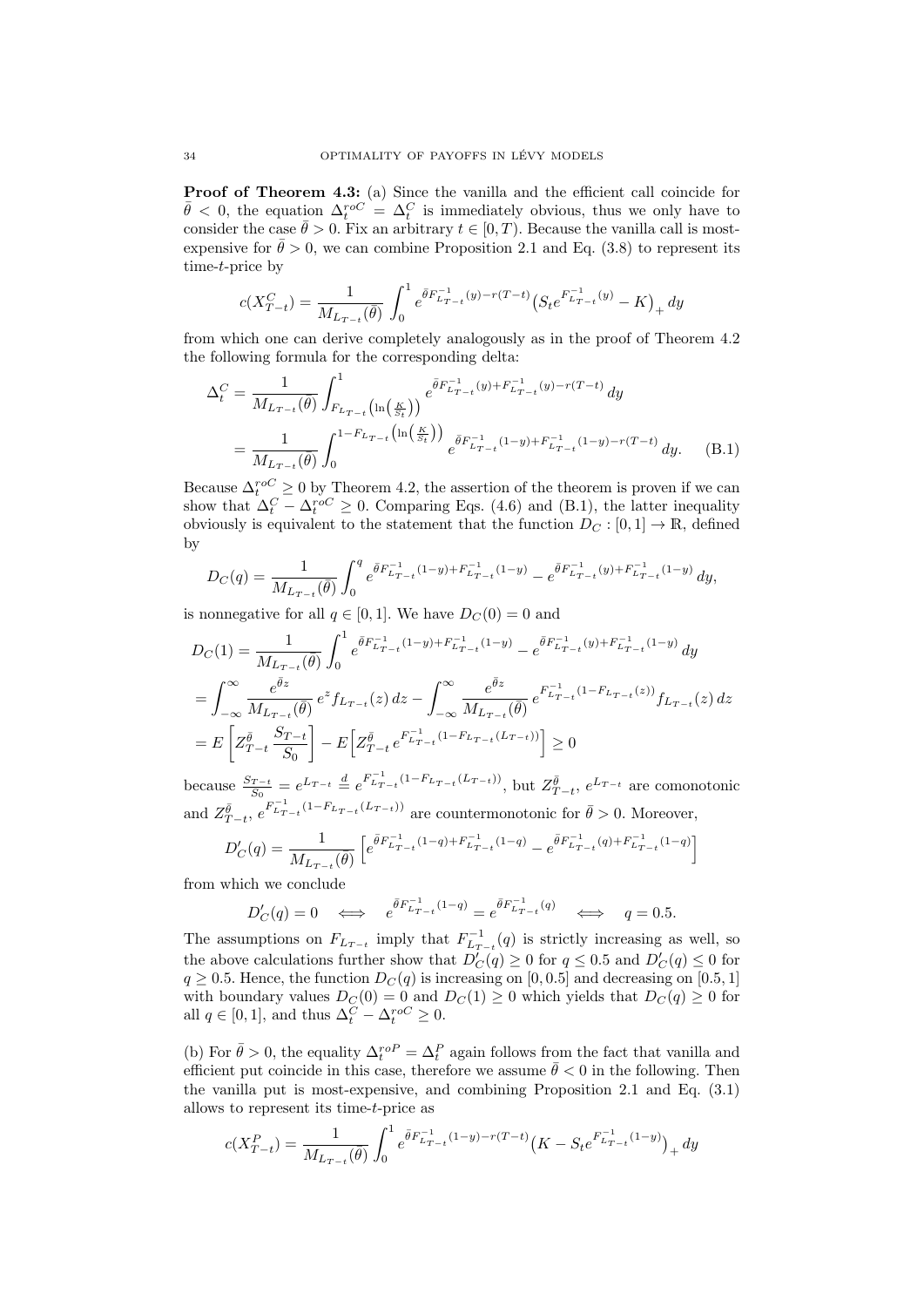**Proof of Theorem 4.3:** (a) Since the vanilla and the efficient call coincide for $\bar{\theta} < 0$, the equation $\Delta_t^{roC} = \Delta_t^C$ is immediately obvious, thus we only have to consider the case $\bar{\theta} > 0$. Fix an arbitrary $t \in [0, T)$. Because the vanilla call is most-expensive for $\bar{\theta} > 0$, we can combine Proposition 2.1 and Eq. (3.8) to represent its time-$t$-price by

$$c(X_{T-t}^C) = \frac{1}{M_{L_{T-t}}(\bar{\theta})} \int_0^1 e^{\bar{\theta} F_{L_{T-t}}^{-1}(y) - r(T-t)} \big(S_t e^{F_{L_{T-t}}^{-1}(y)} - K\big)_+ \, dy$$

from which one can derive completely analogously as in the proof of Theorem 4.2 the following formula for the corresponding delta:

$$\begin{aligned}
\Delta_t^C &= \frac{1}{M_{L_{T-t}}(\bar{\theta})} \int_{F_{L_{T-t}}\left(\ln\left(\frac{K}{S_t}\right)\right)}^1 e^{\bar{\theta} F_{L_{T-t}}^{-1}(y) + F_{L_{T-t}}^{-1}(y) - r(T-t)} \, dy \\
&= \frac{1}{M_{L_{T-t}}(\bar{\theta})} \int_0^{1 - F_{L_{T-t}}\left(\ln\left(\frac{K}{S_t}\right)\right)} e^{\bar{\theta} F_{L_{T-t}}^{-1}(1-y) + F_{L_{T-t}}^{-1}(1-y) - r(T-t)} \, dy. \qquad \text{(B.1)}
\end{aligned}$$

Because $\Delta_t^{roC} \geq 0$ by Theorem 4.2, the assertion of the theorem is proven if we can show that $\Delta_t^C - \Delta_t^{roC} \geq 0$. Comparing Eqs. (4.6) and (B.1), the latter inequality obviously is equivalent to the statement that the function $D_C : [0,1] \to \mathbb{R}$, defined by

$$D_C(q) = \frac{1}{M_{L_{T-t}}(\bar{\theta})} \int_0^q e^{\bar{\theta} F_{L_{T-t}}^{-1}(1-y) + F_{L_{T-t}}^{-1}(1-y)} - e^{\bar{\theta} F_{L_{T-t}}^{-1}(y) + F_{L_{T-t}}^{-1}(1-y)} \, dy,$$

is nonnegative for all $q \in [0,1]$. We have $D_C(0) = 0$ and

$$\begin{aligned}
D_C(1) &= \frac{1}{M_{L_{T-t}}(\bar{\theta})} \int_0^1 e^{\bar{\theta} F_{L_{T-t}}^{-1}(1-y) + F_{L_{T-t}}^{-1}(1-y)} - e^{\bar{\theta} F_{L_{T-t}}^{-1}(y) + F_{L_{T-t}}^{-1}(1-y)} \, dy \\
&= \int_{-\infty}^{\infty} \frac{e^{\bar{\theta} z}}{M_{L_{T-t}}(\bar{\theta})} \, e^z f_{L_{T-t}}(z) \, dz - \int_{-\infty}^{\infty} \frac{e^{\bar{\theta} z}}{M_{L_{T-t}}(\bar{\theta})} \, e^{F_{L_{T-t}}^{-1}(1 - F_{L_{T-t}}(z))} f_{L_{T-t}}(z) \, dz \\
&= E\left[ Z_{T-t}^{\bar{\theta}} \frac{S_{T-t}}{S_0} \right] - E\Big[ Z_{T-t}^{\bar{\theta}} \, e^{F_{L_{T-t}}^{-1}(1 - F_{L_{T-t}}(L_{T-t}))} \Big] \geq 0
\end{aligned}$$

because $\frac{S_{T-t}}{S_0} = e^{L_{T-t}} \overset{d}{=} e^{F_{L_{T-t}}^{-1}(1 - F_{L_{T-t}}(L_{T-t}))}$, but $Z_{T-t}^{\bar{\theta}}$, $e^{L_{T-t}}$ are comonotonic and $Z_{T-t}^{\bar{\theta}}$, $e^{F_{L_{T-t}}^{-1}(1 - F_{L_{T-t}}(L_{T-t}))}$ are countermonotonic for $\bar{\theta} > 0$. Moreover,

$$D_C'(q) = \frac{1}{M_{L_{T-t}}(\bar{\theta})} \left[ e^{\bar{\theta} F_{L_{T-t}}^{-1}(1-q) + F_{L_{T-t}}^{-1}(1-q)} - e^{\bar{\theta} F_{L_{T-t}}^{-1}(q) + F_{L_{T-t}}^{-1}(1-q)} \right]$$

from which we conclude

$$D_C'(q) = 0 \quad \iff \quad e^{\bar{\theta} F_{L_{T-t}}^{-1}(1-q)} = e^{\bar{\theta} F_{L_{T-t}}^{-1}(q)} \quad \iff \quad q = 0.5.$$

The assumptions on $F_{L_{T-t}}$ imply that $F_{L_{T-t}}^{-1}(q)$ is strictly increasing as well, so the above calculations further show that $D_C'(q) \geq 0$ for $q \leq 0.5$ and $D_C'(q) \leq 0$ for $q \geq 0.5$. Hence, the function $D_C(q)$ is increasing on $[0, 0.5]$ and decreasing on $[0.5, 1]$ with boundary values $D_C(0) = 0$ and $D_C(1) \geq 0$ which yields that $D_C(q) \geq 0$ for all $q \in [0,1]$, and thus $\Delta_t^C - \Delta_t^{roC} \geq 0$.

(b) For $\bar{\theta} > 0$, the equality $\Delta_t^{roP} = \Delta_t^P$ again follows from the fact that vanilla and efficient put coincide in this case, therefore we assume $\bar{\theta} < 0$ in the following. Then the vanilla put is most-expensive, and combining Proposition 2.1 and Eq. (3.1) allows to represent its time-$t$-price as

$$c(X_{T-t}^P) = \frac{1}{M_{L_{T-t}}(\bar{\theta})} \int_0^1 e^{\bar{\theta} F_{L_{T-t}}^{-1}(1-y) - r(T-t)} \big(K - S_t e^{F_{L_{T-t}}^{-1}(1-y)}\big)_+ \, dy$$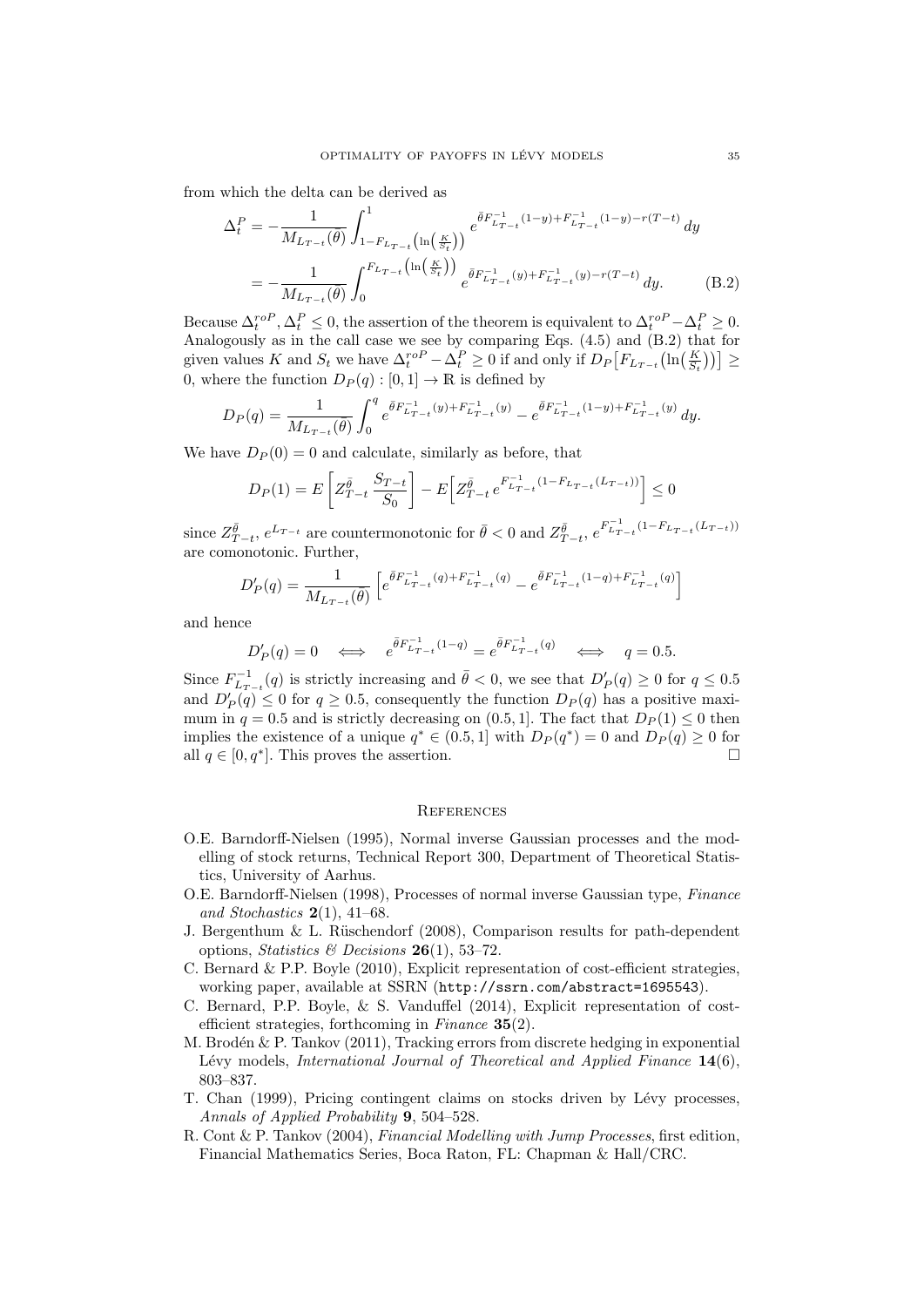from which the delta can be derived as

$$\Delta_t^P = -\frac{1}{M_{L_{T-t}}(\bar{\theta})} \int_{1-F_{L_{T-t}}\left(\ln\left(\frac{K}{S_t}\right)\right)}^{1} e^{\bar{\theta}F^{-1}_{L_{T-t}}(1-y)+F^{-1}_{L_{T-t}}(1-y)-r(T-t)}\, dy$$

$$= -\frac{1}{M_{L_{T-t}}(\bar{\theta})} \int_0^{F_{L_{T-t}}\left(\ln\left(\frac{K}{S_t}\right)\right)} e^{\bar{\theta}F^{-1}_{L_{T-t}}(y)+F^{-1}_{L_{T-t}}(y)-r(T-t)}\, dy. \tag{B.2}$$

Because $\Delta_t^{roP}, \Delta_t^P \leq 0$, the assertion of the theorem is equivalent to $\Delta_t^{roP} - \Delta_t^P \geq 0$. Analogously as in the call case we see by comparing Eqs. (4.5) and (B.2) that for given values $K$ and $S_t$ we have $\Delta_t^{roP} - \Delta_t^P \geq 0$ if and only if $D_P\big[F_{L_{T-t}}\big(\ln\big(\frac{K}{S_t}\big)\big)\big] \geq 0$, where the function $D_P(q) : [0,1] \to \mathbb{R}$ is defined by

$$D_P(q) = \frac{1}{M_{L_{T-t}}(\bar{\theta})} \int_0^q e^{\bar{\theta}F^{-1}_{L_{T-t}}(y)+F^{-1}_{L_{T-t}}(y)} - e^{\bar{\theta}F^{-1}_{L_{T-t}}(1-y)+F^{-1}_{L_{T-t}}(y)}\, dy.$$

We have $D_P(0) = 0$ and calculate, similarly as before, that

$$D_P(1) = E\left[Z_{T-t}^{\bar{\theta}} \frac{S_{T-t}}{S_0}\right] - E\Big[Z_{T-t}^{\bar{\theta}} e^{F^{-1}_{L_{T-t}}(1-F_{L_{T-t}}(L_{T-t}))}\Big] \leq 0$$

since $Z_{T-t}^{\bar{\theta}}$, $e^{L_{T-t}}$ are countermonotonic for $\bar{\theta} < 0$ and $Z_{T-t}^{\bar{\theta}}$, $e^{F^{-1}_{L_{T-t}}(1-F_{L_{T-t}}(L_{T-t}))}$ are comonotonic. Further,

$$D_P'(q) = \frac{1}{M_{L_{T-t}}(\bar{\theta})} \left[e^{\bar{\theta}F^{-1}_{L_{T-t}}(q)+F^{-1}_{L_{T-t}}(q)} - e^{\bar{\theta}F^{-1}_{L_{T-t}}(1-q)+F^{-1}_{L_{T-t}}(q)}\right]$$

and hence

$$D_P'(q) = 0 \quad \Longleftrightarrow \quad e^{\bar{\theta}F^{-1}_{L_{T-t}}(1-q)} = e^{\bar{\theta}F^{-1}_{L_{T-t}}(q)} \quad \Longleftrightarrow \quad q = 0.5.$$

Since $F^{-1}_{L_{T-t}}(q)$ is strictly increasing and $\bar{\theta} < 0$, we see that $D_P'(q) \geq 0$ for $q \leq 0.5$ and $D_P'(q) \leq 0$ for $q \geq 0.5$, consequently the function $D_P(q)$ has a positive maximum in $q = 0.5$ and is strictly decreasing on $(0.5, 1]$. The fact that $D_P(1) \leq 0$ then implies the existence of a unique $q^* \in (0.5, 1]$ with $D_P(q^*) = 0$ and $D_P(q) \geq 0$ for all $q \in [0, q^*]$. This proves the assertion. □

## References

O.E. Barndorff-Nielsen (1995), Normal inverse Gaussian processes and the modelling of stock returns, Technical Report 300, Department of Theoretical Statistics, University of Aarhus.

O.E. Barndorff-Nielsen (1998), Processes of normal inverse Gaussian type, *Finance and Stochastics* **2**(1), 41–68.

J. Bergenthum & L. Rüschendorf (2008), Comparison results for path-dependent options, *Statistics & Decisions* **26**(1), 53–72.

C. Bernard & P.P. Boyle (2010), Explicit representation of cost-efficient strategies, working paper, available at SSRN (`http://ssrn.com/abstract=1695543`).

C. Bernard, P.P. Boyle, & S. Vanduffel (2014), Explicit representation of cost-efficient strategies, forthcoming in *Finance* **35**(2).

M. Brodén & P. Tankov (2011), Tracking errors from discrete hedging in exponential Lévy models, *International Journal of Theoretical and Applied Finance* **14**(6), 803–837.

T. Chan (1999), Pricing contingent claims on stocks driven by Lévy processes, *Annals of Applied Probability* **9**, 504–528.

R. Cont & P. Tankov (2004), *Financial Modelling with Jump Processes*, first edition, Financial Mathematics Series, Boca Raton, FL: Chapman & Hall/CRC.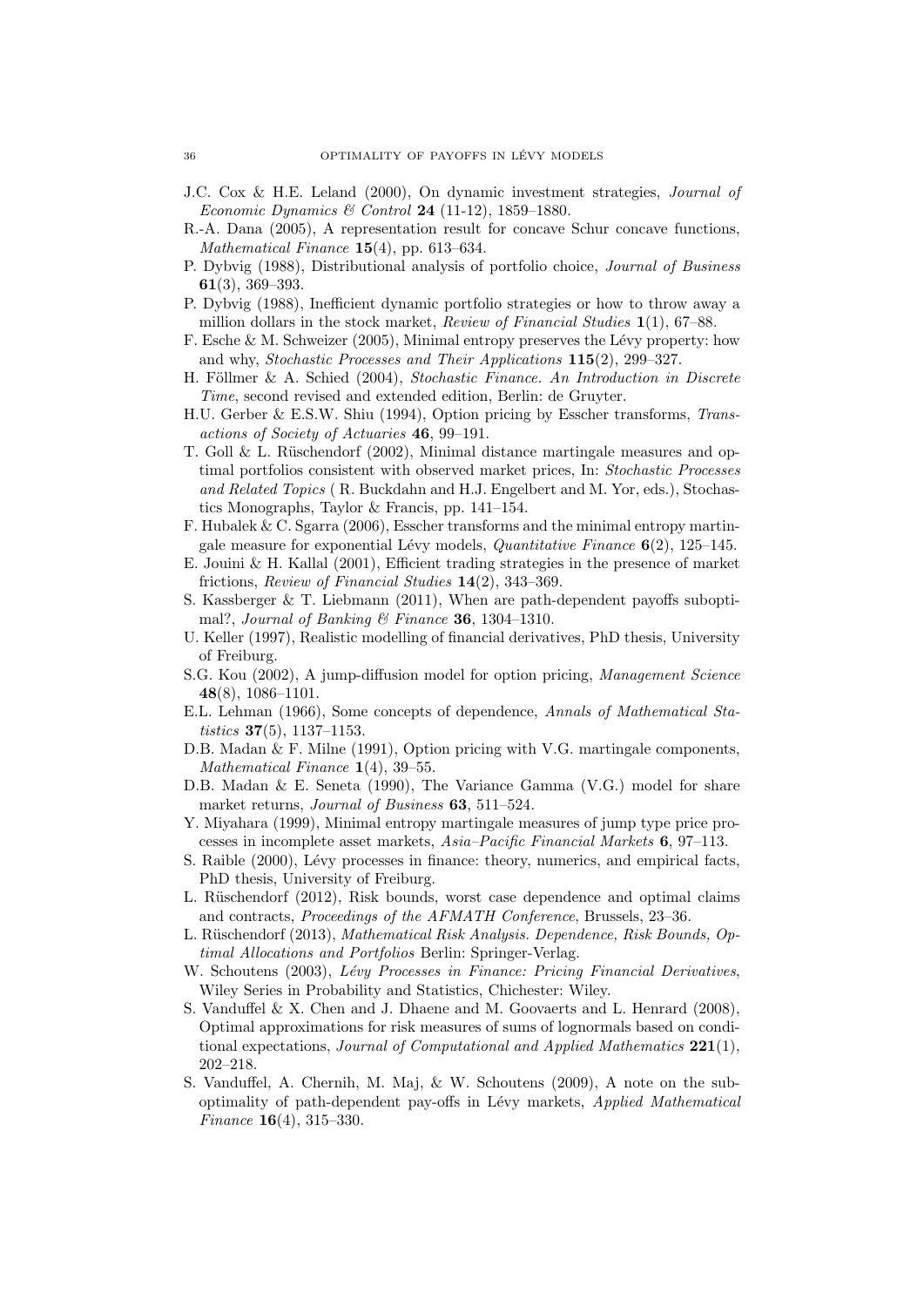J.C. Cox & H.E. Leland (2000), On dynamic investment strategies, *Journal of Economic Dynamics & Control* **24** (11-12), 1859–1880.

R.-A. Dana (2005), A representation result for concave Schur concave functions, *Mathematical Finance* **15**(4), pp. 613–634.

P. Dybvig (1988), Distributional analysis of portfolio choice, *Journal of Business* **61**(3), 369–393.

P. Dybvig (1988), Inefficient dynamic portfolio strategies or how to throw away a million dollars in the stock market, *Review of Financial Studies* **1**(1), 67–88.

F. Esche & M. Schweizer (2005), Minimal entropy preserves the Lévy property: how and why, *Stochastic Processes and Their Applications* **115**(2), 299–327.

H. Föllmer & A. Schied (2004), *Stochastic Finance. An Introduction in Discrete Time*, second revised and extended edition, Berlin: de Gruyter.

H.U. Gerber & E.S.W. Shiu (1994), Option pricing by Esscher transforms, *Transactions of Society of Actuaries* **46**, 99–191.

T. Goll & L. Rüschendorf (2002), Minimal distance martingale measures and optimal portfolios consistent with observed market prices, In: *Stochastic Processes and Related Topics* ( R. Buckdahn and H.J. Engelbert and M. Yor, eds.), Stochastics Monographs, Taylor & Francis, pp. 141–154.

F. Hubalek & C. Sgarra (2006), Esscher transforms and the minimal entropy martingale measure for exponential Lévy models, *Quantitative Finance* **6**(2), 125–145.

E. Jouini & H. Kallal (2001), Efficient trading strategies in the presence of market frictions, *Review of Financial Studies* **14**(2), 343–369.

S. Kassberger & T. Liebmann (2011), When are path-dependent payoffs suboptimal?, *Journal of Banking & Finance* **36**, 1304–1310.

U. Keller (1997), Realistic modelling of financial derivatives, PhD thesis, University of Freiburg.

S.G. Kou (2002), A jump-diffusion model for option pricing, *Management Science* **48**(8), 1086–1101.

E.L. Lehman (1966), Some concepts of dependence, *Annals of Mathematical Statistics* **37**(5), 1137–1153.

D.B. Madan & F. Milne (1991), Option pricing with V.G. martingale components, *Mathematical Finance* **1**(4), 39–55.

D.B. Madan & E. Seneta (1990), The Variance Gamma (V.G.) model for share market returns, *Journal of Business* **63**, 511–524.

Y. Miyahara (1999), Minimal entropy martingale measures of jump type price processes in incomplete asset markets, *Asia–Pacific Financial Markets* **6**, 97–113.

S. Raible (2000), Lévy processes in finance: theory, numerics, and empirical facts, PhD thesis, University of Freiburg.

L. Rüschendorf (2012), Risk bounds, worst case dependence and optimal claims and contracts, *Proceedings of the AFMATH Conference*, Brussels, 23–36.

L. Rüschendorf (2013), *Mathematical Risk Analysis. Dependence, Risk Bounds, Optimal Allocations and Portfolios* Berlin: Springer-Verlag.

W. Schoutens (2003), *Lévy Processes in Finance: Pricing Financial Derivatives*, Wiley Series in Probability and Statistics, Chichester: Wiley.

S. Vanduffel & X. Chen and J. Dhaene and M. Goovaerts and L. Henrard (2008), Optimal approximations for risk measures of sums of lognormals based on conditional expectations, *Journal of Computational and Applied Mathematics* **221**(1), 202–218.

S. Vanduffel, A. Chernih, M. Maj, & W. Schoutens (2009), A note on the suboptimality of path-dependent pay-offs in Lévy markets, *Applied Mathematical Finance* **16**(4), 315–330.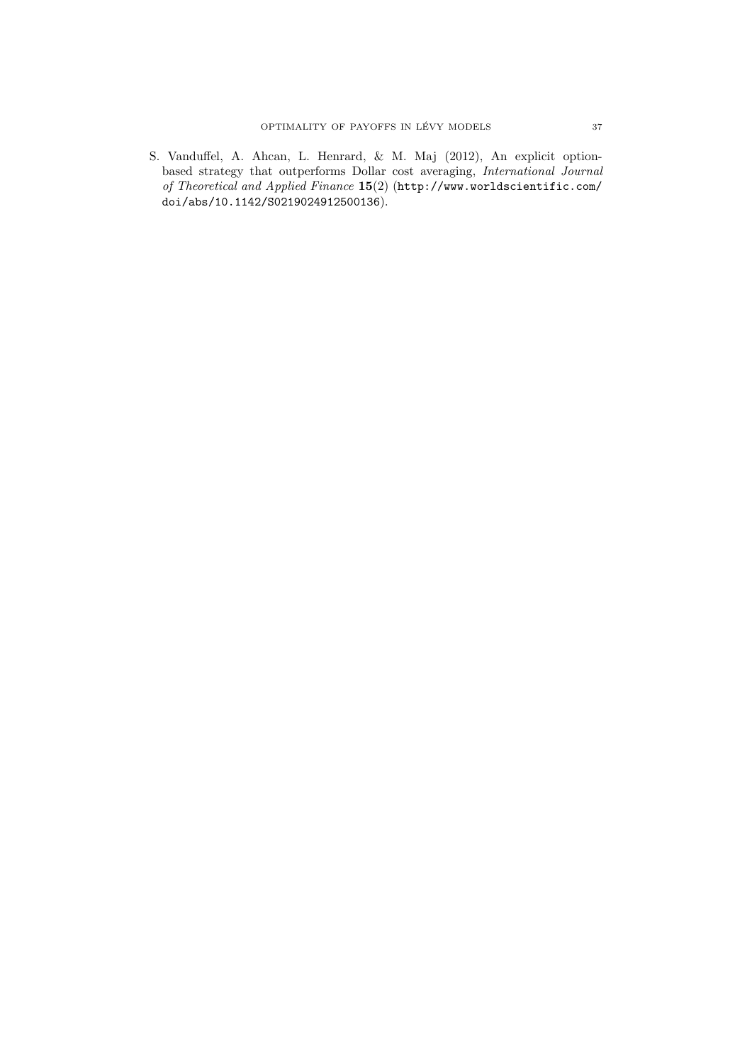S. Vanduffel, A. Ahcan, L. Henrard, & M. Maj (2012), An explicit option-based strategy that outperforms Dollar cost averaging, *International Journal of Theoretical and Applied Finance* **15**(2) (`http://www.worldscientific.com/doi/abs/10.1142/S0219024912500136`).